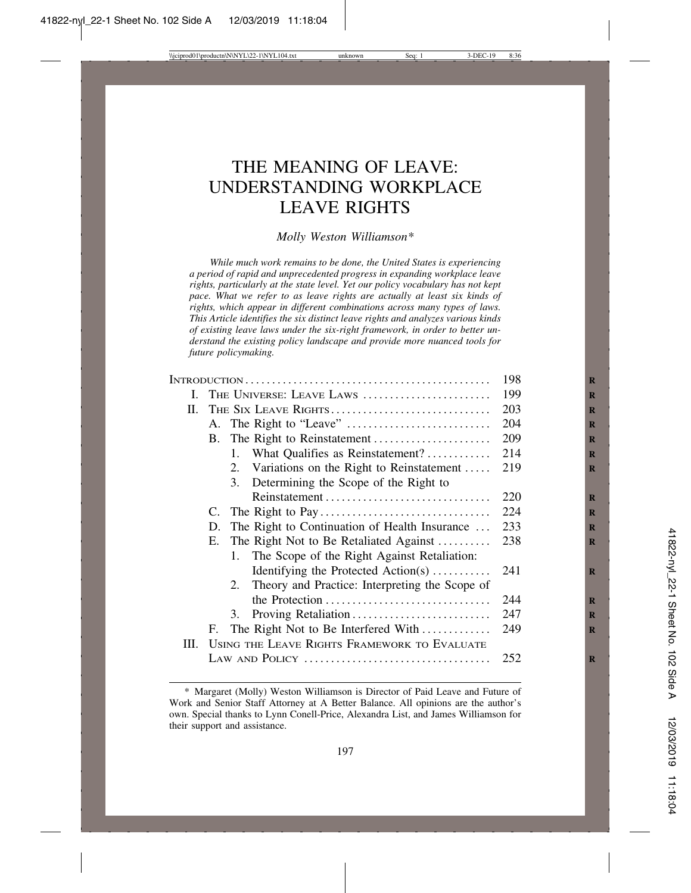# THE MEANING OF LEAVE: UNDERSTANDING WORKPLACE LEAVE RIGHTS

*Molly Weston Williamson\**

*While much work remains to be done, the United States is experiencing a period of rapid and unprecedented progress in expanding workplace leave rights, particularly at the state level. Yet our policy vocabulary has not kept pace. What we refer to as leave rights are actually at least six kinds of rights, which appear in different combinations across many types of laws. This Article identifies the six distinct leave rights and analyzes various kinds of existing leave laws under the six-right framework, in order to better understand the existing policy landscape and provide more nuanced tools for future policymaking.*

| | |
|---|---|
| Introduction | 198 |
| I. The Universe: Leave Laws | 199 |
| II. The Six Leave Rights | 203 |
| A. The Right to "Leave" | 204 |
| B. The Right to Reinstatement | 209 |
| 1. What Qualifies as Reinstatement? | 214 |
| 2. Variations on the Right to Reinstatement | 219 |
| 3. Determining the Scope of the Right to Reinstatement | 220 |
| C. The Right to Pay | 224 |
| D. The Right to Continuation of Health Insurance | 233 |
| E. The Right Not to Be Retaliated Against | 238 |
| 1. The Scope of the Right Against Retaliation: Identifying the Protected Action(s) | 241 |
| 2. Theory and Practice: Interpreting the Scope of the Protection | 244 |
| 3. Proving Retaliation | 247 |
| F. The Right Not to Be Interfered With | 249 |
| III. Using the Leave Rights Framework to Evaluate Law and Policy | 252 |

\* Margaret (Molly) Weston Williamson is Director of Paid Leave and Future of Work and Senior Staff Attorney at A Better Balance. All opinions are the author's own. Special thanks to Lynn Conell-Price, Alexandra List, and James Williamson for their support and assistance.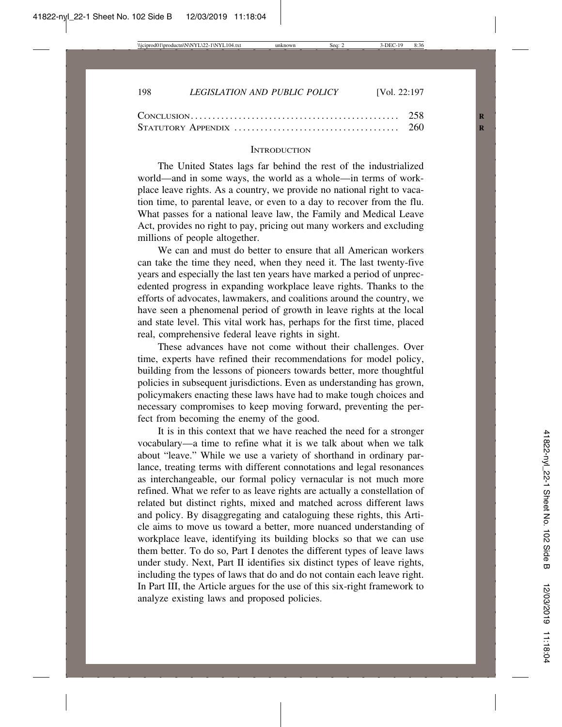| | |
|---|---|
| CONCLUSION | 258 |
| STATUTORY APPENDIX | 260 |

## INTRODUCTION

The United States lags far behind the rest of the industrialized world—and in some ways, the world as a whole—in terms of workplace leave rights. As a country, we provide no national right to vacation time, to parental leave, or even to a day to recover from the flu. What passes for a national leave law, the Family and Medical Leave Act, provides no right to pay, pricing out many workers and excluding millions of people altogether.

We can and must do better to ensure that all American workers can take the time they need, when they need it. The last twenty-five years and especially the last ten years have marked a period of unprecedented progress in expanding workplace leave rights. Thanks to the efforts of advocates, lawmakers, and coalitions around the country, we have seen a phenomenal period of growth in leave rights at the local and state level. This vital work has, perhaps for the first time, placed real, comprehensive federal leave rights in sight.

These advances have not come without their challenges. Over time, experts have refined their recommendations for model policy, building from the lessons of pioneers towards better, more thoughtful policies in subsequent jurisdictions. Even as understanding has grown, policymakers enacting these laws have had to make tough choices and necessary compromises to keep moving forward, preventing the perfect from becoming the enemy of the good.

It is in this context that we have reached the need for a stronger vocabulary—a time to refine what it is we talk about when we talk about "leave." While we use a variety of shorthand in ordinary parlance, treating terms with different connotations and legal resonances as interchangeable, our formal policy vernacular is not much more refined. What we refer to as leave rights are actually a constellation of related but distinct rights, mixed and matched across different laws and policy. By disaggregating and cataloguing these rights, this Article aims to move us toward a better, more nuanced understanding of workplace leave, identifying its building blocks so that we can use them better. To do so, Part I denotes the different types of leave laws under study. Next, Part II identifies six distinct types of leave rights, including the types of laws that do and do not contain each leave right. In Part III, the Article argues for the use of this six-right framework to analyze existing laws and proposed policies.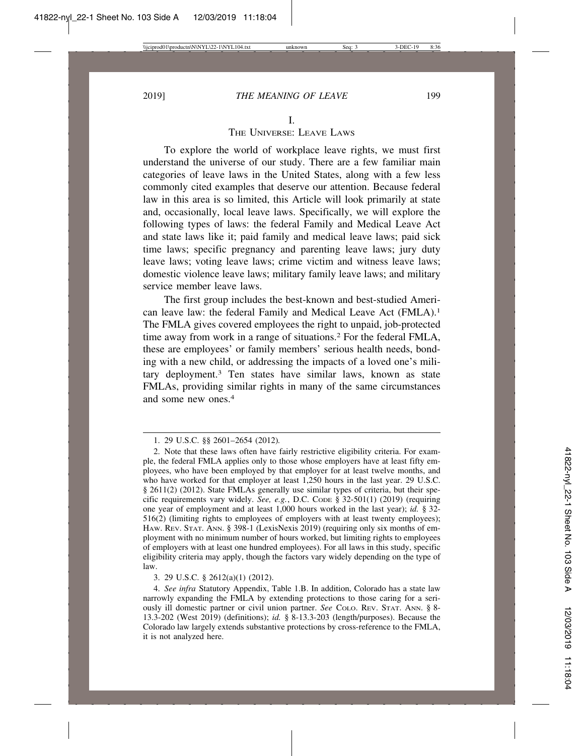# I. THE UNIVERSE: LEAVE LAWS

To explore the world of workplace leave rights, we must first understand the universe of our study. There are a few familiar main categories of leave laws in the United States, along with a few less commonly cited examples that deserve our attention. Because federal law in this area is so limited, this Article will look primarily at state and, occasionally, local leave laws. Specifically, we will explore the following types of laws: the federal Family and Medical Leave Act and state laws like it; paid family and medical leave laws; paid sick time laws; specific pregnancy and parenting leave laws; jury duty leave laws; voting leave laws; crime victim and witness leave laws; domestic violence leave laws; military family leave laws; and military service member leave laws.

The first group includes the best-known and best-studied American leave law: the federal Family and Medical Leave Act (FMLA).[1] The FMLA gives covered employees the right to unpaid, job-protected time away from work in a range of situations.[2] For the federal FMLA, these are employees' or family members' serious health needs, bonding with a new child, or addressing the impacts of a loved one's military deployment.[3] Ten states have similar laws, known as state FMLAs, providing similar rights in many of the same circumstances and some new ones.[4]

---

1. 29 U.S.C. §§ 2601–2654 (2012).

2. Note that these laws often have fairly restrictive eligibility criteria. For example, the federal FMLA applies only to those whose employers have at least fifty employees, who have been employed by that employer for at least twelve months, and who have worked for that employer at least 1,250 hours in the last year. 29 U.S.C. § 2611(2) (2012). State FMLAs generally use similar types of criteria, but their specific requirements vary widely. *See, e.g.*, D.C. CODE § 32-501(1) (2019) (requiring one year of employment and at least 1,000 hours worked in the last year); *id.* § 32-516(2) (limiting rights to employees of employers with at least twenty employees); HAW. REV. STAT. ANN. § 398-1 (LexisNexis 2019) (requiring only six months of employment with no minimum number of hours worked, but limiting rights to employees of employers with at least one hundred employees). For all laws in this study, specific eligibility criteria may apply, though the factors vary widely depending on the type of law.

3. 29 U.S.C. § 2612(a)(1) (2012).

4. *See infra* Statutory Appendix, Table 1.B. In addition, Colorado has a state law narrowly expanding the FMLA by extending protections to those caring for a seriously ill domestic partner or civil union partner. *See* COLO. REV. STAT. ANN. § 8-13.3-202 (West 2019) (definitions); *id.* § 8-13.3-203 (length/purposes). Because the Colorado law largely extends substantive protections by cross-reference to the FMLA, it is not analyzed here.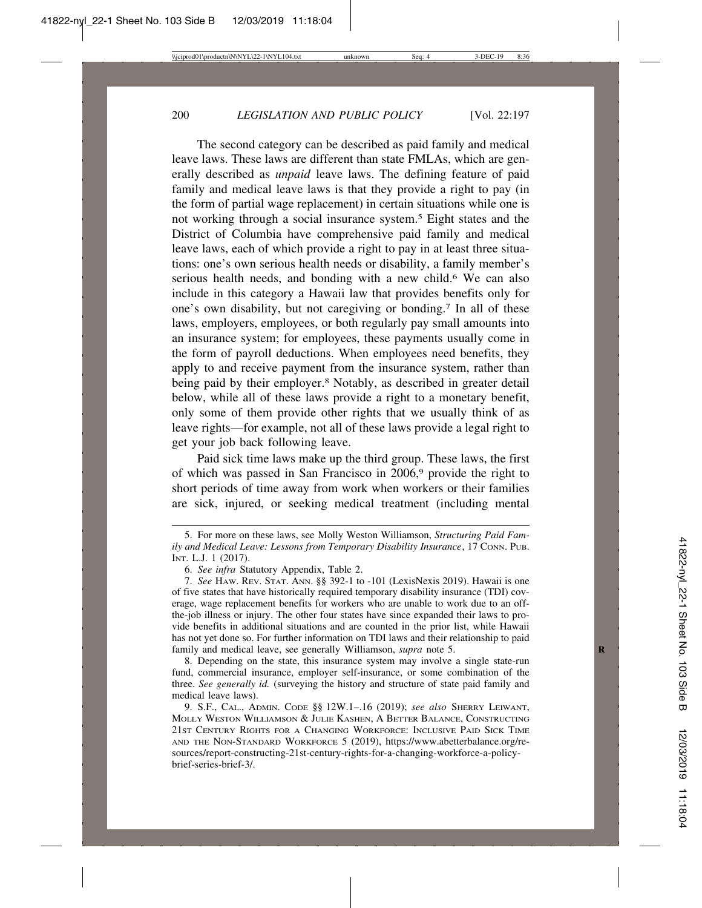The second category can be described as paid family and medical leave laws. These laws are different than state FMLAs, which are generally described as *unpaid* leave laws. The defining feature of paid family and medical leave laws is that they provide a right to pay (in the form of partial wage replacement) in certain situations while one is not working through a social insurance system.[5] Eight states and the District of Columbia have comprehensive paid family and medical leave laws, each of which provide a right to pay in at least three situations: one's own serious health needs or disability, a family member's serious health needs, and bonding with a new child.[6] We can also include in this category a Hawaii law that provides benefits only for one's own disability, but not caregiving or bonding.[7] In all of these laws, employers, employees, or both regularly pay small amounts into an insurance system; for employees, these payments usually come in the form of payroll deductions. When employees need benefits, they apply to and receive payment from the insurance system, rather than being paid by their employer.[8] Notably, as described in greater detail below, while all of these laws provide a right to a monetary benefit, only some of them provide other rights that we usually think of as leave rights—for example, not all of these laws provide a legal right to get your job back following leave.

Paid sick time laws make up the third group. These laws, the first of which was passed in San Francisco in 2006,[9] provide the right to short periods of time away from work when workers or their families are sick, injured, or seeking medical treatment (including mental

---

5. For more on these laws, see Molly Weston Williamson, *Structuring Paid Family and Medical Leave: Lessons from Temporary Disability Insurance*, 17 CONN. PUB. INT. L.J. 1 (2017).

6. *See infra* Statutory Appendix, Table 2.

7. *See* HAW. REV. STAT. ANN. §§ 392-1 to -101 (LexisNexis 2019). Hawaii is one of five states that have historically required temporary disability insurance (TDI) coverage, wage replacement benefits for workers who are unable to work due to an off-the-job illness or injury. The other four states have since expanded their laws to provide benefits in additional situations and are counted in the prior list, while Hawaii has not yet done so. For further information on TDI laws and their relationship to paid family and medical leave, see generally Williamson, *supra* note 5.

8. Depending on the state, this insurance system may involve a single state-run fund, commercial insurance, employer self-insurance, or some combination of the three. *See generally id.* (surveying the history and structure of state paid family and medical leave laws).

9. S.F., CAL., ADMIN. CODE §§ 12W.1–.16 (2019); *see also* SHERRY LEIWANT, MOLLY WESTON WILLIAMSON & JULIE KASHEN, A BETTER BALANCE, CONSTRUCTING 21ST CENTURY RIGHTS FOR A CHANGING WORKFORCE: INCLUSIVE PAID SICK TIME AND THE NON-STANDARD WORKFORCE 5 (2019), https://www.abetterbalance.org/resources/report-constructing-21st-century-rights-for-a-changing-workforce-a-policy-brief-series-brief-3/.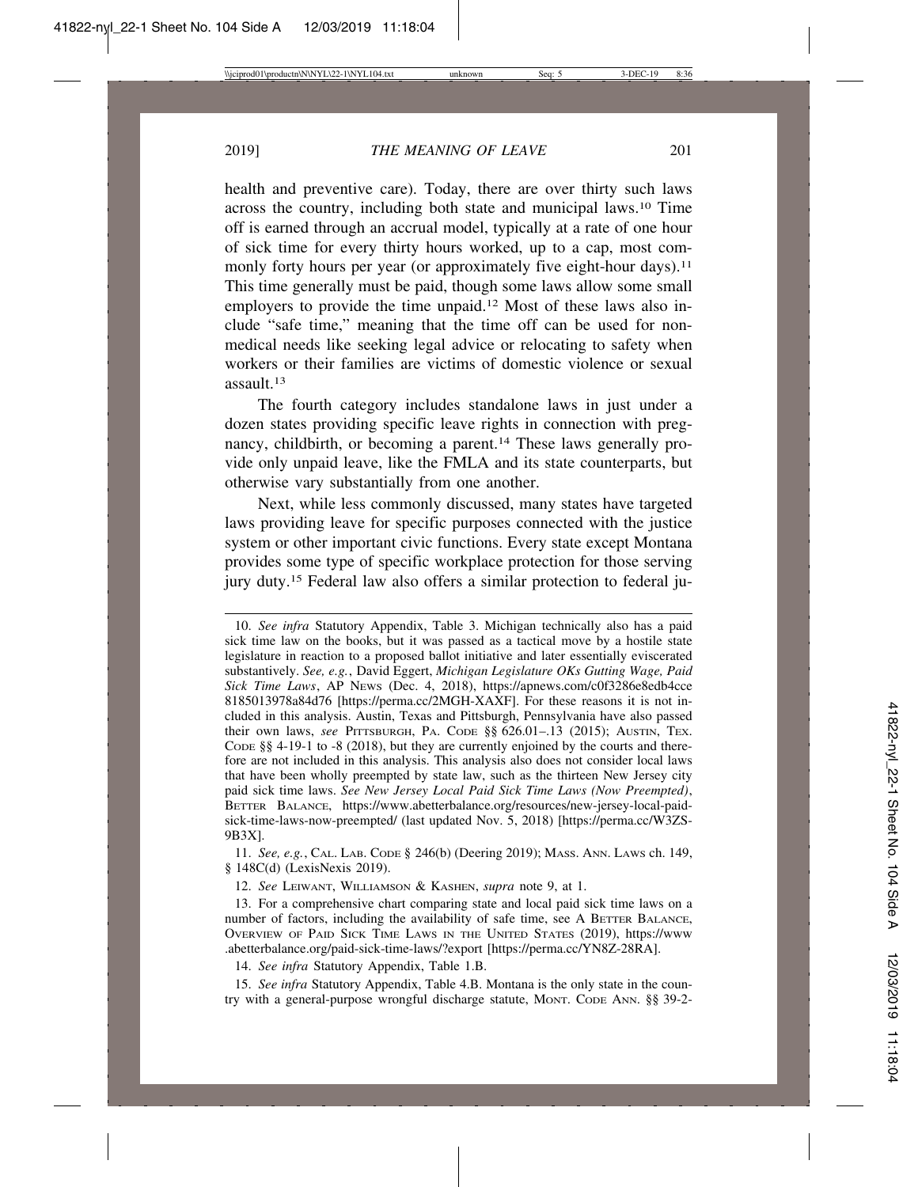health and preventive care). Today, there are over thirty such laws across the country, including both state and municipal laws.[10] Time off is earned through an accrual model, typically at a rate of one hour of sick time for every thirty hours worked, up to a cap, most commonly forty hours per year (or approximately five eight-hour days).[11] This time generally must be paid, though some laws allow some small employers to provide the time unpaid.[12] Most of these laws also include "safe time," meaning that the time off can be used for non-medical needs like seeking legal advice or relocating to safety when workers or their families are victims of domestic violence or sexual assault.[13]

The fourth category includes standalone laws in just under a dozen states providing specific leave rights in connection with pregnancy, childbirth, or becoming a parent.[14] These laws generally provide only unpaid leave, like the FMLA and its state counterparts, but otherwise vary substantially from one another.

Next, while less commonly discussed, many states have targeted laws providing leave for specific purposes connected with the justice system or other important civic functions. Every state except Montana provides some type of specific workplace protection for those serving jury duty.[15] Federal law also offers a similar protection to federal ju-

---

10. *See infra* Statutory Appendix, Table 3. Michigan technically also has a paid sick time law on the books, but it was passed as a tactical move by a hostile state legislature in reaction to a proposed ballot initiative and later essentially eviscerated substantively. *See, e.g.*, David Eggert, *Michigan Legislature OKs Gutting Wage, Paid Sick Time Laws*, AP NEWS (Dec. 4, 2018), https://apnews.com/c0f3286e8edb4cce8185013978a84d76 [https://perma.cc/2MGH-XAXF]. For these reasons it is not included in this analysis. Austin, Texas and Pittsburgh, Pennsylvania have also passed their own laws, *see* PITTSBURGH, PA. CODE §§ 626.01–.13 (2015); AUSTIN, TEX. CODE §§ 4-19-1 to -8 (2018), but they are currently enjoined by the courts and therefore are not included in this analysis. This analysis also does not consider local laws that have been wholly preempted by state law, such as the thirteen New Jersey city paid sick time laws. *See New Jersey Local Paid Sick Time Laws (Now Preempted)*, BETTER BALANCE, https://www.abetterbalance.org/resources/new-jersey-local-paid-sick-time-laws-now-preempted/ (last updated Nov. 5, 2018) [https://perma.cc/W3ZS-9B3X].

11. *See, e.g.*, CAL. LAB. CODE § 246(b) (Deering 2019); MASS. ANN. LAWS ch. 149, § 148C(d) (LexisNexis 2019).

12. *See* LEIWANT, WILLIAMSON & KASHEN, *supra* note 9, at 1.

13. For a comprehensive chart comparing state and local paid sick time laws on a number of factors, including the availability of safe time, see A BETTER BALANCE, OVERVIEW OF PAID SICK TIME LAWS IN THE UNITED STATES (2019), https://www.abetterbalance.org/paid-sick-time-laws/?export [https://perma.cc/YN8Z-28RA].

14. *See infra* Statutory Appendix, Table 1.B.

15. *See infra* Statutory Appendix, Table 4.B. Montana is the only state in the country with a general-purpose wrongful discharge statute, MONT. CODE ANN. §§ 39-2-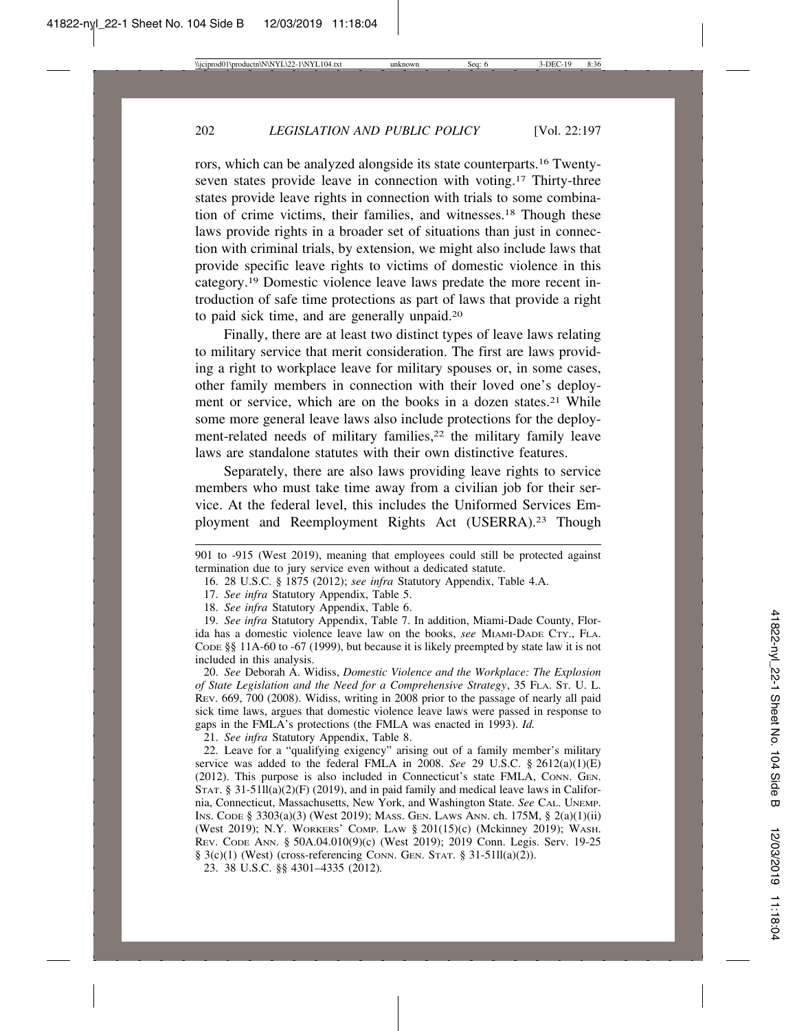rors, which can be analyzed alongside its state counterparts.[16] Twenty-seven states provide leave in connection with voting.[17] Thirty-three states provide leave rights in connection with trials to some combination of crime victims, their families, and witnesses.[18] Though these laws provide rights in a broader set of situations than just in connection with criminal trials, by extension, we might also include laws that provide specific leave rights to victims of domestic violence in this category.[19] Domestic violence leave laws predate the more recent introduction of safe time protections as part of laws that provide a right to paid sick time, and are generally unpaid.[20]

Finally, there are at least two distinct types of leave laws relating to military service that merit consideration. The first are laws providing a right to workplace leave for military spouses or, in some cases, other family members in connection with their loved one's deployment or service, which are on the books in a dozen states.[21] While some more general leave laws also include protections for the deployment-related needs of military families,[22] the military family leave laws are standalone statutes with their own distinctive features.

Separately, there are also laws providing leave rights to service members who must take time away from a civilian job for their service. At the federal level, this includes the Uniformed Services Employment and Reemployment Rights Act (USERRA).[23] Though

---

901 to -915 (West 2019), meaning that employees could still be protected against termination due to jury service even without a dedicated statute.

16. 28 U.S.C. § 1875 (2012); *see infra* Statutory Appendix, Table 4.A.

17. *See infra* Statutory Appendix, Table 5.

18. *See infra* Statutory Appendix, Table 6.

19. *See infra* Statutory Appendix, Table 7. In addition, Miami-Dade County, Florida has a domestic violence leave law on the books, *see* MIAMI-DADE CTY., FLA. CODE §§ 11A-60 to -67 (1999), but because it is likely preempted by state law it is not included in this analysis.

20. *See* Deborah A. Widiss, *Domestic Violence and the Workplace: The Explosion of State Legislation and the Need for a Comprehensive Strategy*, 35 FLA. ST. U. L. REV. 669, 700 (2008). Widiss, writing in 2008 prior to the passage of nearly all paid sick time laws, argues that domestic violence leave laws were passed in response to gaps in the FMLA's protections (the FMLA was enacted in 1993). *Id.*

21. *See infra* Statutory Appendix, Table 8.

22. Leave for a "qualifying exigency" arising out of a family member's military service was added to the federal FMLA in 2008. *See* 29 U.S.C. § 2612(a)(1)(E) (2012). This purpose is also included in Connecticut's state FMLA, CONN. GEN. STAT. § 31-51ll(a)(2)(F) (2019), and in paid family and medical leave laws in California, Connecticut, Massachusetts, New York, and Washington State. *See* CAL. UNEMP. INS. CODE § 3303(a)(3) (West 2019); MASS. GEN. LAWS ANN. ch. 175M, § 2(a)(1)(ii) (West 2019); N.Y. WORKERS' COMP. LAW § 201(15)(c) (Mckinney 2019); WASH. REV. CODE ANN. § 50A.04.010(9)(c) (West 2019); 2019 Conn. Legis. Serv. 19-25 § 3(c)(1) (West) (cross-referencing CONN. GEN. STAT. § 31-51ll(a)(2)).

23. 38 U.S.C. §§ 4301–4335 (2012).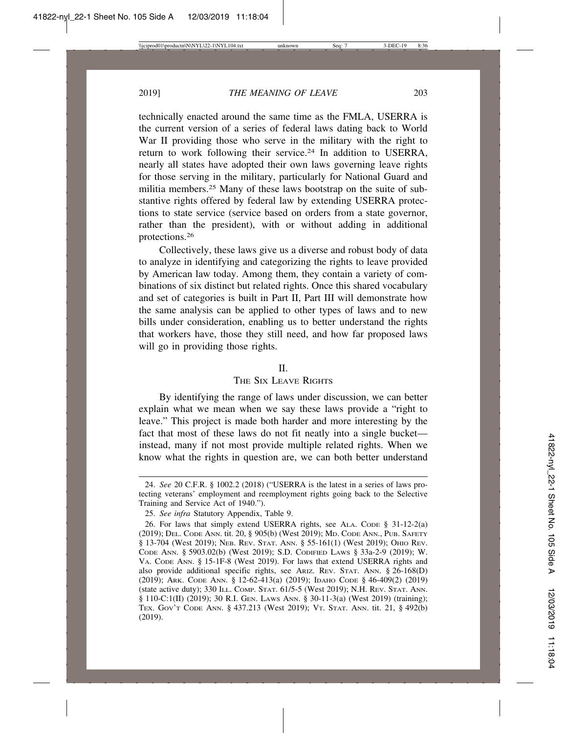technically enacted around the same time as the FMLA, USERRA is the current version of a series of federal laws dating back to World War II providing those who serve in the military with the right to return to work following their service.[24] In addition to USERRA, nearly all states have adopted their own laws governing leave rights for those serving in the military, particularly for National Guard and militia members.[25] Many of these laws bootstrap on the suite of substantive rights offered by federal law by extending USERRA protections to state service (service based on orders from a state governor, rather than the president), with or without adding in additional protections.[26]

Collectively, these laws give us a diverse and robust body of data to analyze in identifying and categorizing the rights to leave provided by American law today. Among them, they contain a variety of combinations of six distinct but related rights. Once this shared vocabulary and set of categories is built in Part II, Part III will demonstrate how the same analysis can be applied to other types of laws and to new bills under consideration, enabling us to better understand the rights that workers have, those they still need, and how far proposed laws will go in providing those rights.

## II.
## The Six Leave Rights

By identifying the range of laws under discussion, we can better explain what we mean when we say these laws provide a "right to leave." This project is made both harder and more interesting by the fact that most of these laws do not fit neatly into a single bucket—instead, many if not most provide multiple related rights. When we know what the rights in question are, we can both better understand

---

24. *See* 20 C.F.R. § 1002.2 (2018) ("USERRA is the latest in a series of laws protecting veterans' employment and reemployment rights going back to the Selective Training and Service Act of 1940.").

25. *See infra* Statutory Appendix, Table 9.

26. For laws that simply extend USERRA rights, see Ala. Code § 31-12-2(a) (2019); Del. Code Ann. tit. 20, § 905(b) (West 2019); Md. Code Ann., Pub. Safety § 13-704 (West 2019); Neb. Rev. Stat. Ann. § 55-161(1) (West 2019); Ohio Rev. Code Ann. § 5903.02(b) (West 2019); S.D. Codified Laws § 33a-2-9 (2019); W. Va. Code Ann. § 15-1F-8 (West 2019). For laws that extend USERRA rights and also provide additional specific rights, see Ariz. Rev. Stat. Ann. § 26-168(D) (2019); Ark. Code Ann. § 12-62-413(a) (2019); Idaho Code § 46-409(2) (2019) (state active duty); 330 Ill. Comp. Stat. 61/5-5 (West 2019); N.H. Rev. Stat. Ann. § 110-C:1(II) (2019); 30 R.I. Gen. Laws Ann. § 30-11-3(a) (West 2019) (training); Tex. Gov't Code Ann. § 437.213 (West 2019); Vt. Stat. Ann. tit. 21, § 492(b) (2019).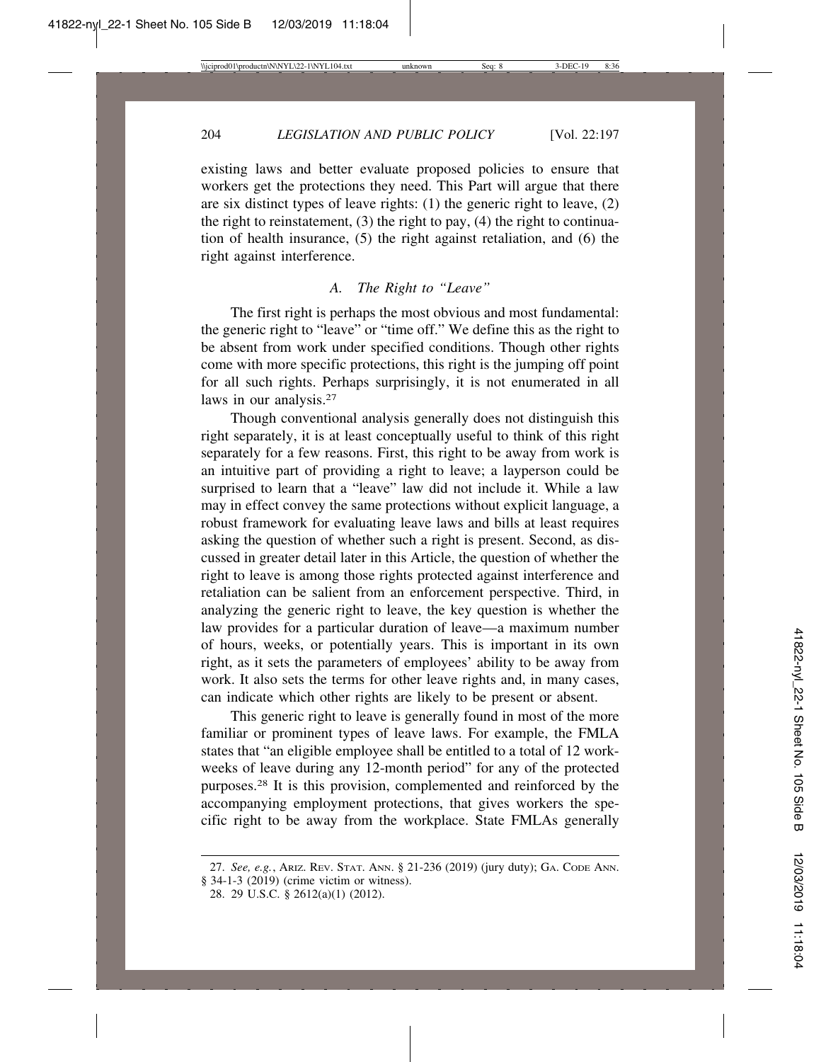existing laws and better evaluate proposed policies to ensure that workers get the protections they need. This Part will argue that there are six distinct types of leave rights: (1) the generic right to leave, (2) the right to reinstatement, (3) the right to pay, (4) the right to continuation of health insurance, (5) the right against retaliation, and (6) the right against interference.

### *A. The Right to "Leave"*

The first right is perhaps the most obvious and most fundamental: the generic right to "leave" or "time off." We define this as the right to be absent from work under specified conditions. Though other rights come with more specific protections, this right is the jumping off point for all such rights. Perhaps surprisingly, it is not enumerated in all laws in our analysis.[27]

Though conventional analysis generally does not distinguish this right separately, it is at least conceptually useful to think of this right separately for a few reasons. First, this right to be away from work is an intuitive part of providing a right to leave; a layperson could be surprised to learn that a "leave" law did not include it. While a law may in effect convey the same protections without explicit language, a robust framework for evaluating leave laws and bills at least requires asking the question of whether such a right is present. Second, as discussed in greater detail later in this Article, the question of whether the right to leave is among those rights protected against interference and retaliation can be salient from an enforcement perspective. Third, in analyzing the generic right to leave, the key question is whether the law provides for a particular duration of leave—a maximum number of hours, weeks, or potentially years. This is important in its own right, as it sets the parameters of employees' ability to be away from work. It also sets the terms for other leave rights and, in many cases, can indicate which other rights are likely to be present or absent.

This generic right to leave is generally found in most of the more familiar or prominent types of leave laws. For example, the FMLA states that "an eligible employee shall be entitled to a total of 12 workweeks of leave during any 12-month period" for any of the protected purposes.[28] It is this provision, complemented and reinforced by the accompanying employment protections, that gives workers the specific right to be away from the workplace. State FMLAs generally

---

27. *See, e.g.*, ARIZ. REV. STAT. ANN. § 21-236 (2019) (jury duty); GA. CODE ANN. § 34-1-3 (2019) (crime victim or witness).

28. 29 U.S.C. § 2612(a)(1) (2012).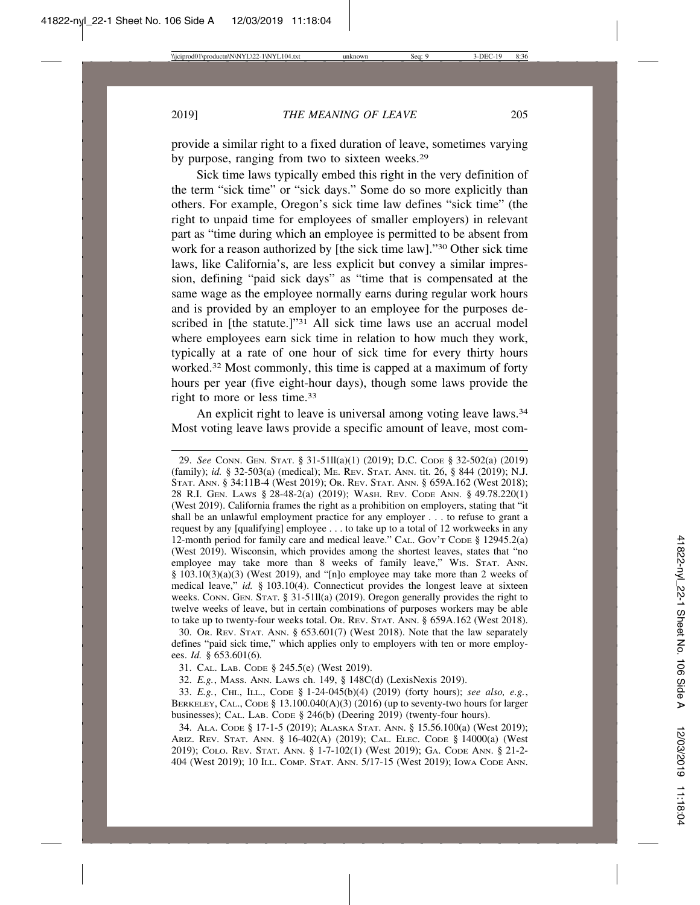provide a similar right to a fixed duration of leave, sometimes varying by purpose, ranging from two to sixteen weeks.[29]

Sick time laws typically embed this right in the very definition of the term "sick time" or "sick days." Some do so more explicitly than others. For example, Oregon's sick time law defines "sick time" (the right to unpaid time for employees of smaller employers) in relevant part as "time during which an employee is permitted to be absent from work for a reason authorized by [the sick time law]."[30] Other sick time laws, like California's, are less explicit but convey a similar impression, defining "paid sick days" as "time that is compensated at the same wage as the employee normally earns during regular work hours and is provided by an employer to an employee for the purposes described in [the statute.]"[31] All sick time laws use an accrual model where employees earn sick time in relation to how much they work, typically at a rate of one hour of sick time for every thirty hours worked.[32] Most commonly, this time is capped at a maximum of forty hours per year (five eight-hour days), though some laws provide the right to more or less time.[33]

An explicit right to leave is universal among voting leave laws.[34] Most voting leave laws provide a specific amount of leave, most com-

---

29. *See* CONN. GEN. STAT. § 31-51ll(a)(1) (2019); D.C. CODE § 32-502(a) (2019) (family); *id.* § 32-503(a) (medical); ME. REV. STAT. ANN. tit. 26, § 844 (2019); N.J. STAT. ANN. § 34:11B-4 (West 2019); OR. REV. STAT. ANN. § 659A.162 (West 2018); 28 R.I. GEN. LAWS § 28-48-2(a) (2019); WASH. REV. CODE ANN. § 49.78.220(1) (West 2019). California frames the right as a prohibition on employers, stating that "it shall be an unlawful employment practice for any employer . . . to refuse to grant a request by any [qualifying] employee . . . to take up to a total of 12 workweeks in any 12-month period for family care and medical leave." CAL. GOV'T CODE § 12945.2(a) (West 2019). Wisconsin, which provides among the shortest leaves, states that "no employee may take more than 8 weeks of family leave," WIS. STAT. ANN. § 103.10(3)(a)(3) (West 2019), and "[n]o employee may take more than 2 weeks of medical leave," *id.* § 103.10(4). Connecticut provides the longest leave at sixteen weeks. CONN. GEN. STAT. § 31-51ll(a) (2019). Oregon generally provides the right to twelve weeks of leave, but in certain combinations of purposes workers may be able to take up to twenty-four weeks total. OR. REV. STAT. ANN. § 659A.162 (West 2018).

30. OR. REV. STAT. ANN. § 653.601(7) (West 2018). Note that the law separately defines "paid sick time," which applies only to employers with ten or more employees. *Id.* § 653.601(6)*.*

31. CAL. LAB. CODE § 245.5(e) (West 2019).

32. *E.g.*, MASS. ANN. LAWS ch. 149, § 148C(d) (LexisNexis 2019).

33. *E.g.*, CHI., ILL., CODE § 1-24-045(b)(4) (2019) (forty hours); *see also, e.g.*, BERKELEY, CAL., CODE § 13.100.040(A)(3) (2016) (up to seventy-two hours for larger businesses); CAL. LAB. CODE § 246(b) (Deering 2019) (twenty-four hours).

34. ALA. CODE § 17-1-5 (2019); ALASKA STAT. ANN. § 15.56.100(a) (West 2019); ARIZ. REV. STAT. ANN. § 16-402(A) (2019); CAL. ELEC. CODE § 14000(a) (West 2019); COLO. REV. STAT. ANN. § 1-7-102(1) (West 2019); GA. CODE ANN. § 21-2-404 (West 2019); 10 ILL. COMP. STAT. ANN. 5/17-15 (West 2019); IOWA CODE ANN.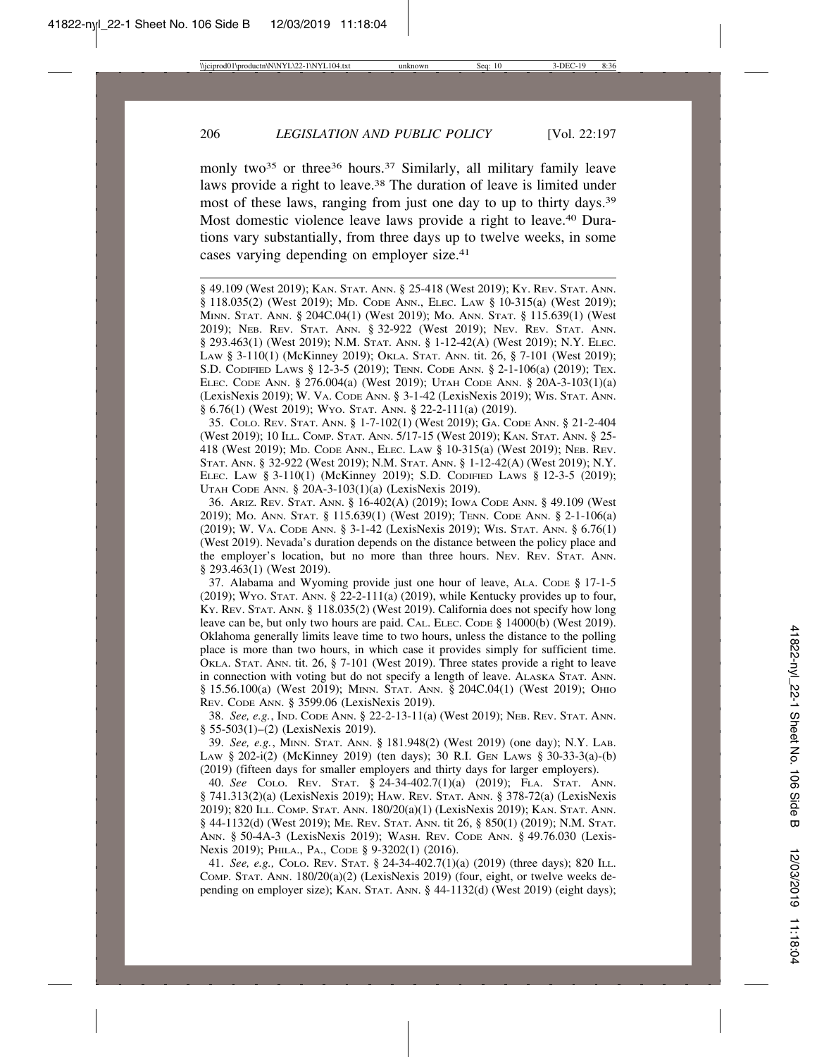monly two[35] or three[36] hours.[37] Similarly, all military family leave laws provide a right to leave.[38] The duration of leave is limited under most of these laws, ranging from just one day to up to thirty days.[39] Most domestic violence leave laws provide a right to leave.[40] Durations vary substantially, from three days up to twelve weeks, in some cases varying depending on employer size.[41]

§ 49.109 (West 2019); KAN. STAT. ANN. § 25-418 (West 2019); KY. REV. STAT. ANN. § 118.035(2) (West 2019); MD. CODE ANN., ELEC. LAW § 10-315(a) (West 2019); MINN. STAT. ANN. § 204C.04(1) (West 2019); MO. ANN. STAT. § 115.639(1) (West 2019); NEB. REV. STAT. ANN. § 32-922 (West 2019); NEV. REV. STAT. ANN. § 293.463(1) (West 2019); N.M. STAT. ANN. § 1-12-42(A) (West 2019); N.Y. ELEC. LAW § 3-110(1) (McKinney 2019); OKLA. STAT. ANN. tit. 26, § 7-101 (West 2019); S.D. CODIFIED LAWS § 12-3-5 (2019); TENN. CODE ANN. § 2-1-106(a) (2019); TEX. ELEC. CODE ANN. § 276.004(a) (West 2019); UTAH CODE ANN. § 20A-3-103(1)(a) (LexisNexis 2019); W. VA. CODE ANN. § 3-1-42 (LexisNexis 2019); WIS. STAT. ANN. § 6.76(1) (West 2019); WYO. STAT. ANN. § 22-2-111(a) (2019).

35. COLO. REV. STAT. ANN. § 1-7-102(1) (West 2019); GA. CODE ANN. § 21-2-404 (West 2019); 10 ILL. COMP. STAT. ANN. 5/17-15 (West 2019); KAN. STAT. ANN. § 25-418 (West 2019); MD. CODE ANN., ELEC. LAW § 10-315(a) (West 2019); NEB. REV. STAT. ANN. § 32-922 (West 2019); N.M. STAT. ANN. § 1-12-42(A) (West 2019); N.Y. ELEC. LAW § 3-110(1) (McKinney 2019); S.D. CODIFIED LAWS § 12-3-5 (2019); UTAH CODE ANN. § 20A-3-103(1)(a) (LexisNexis 2019).

36. ARIZ. REV. STAT. ANN. § 16-402(A) (2019); IOWA CODE ANN. § 49.109 (West 2019); MO. ANN. STAT. § 115.639(1) (West 2019); TENN. CODE ANN. § 2-1-106(a) (2019); W. VA. CODE ANN. § 3-1-42 (LexisNexis 2019); WIS. STAT. ANN. § 6.76(1) (West 2019). Nevada's duration depends on the distance between the policy place and the employer's location, but no more than three hours. NEV. REV. STAT. ANN. § 293.463(1) (West 2019).

37. Alabama and Wyoming provide just one hour of leave, ALA. CODE § 17-1-5 (2019); WYO. STAT. ANN. § 22-2-111(a) (2019), while Kentucky provides up to four, KY. REV. STAT. ANN. § 118.035(2) (West 2019). California does not specify how long leave can be, but only two hours are paid. CAL. ELEC. CODE § 14000(b) (West 2019). Oklahoma generally limits leave time to two hours, unless the distance to the polling place is more than two hours, in which case it provides simply for sufficient time. OKLA. STAT. ANN. tit. 26, § 7-101 (West 2019). Three states provide a right to leave in connection with voting but do not specify a length of leave. ALASKA STAT. ANN. § 15.56.100(a) (West 2019); MINN. STAT. ANN. § 204C.04(1) (West 2019); OHIO REV. CODE ANN. § 3599.06 (LexisNexis 2019).

38. *See, e.g.*, IND. CODE ANN. § 22-2-13-11(a) (West 2019); NEB. REV. STAT. ANN. § 55-503(1)–(2) (LexisNexis 2019).

39. *See, e.g.*, MINN. STAT. ANN. § 181.948(2) (West 2019) (one day); N.Y. LAB. LAW § 202-i(2) (McKinney 2019) (ten days); 30 R.I. GEN LAWS § 30-33-3(a)-(b) (2019) (fifteen days for smaller employers and thirty days for larger employers).

40. *See* COLO. REV. STAT. § 24-34-402.7(1)(a) (2019); FLA. STAT. ANN. § 741.313(2)(a) (LexisNexis 2019); HAW. REV. STAT. ANN. § 378-72(a) (LexisNexis 2019); 820 ILL. COMP. STAT. ANN. 180/20(a)(1) (LexisNexis 2019); KAN. STAT. ANN. § 44-1132(d) (West 2019); ME. REV. STAT. ANN. tit 26, § 850(1) (2019); N.M. STAT. ANN. § 50-4A-3 (LexisNexis 2019); WASH. REV. CODE ANN. § 49.76.030 (LexisNexis 2019); PHILA., PA., CODE § 9-3202(1) (2016).

41. *See, e.g.,* COLO. REV. STAT. § 24-34-402.7(1)(a) (2019) (three days); 820 ILL. COMP. STAT. ANN. 180/20(a)(2) (LexisNexis 2019) (four, eight, or twelve weeks depending on employer size); KAN. STAT. ANN. § 44-1132(d) (West 2019) (eight days);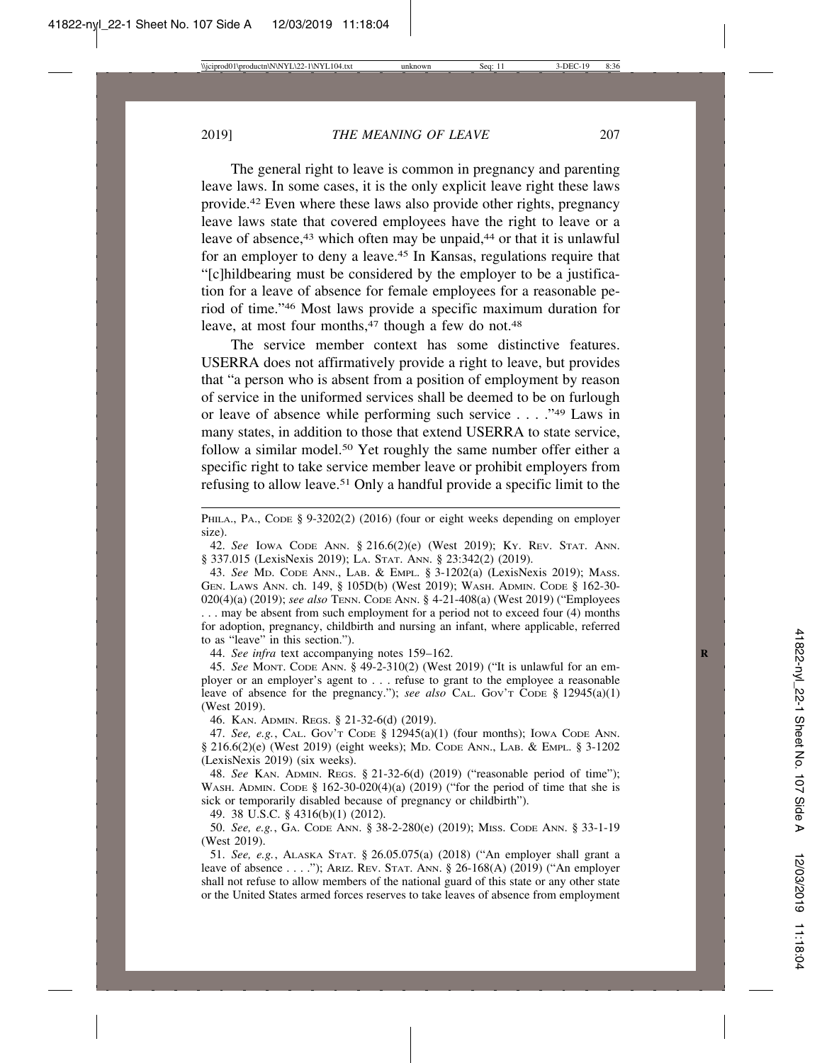The general right to leave is common in pregnancy and parenting leave laws. In some cases, it is the only explicit leave right these laws provide.[42] Even where these laws also provide other rights, pregnancy leave laws state that covered employees have the right to leave or a leave of absence,[43] which often may be unpaid,[44] or that it is unlawful for an employer to deny a leave.[45] In Kansas, regulations require that "[c]hildbearing must be considered by the employer to be a justification for a leave of absence for female employees for a reasonable period of time."[46] Most laws provide a specific maximum duration for leave, at most four months,[47] though a few do not.[48]

The service member context has some distinctive features. USERRA does not affirmatively provide a right to leave, but provides that "a person who is absent from a position of employment by reason of service in the uniformed services shall be deemed to be on furlough or leave of absence while performing such service . . . ."[49] Laws in many states, in addition to those that extend USERRA to state service, follow a similar model.[50] Yet roughly the same number offer either a specific right to take service member leave or prohibit employers from refusing to allow leave.[51] Only a handful provide a specific limit to the

---

PHILA., PA., CODE § 9-3202(2) (2016) (four or eight weeks depending on employer size).

42. *See* IOWA CODE ANN. § 216.6(2)(e) (West 2019); KY. REV. STAT. ANN. § 337.015 (LexisNexis 2019); LA. STAT. ANN. § 23:342(2) (2019).

43. *See* MD. CODE ANN., LAB. & EMPL. § 3-1202(a) (LexisNexis 2019); MASS. GEN. LAWS ANN. ch. 149, § 105D(b) (West 2019); WASH. ADMIN. CODE § 162-30-020(4)(a) (2019); *see also* TENN. CODE ANN. § 4-21-408(a) (West 2019) ("Employees . . . may be absent from such employment for a period not to exceed four (4) months for adoption, pregnancy, childbirth and nursing an infant, where applicable, referred to as "leave" in this section.").

44. *See infra* text accompanying notes 159–162.

45. *See* MONT. CODE ANN. § 49-2-310(2) (West 2019) ("It is unlawful for an employer or an employer's agent to . . . refuse to grant to the employee a reasonable leave of absence for the pregnancy."); *see also* CAL. GOV'T CODE § 12945(a)(1) (West 2019).

46. KAN. ADMIN. REGS. § 21-32-6(d) (2019).

47. *See, e.g.*, CAL. GOV'T CODE § 12945(a)(1) (four months); IOWA CODE ANN. § 216.6(2)(e) (West 2019) (eight weeks); MD. CODE ANN., LAB. & EMPL. § 3-1202 (LexisNexis 2019) (six weeks).

48. *See* KAN. ADMIN. REGS. § 21-32-6(d) (2019) ("reasonable period of time"); WASH. ADMIN. CODE § 162-30-020(4)(a) (2019) ("for the period of time that she is sick or temporarily disabled because of pregnancy or childbirth").

49. 38 U.S.C. § 4316(b)(1) (2012).

50. *See, e.g.*, GA. CODE ANN. § 38-2-280(e) (2019); MISS. CODE ANN. § 33-1-19 (West 2019).

51. *See, e.g.*, ALASKA STAT. § 26.05.075(a) (2018) ("An employer shall grant a leave of absence . . . ."); ARIZ. REV. STAT. ANN. § 26-168(A) (2019) ("An employer shall not refuse to allow members of the national guard of this state or any other state or the United States armed forces reserves to take leaves of absence from employment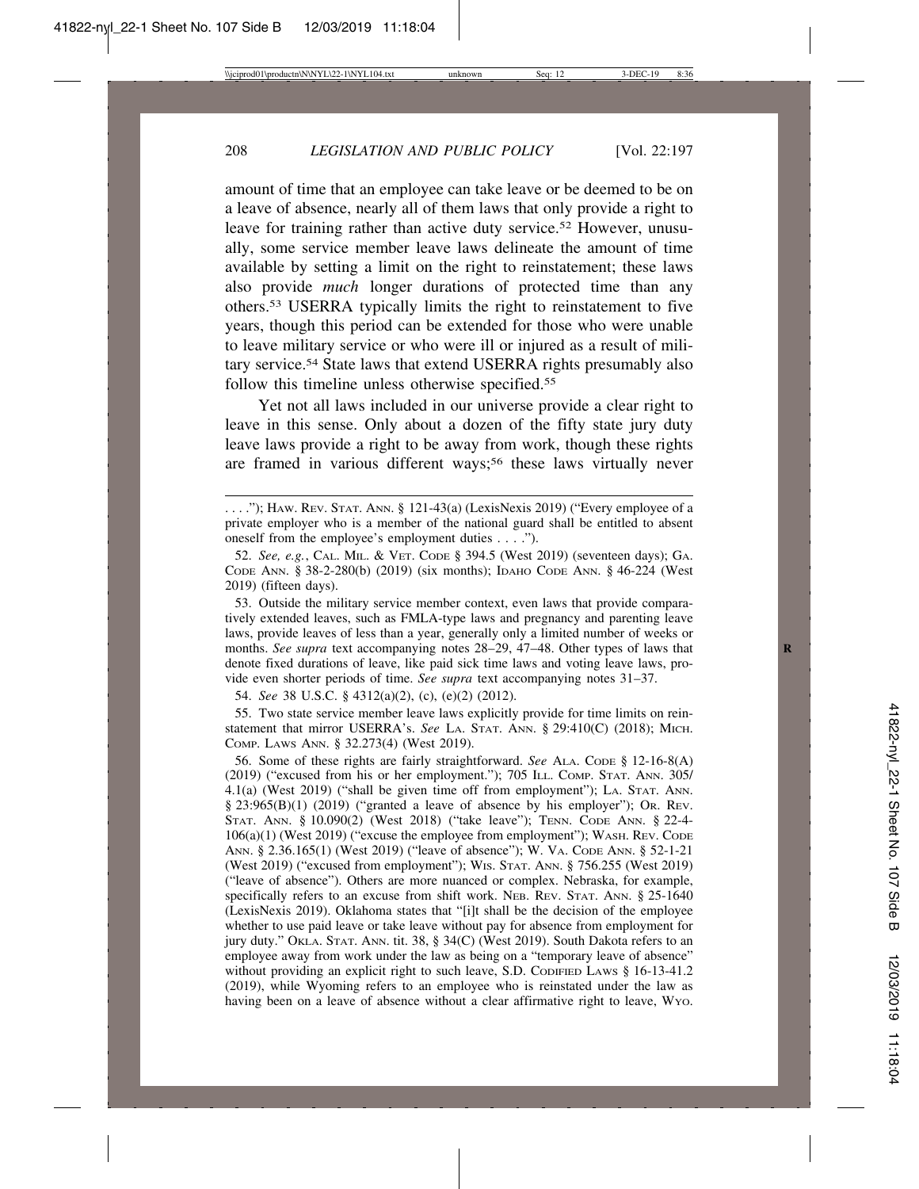amount of time that an employee can take leave or be deemed to be on a leave of absence, nearly all of them laws that only provide a right to leave for training rather than active duty service.[52] However, unusually, some service member leave laws delineate the amount of time available by setting a limit on the right to reinstatement; these laws also provide *much* longer durations of protected time than any others.[53] USERRA typically limits the right to reinstatement to five years, though this period can be extended for those who were unable to leave military service or who were ill or injured as a result of military service.[54] State laws that extend USERRA rights presumably also follow this timeline unless otherwise specified.[55]

Yet not all laws included in our universe provide a clear right to leave in this sense. Only about a dozen of the fifty state jury duty leave laws provide a right to be away from work, though these rights are framed in various different ways;[56] these laws virtually never

. . . ."); HAW. REV. STAT. ANN. § 121-43(a) (LexisNexis 2019) ("Every employee of a private employer who is a member of the national guard shall be entitled to absent oneself from the employee's employment duties . . . .").

52. *See, e.g.*, CAL. MIL. & VET. CODE § 394.5 (West 2019) (seventeen days); GA. CODE ANN. § 38-2-280(b) (2019) (six months); IDAHO CODE ANN. § 46-224 (West 2019) (fifteen days).

53. Outside the military service member context, even laws that provide comparatively extended leaves, such as FMLA-type laws and pregnancy and parenting leave laws, provide leaves of less than a year, generally only a limited number of weeks or months. *See supra* text accompanying notes 28–29, 47–48. Other types of laws that denote fixed durations of leave, like paid sick time laws and voting leave laws, provide even shorter periods of time. *See supra* text accompanying notes 31–37.

54. *See* 38 U.S.C. § 4312(a)(2), (c), (e)(2) (2012).

55. Two state service member leave laws explicitly provide for time limits on reinstatement that mirror USERRA's. *See* LA. STAT. ANN. § 29:410(C) (2018); MICH. COMP. LAWS ANN. § 32.273(4) (West 2019).

56. Some of these rights are fairly straightforward. *See* ALA. CODE § 12-16-8(A) (2019) ("excused from his or her employment."); 705 ILL. COMP. STAT. ANN. 305/4.1(a) (West 2019) ("shall be given time off from employment"); LA. STAT. ANN. § 23:965(B)(1) (2019) ("granted a leave of absence by his employer"); OR. REV. STAT. ANN. § 10.090(2) (West 2018) ("take leave"); TENN. CODE ANN. § 22-4-106(a)(1) (West 2019) ("excuse the employee from employment"); WASH. REV. CODE ANN. § 2.36.165(1) (West 2019) ("leave of absence"); W. VA. CODE ANN. § 52-1-21 (West 2019) ("excused from employment"); WIS. STAT. ANN. § 756.255 (West 2019) ("leave of absence"). Others are more nuanced or complex. Nebraska, for example, specifically refers to an excuse from shift work. NEB. REV. STAT. ANN. § 25-1640 (LexisNexis 2019). Oklahoma states that "[i]t shall be the decision of the employee whether to use paid leave or take leave without pay for absence from employment for jury duty." OKLA. STAT. ANN. tit. 38, § 34(C) (West 2019). South Dakota refers to an employee away from work under the law as being on a "temporary leave of absence" without providing an explicit right to such leave, S.D. CODIFIED LAWS § 16-13-41.2 (2019), while Wyoming refers to an employee who is reinstated under the law as having been on a leave of absence without a clear affirmative right to leave, WYO.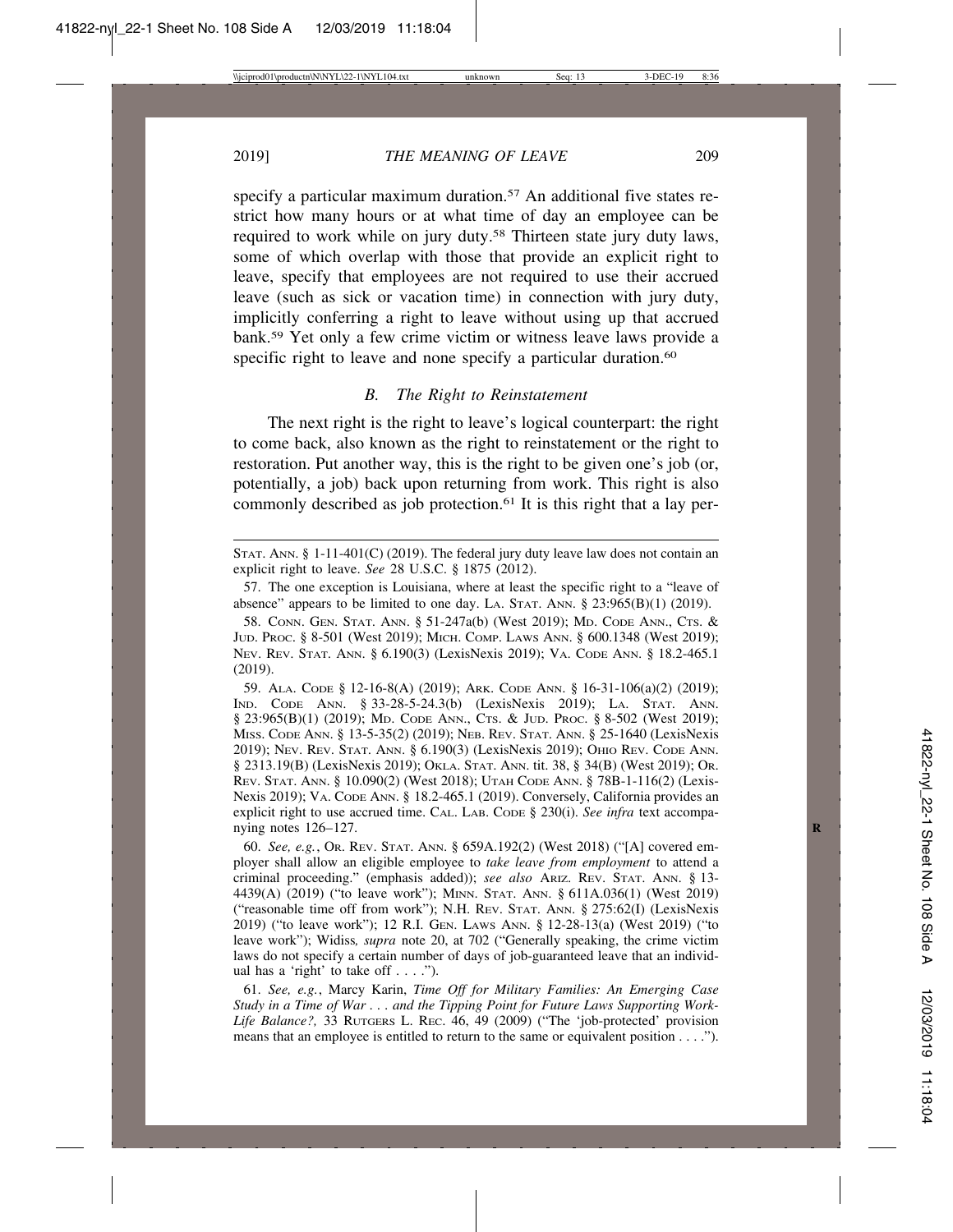specify a particular maximum duration.[57] An additional five states restrict how many hours or at what time of day an employee can be required to work while on jury duty.[58] Thirteen state jury duty laws, some of which overlap with those that provide an explicit right to leave, specify that employees are not required to use their accrued leave (such as sick or vacation time) in connection with jury duty, implicitly conferring a right to leave without using up that accrued bank.[59] Yet only a few crime victim or witness leave laws provide a specific right to leave and none specify a particular duration.[60]

### *B. The Right to Reinstatement*

The next right is the right to leave's logical counterpart: the right to come back, also known as the right to reinstatement or the right to restoration. Put another way, this is the right to be given one's job (or, potentially, a job) back upon returning from work. This right is also commonly described as job protection.[61] It is this right that a lay per-

---

STAT. ANN. § 1-11-401(C) (2019). The federal jury duty leave law does not contain an explicit right to leave. *See* 28 U.S.C. § 1875 (2012).

57. The one exception is Louisiana, where at least the specific right to a "leave of absence" appears to be limited to one day. LA. STAT. ANN. § 23:965(B)(1) (2019).

58. CONN. GEN. STAT. ANN. § 51-247a(b) (West 2019); MD. CODE ANN., CTS. & JUD. PROC. § 8-501 (West 2019); MICH. COMP. LAWS ANN. § 600.1348 (West 2019); NEV. REV. STAT. ANN. § 6.190(3) (LexisNexis 2019); VA. CODE ANN. § 18.2-465.1 (2019).

59. ALA. CODE § 12-16-8(A) (2019); ARK. CODE ANN. § 16-31-106(a)(2) (2019); IND. CODE ANN. § 33-28-5-24.3(b) (LexisNexis 2019); LA. STAT. ANN. § 23:965(B)(1) (2019); MD. CODE ANN., CTS. & JUD. PROC. § 8-502 (West 2019); MISS. CODE ANN. § 13-5-35(2) (2019); NEB. REV. STAT. ANN. § 25-1640 (LexisNexis 2019); NEV. REV. STAT. ANN. § 6.190(3) (LexisNexis 2019); OHIO REV. CODE ANN. § 2313.19(B) (LexisNexis 2019); OKLA. STAT. ANN. tit. 38, § 34(B) (West 2019); OR. REV. STAT. ANN. § 10.090(2) (West 2018); UTAH CODE ANN. § 78B-1-116(2) (LexisNexis 2019); VA. CODE ANN. § 18.2-465.1 (2019). Conversely, California provides an explicit right to use accrued time. CAL. LAB. CODE § 230(i). *See infra* text accompanying notes 126–127.

60. *See, e.g.*, OR. REV. STAT. ANN. § 659A.192(2) (West 2018) ("[A] covered employer shall allow an eligible employee to *take leave from employment* to attend a criminal proceeding." (emphasis added)); *see also* ARIZ. REV. STAT. ANN. § 13-4439(A) (2019) ("to leave work"); MINN. STAT. ANN. § 611A.036(1) (West 2019) ("reasonable time off from work"); N.H. REV. STAT. ANN. § 275:62(I) (LexisNexis 2019) ("to leave work"); 12 R.I. GEN. LAWS ANN. § 12-28-13(a) (West 2019) ("to leave work"); Widiss*, supra* note 20, at 702 ("Generally speaking, the crime victim laws do not specify a certain number of days of job-guaranteed leave that an individual has a 'right' to take off . . . .").

61. *See, e.g.*, Marcy Karin, *Time Off for Military Families: An Emerging Case Study in a Time of War . . . and the Tipping Point for Future Laws Supporting Work-Life Balance?*, 33 RUTGERS L. REC. 46, 49 (2009) ("The 'job-protected' provision means that an employee is entitled to return to the same or equivalent position . . . .").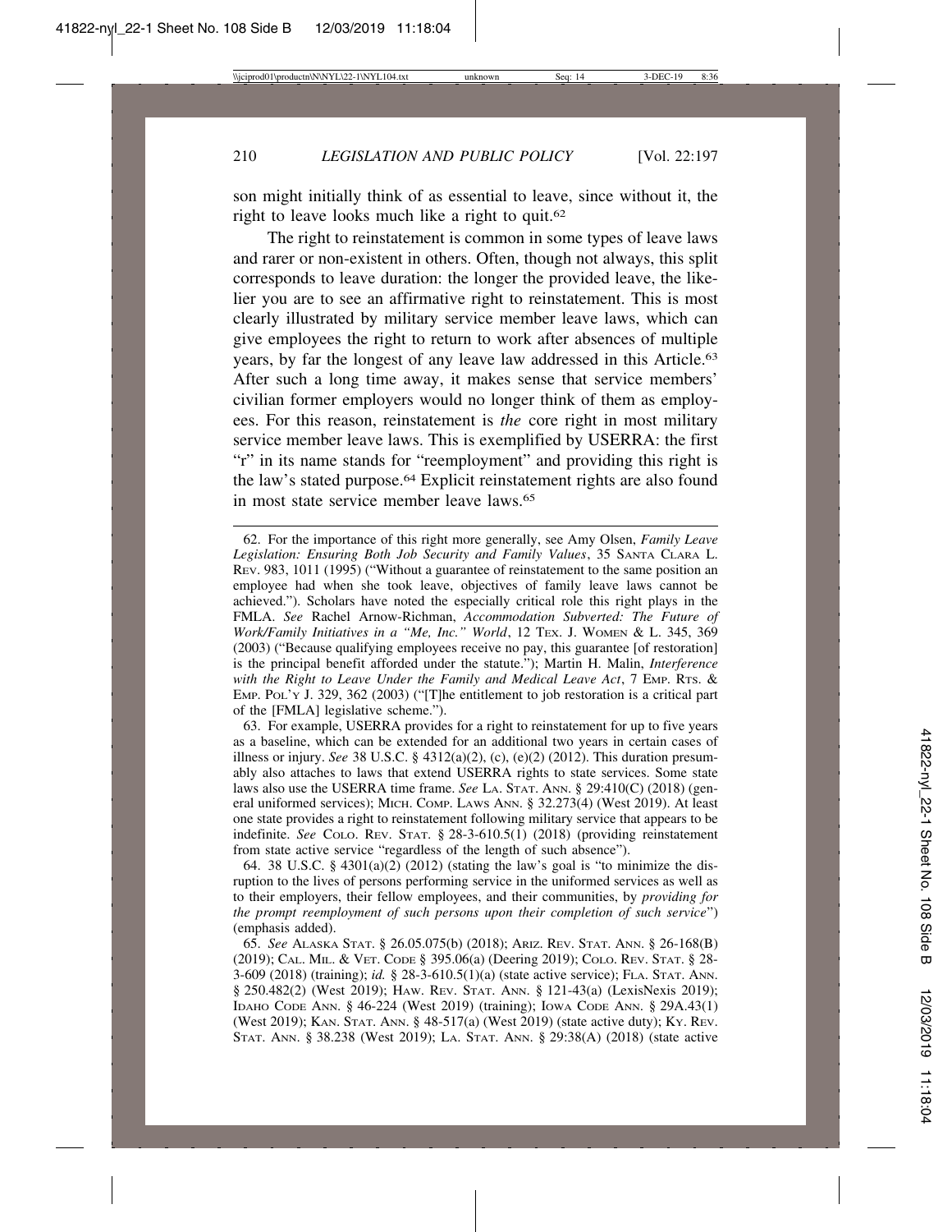son might initially think of as essential to leave, since without it, the right to leave looks much like a right to quit.[62]

The right to reinstatement is common in some types of leave laws and rarer or non-existent in others. Often, though not always, this split corresponds to leave duration: the longer the provided leave, the likelier you are to see an affirmative right to reinstatement. This is most clearly illustrated by military service member leave laws, which can give employees the right to return to work after absences of multiple years, by far the longest of any leave law addressed in this Article.[63] After such a long time away, it makes sense that service members' civilian former employers would no longer think of them as employees. For this reason, reinstatement is *the* core right in most military service member leave laws. This is exemplified by USERRA: the first "r" in its name stands for "reemployment" and providing this right is the law's stated purpose.[64] Explicit reinstatement rights are also found in most state service member leave laws.[65]

---

62. For the importance of this right more generally, see Amy Olsen, *Family Leave Legislation: Ensuring Both Job Security and Family Values*, 35 SANTA CLARA L. REV. 983, 1011 (1995) ("Without a guarantee of reinstatement to the same position an employee had when she took leave, objectives of family leave laws cannot be achieved."). Scholars have noted the especially critical role this right plays in the FMLA. *See* Rachel Arnow-Richman, *Accommodation Subverted: The Future of Work/Family Initiatives in a "Me, Inc." World*, 12 TEX. J. WOMEN & L. 345, 369 (2003) ("Because qualifying employees receive no pay, this guarantee [of restoration] is the principal benefit afforded under the statute."); Martin H. Malin, *Interference with the Right to Leave Under the Family and Medical Leave Act*, 7 EMP. RTS. & EMP. POL'Y J. 329, 362 (2003) ("[T]he entitlement to job restoration is a critical part of the [FMLA] legislative scheme.").

63. For example, USERRA provides for a right to reinstatement for up to five years as a baseline, which can be extended for an additional two years in certain cases of illness or injury. *See* 38 U.S.C. § 4312(a)(2), (c), (e)(2) (2012). This duration presumably also attaches to laws that extend USERRA rights to state services. Some state laws also use the USERRA time frame. *See* LA. STAT. ANN. § 29:410(C) (2018) (general uniformed services); MICH. COMP. LAWS ANN. § 32.273(4) (West 2019). At least one state provides a right to reinstatement following military service that appears to be indefinite. *See* COLO. REV. STAT. § 28-3-610.5(1) (2018) (providing reinstatement from state active service "regardless of the length of such absence").

64. 38 U.S.C. § 4301(a)(2) (2012) (stating the law's goal is "to minimize the disruption to the lives of persons performing service in the uniformed services as well as to their employers, their fellow employees, and their communities, by *providing for the prompt reemployment of such persons upon their completion of such service*") (emphasis added).

65. *See* ALASKA STAT. § 26.05.075(b) (2018); ARIZ. REV. STAT. ANN. § 26-168(B) (2019); CAL. MIL. & VET. CODE § 395.06(a) (Deering 2019); COLO. REV. STAT. § 28-3-609 (2018) (training); *id.* § 28-3-610.5(1)(a) (state active service); FLA. STAT. ANN. § 250.482(2) (West 2019); HAW. REV. STAT. ANN. § 121-43(a) (LexisNexis 2019); IDAHO CODE ANN. § 46-224 (West 2019) (training); IOWA CODE ANN. § 29A.43(1) (West 2019); KAN. STAT. ANN. § 48-517(a) (West 2019) (state active duty); KY. REV. STAT. ANN. § 38.238 (West 2019); LA. STAT. ANN. § 29:38(A) (2018) (state active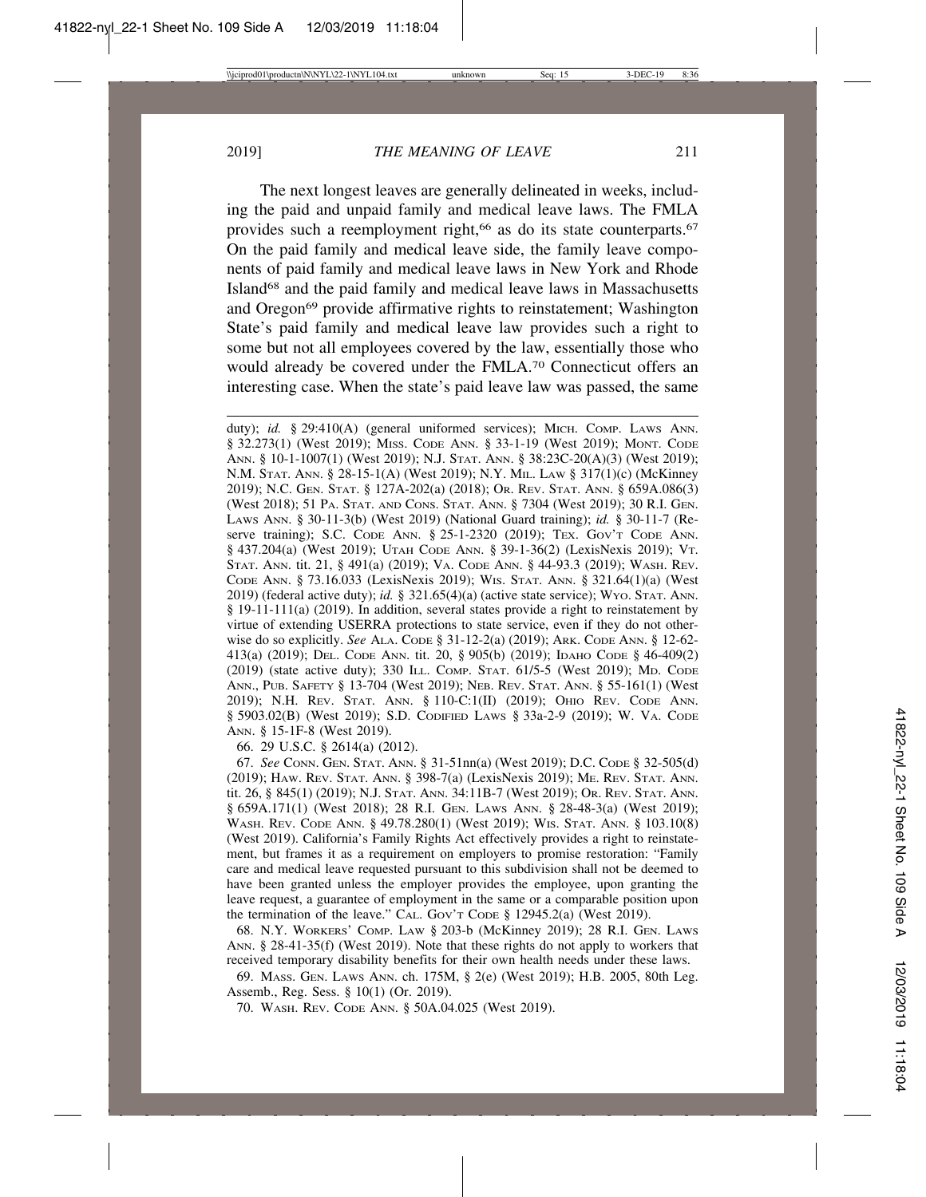The next longest leaves are generally delineated in weeks, including the paid and unpaid family and medical leave laws. The FMLA provides such a reemployment right,[66] as do its state counterparts.[67] On the paid family and medical leave side, the family leave components of paid family and medical leave laws in New York and Rhode Island[68] and the paid family and medical leave laws in Massachusetts and Oregon[69] provide affirmative rights to reinstatement; Washington State's paid family and medical leave law provides such a right to some but not all employees covered by the law, essentially those who would already be covered under the FMLA.[70] Connecticut offers an interesting case. When the state's paid leave law was passed, the same

---

duty); *id.* § 29:410(A) (general uniformed services); MICH. COMP. LAWS ANN. § 32.273(1) (West 2019); MISS. CODE ANN. § 33-1-19 (West 2019); MONT. CODE ANN. § 10-1-1007(1) (West 2019); N.J. STAT. ANN. § 38:23C-20(A)(3) (West 2019); N.M. STAT. ANN. § 28-15-1(A) (West 2019); N.Y. MIL. LAW § 317(1)(c) (McKinney 2019); N.C. GEN. STAT. § 127A-202(a) (2018); OR. REV. STAT. ANN. § 659A.086(3) (West 2018); 51 PA. STAT. AND CONS. STAT. ANN. § 7304 (West 2019); 30 R.I. GEN. LAWS ANN. § 30-11-3(b) (West 2019) (National Guard training); *id.* § 30-11-7 (Reserve training); S.C. CODE ANN. § 25-1-2320 (2019); TEX. GOV'T CODE ANN. § 437.204(a) (West 2019); UTAH CODE ANN. § 39-1-36(2) (LexisNexis 2019); VT. STAT. ANN. tit. 21, § 491(a) (2019); VA. CODE ANN. § 44-93.3 (2019); WASH. REV. CODE ANN. § 73.16.033 (LexisNexis 2019); WIS. STAT. ANN. § 321.64(1)(a) (West 2019) (federal active duty); *id.* § 321.65(4)(a) (active state service); WYO. STAT. ANN. § 19-11-111(a) (2019). In addition, several states provide a right to reinstatement by virtue of extending USERRA protections to state service, even if they do not otherwise do so explicitly. *See* ALA. CODE § 31-12-2(a) (2019); ARK. CODE ANN. § 12-62-413(a) (2019); DEL. CODE ANN. tit. 20, § 905(b) (2019); IDAHO CODE § 46-409(2) (2019) (state active duty); 330 ILL. COMP. STAT. 61/5-5 (West 2019); MD. CODE ANN., PUB. SAFETY § 13-704 (West 2019); NEB. REV. STAT. ANN. § 55-161(1) (West 2019); N.H. REV. STAT. ANN. § 110-C:1(II) (2019); OHIO REV. CODE ANN. § 5903.02(B) (West 2019); S.D. CODIFIED LAWS § 33a-2-9 (2019); W. VA. CODE ANN. § 15-1F-8 (West 2019).

66. 29 U.S.C. § 2614(a) (2012).

67. *See* CONN. GEN. STAT. ANN. § 31-51nn(a) (West 2019); D.C. CODE § 32-505(d) (2019); HAW. REV. STAT. ANN. § 398-7(a) (LexisNexis 2019); ME. REV. STAT. ANN. tit. 26, § 845(1) (2019); N.J. STAT. ANN. 34:11B-7 (West 2019); OR. REV. STAT. ANN. § 659A.171(1) (West 2018); 28 R.I. GEN. LAWS ANN. § 28-48-3(a) (West 2019); WASH. REV. CODE ANN. § 49.78.280(1) (West 2019); WIS. STAT. ANN. § 103.10(8) (West 2019). California's Family Rights Act effectively provides a right to reinstatement, but frames it as a requirement on employers to promise restoration: "Family care and medical leave requested pursuant to this subdivision shall not be deemed to have been granted unless the employer provides the employee, upon granting the leave request, a guarantee of employment in the same or a comparable position upon the termination of the leave." CAL. GOV'T CODE § 12945.2(a) (West 2019).

68. N.Y. WORKERS' COMP. LAW § 203-b (McKinney 2019); 28 R.I. GEN. LAWS ANN. § 28-41-35(f) (West 2019). Note that these rights do not apply to workers that received temporary disability benefits for their own health needs under these laws.

69. MASS. GEN. LAWS ANN. ch. 175M, § 2(e) (West 2019); H.B. 2005, 80th Leg. Assemb., Reg. Sess. § 10(1) (Or. 2019).

70. WASH. REV. CODE ANN. § 50A.04.025 (West 2019).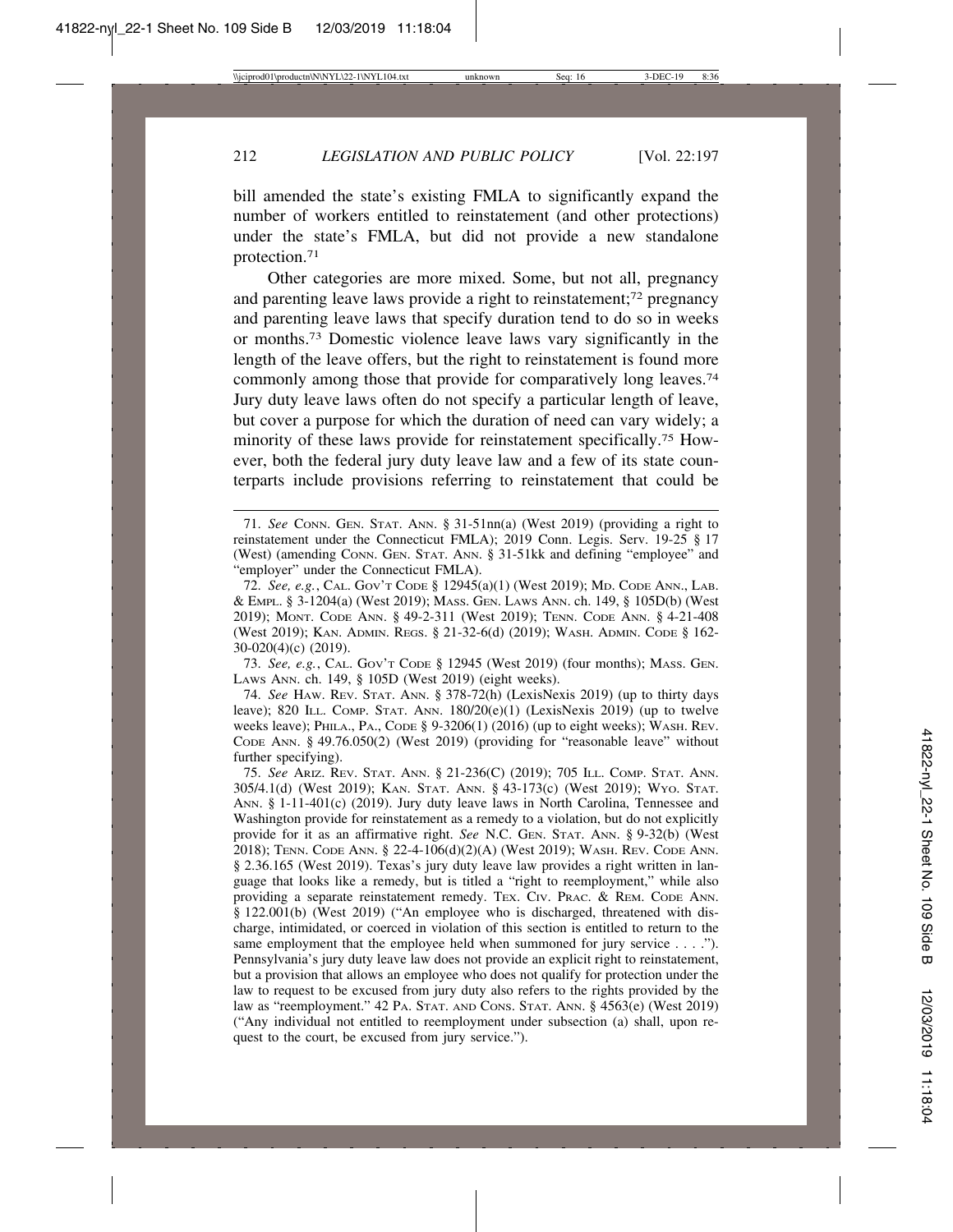bill amended the state's existing FMLA to significantly expand the number of workers entitled to reinstatement (and other protections) under the state's FMLA, but did not provide a new standalone protection.[71]

Other categories are more mixed. Some, but not all, pregnancy and parenting leave laws provide a right to reinstatement;[72] pregnancy and parenting leave laws that specify duration tend to do so in weeks or months.[73] Domestic violence leave laws vary significantly in the length of the leave offers, but the right to reinstatement is found more commonly among those that provide for comparatively long leaves.[74] Jury duty leave laws often do not specify a particular length of leave, but cover a purpose for which the duration of need can vary widely; a minority of these laws provide for reinstatement specifically.[75] However, both the federal jury duty leave law and a few of its state counterparts include provisions referring to reinstatement that could be

---

71. *See* CONN. GEN. STAT. ANN. § 31-51nn(a) (West 2019) (providing a right to reinstatement under the Connecticut FMLA); 2019 Conn. Legis. Serv. 19-25 § 17 (West) (amending CONN. GEN. STAT. ANN. § 31-51kk and defining "employee" and "employer" under the Connecticut FMLA).

72. *See, e.g.*, CAL. GOV'T CODE § 12945(a)(1) (West 2019); MD. CODE ANN., LAB. & EMPL. § 3-1204(a) (West 2019); MASS. GEN. LAWS ANN. ch. 149, § 105D(b) (West 2019); MONT. CODE ANN. § 49-2-311 (West 2019); TENN. CODE ANN. § 4-21-408 (West 2019); KAN. ADMIN. REGS. § 21-32-6(d) (2019); WASH. ADMIN. CODE § 162-30-020(4)(c) (2019).

73. *See, e.g.*, CAL. GOV'T CODE § 12945 (West 2019) (four months); MASS. GEN. LAWS ANN. ch. 149, § 105D (West 2019) (eight weeks).

74. *See* HAW. REV. STAT. ANN. § 378-72(h) (LexisNexis 2019) (up to thirty days leave); 820 ILL. COMP. STAT. ANN. 180/20(e)(1) (LexisNexis 2019) (up to twelve weeks leave); PHILA., PA., CODE § 9-3206(1) (2016) (up to eight weeks); WASH. REV. CODE ANN. § 49.76.050(2) (West 2019) (providing for "reasonable leave" without further specifying).

75. *See* ARIZ. REV. STAT. ANN. § 21-236(C) (2019); 705 ILL. COMP. STAT. ANN. 305/4.1(d) (West 2019); KAN. STAT. ANN. § 43-173(c) (West 2019); WYO. STAT. ANN. § 1-11-401(c) (2019). Jury duty leave laws in North Carolina, Tennessee and Washington provide for reinstatement as a remedy to a violation, but do not explicitly provide for it as an affirmative right. *See* N.C. GEN. STAT. ANN. § 9-32(b) (West 2018); TENN. CODE ANN. § 22-4-106(d)(2)(A) (West 2019); WASH. REV. CODE ANN. § 2.36.165 (West 2019). Texas's jury duty leave law provides a right written in language that looks like a remedy, but is titled a "right to reemployment," while also providing a separate reinstatement remedy. TEX. CIV. PRAC. & REM. CODE ANN. § 122.001(b) (West 2019) ("An employee who is discharged, threatened with discharge, intimidated, or coerced in violation of this section is entitled to return to the same employment that the employee held when summoned for jury service . . . ."). Pennsylvania's jury duty leave law does not provide an explicit right to reinstatement, but a provision that allows an employee who does not qualify for protection under the law to request to be excused from jury duty also refers to the rights provided by the law as "reemployment." 42 PA. STAT. AND CONS. STAT. ANN. § 4563(e) (West 2019) ("Any individual not entitled to reemployment under subsection (a) shall, upon request to the court, be excused from jury service.").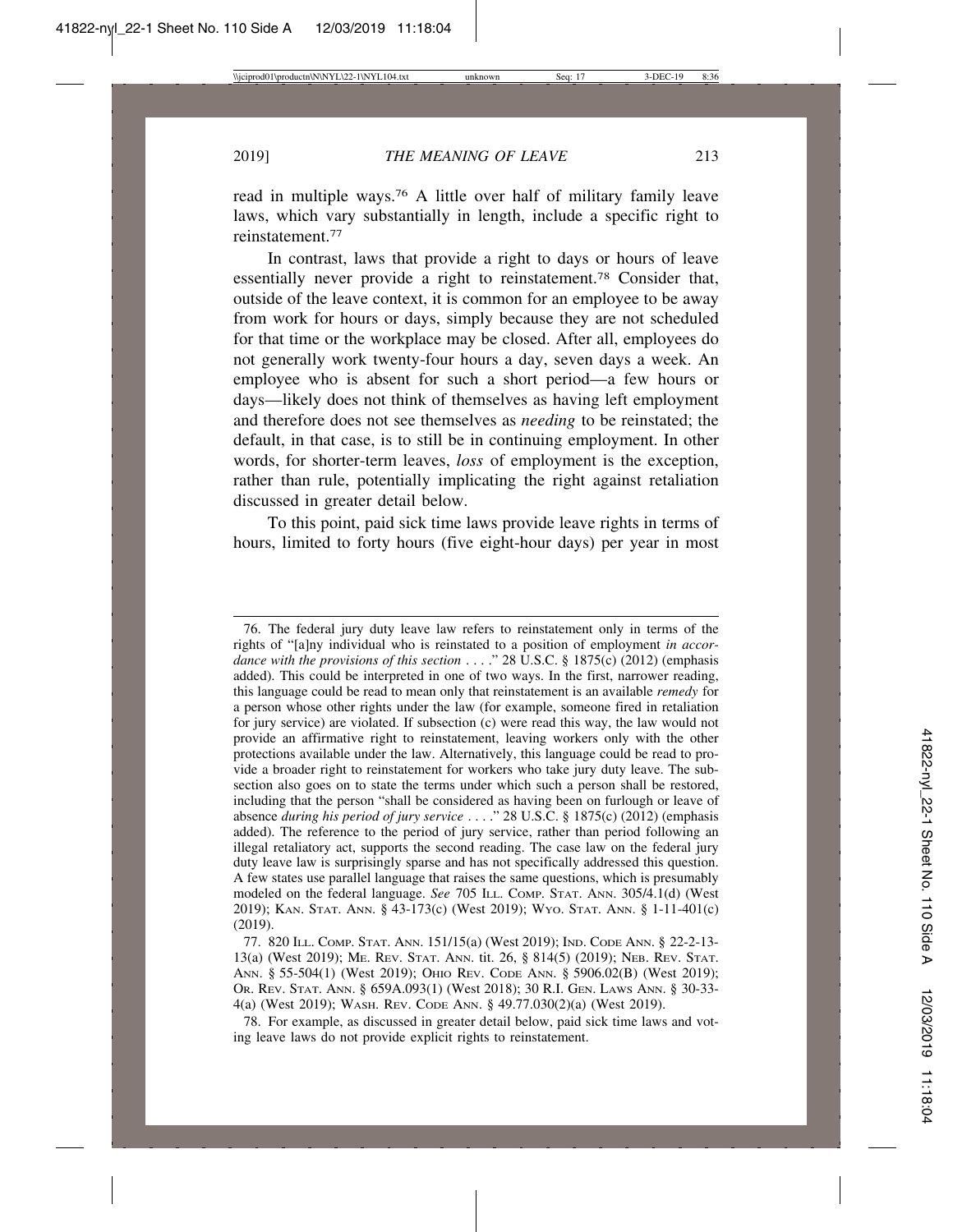read in multiple ways.[76] A little over half of military family leave laws, which vary substantially in length, include a specific right to reinstatement.[77]

In contrast, laws that provide a right to days or hours of leave essentially never provide a right to reinstatement.[78] Consider that, outside of the leave context, it is common for an employee to be away from work for hours or days, simply because they are not scheduled for that time or the workplace may be closed. After all, employees do not generally work twenty-four hours a day, seven days a week. An employee who is absent for such a short period—a few hours or days—likely does not think of themselves as having left employment and therefore does not see themselves as *needing* to be reinstated; the default, in that case, is to still be in continuing employment. In other words, for shorter-term leaves, *loss* of employment is the exception, rather than rule, potentially implicating the right against retaliation discussed in greater detail below.

To this point, paid sick time laws provide leave rights in terms of hours, limited to forty hours (five eight-hour days) per year in most

---

76. The federal jury duty leave law refers to reinstatement only in terms of the rights of "[a]ny individual who is reinstated to a position of employment *in accordance with the provisions of this section* . . . ." 28 U.S.C. § 1875(c) (2012) (emphasis added). This could be interpreted in one of two ways. In the first, narrower reading, this language could be read to mean only that reinstatement is an available *remedy* for a person whose other rights under the law (for example, someone fired in retaliation for jury service) are violated. If subsection (c) were read this way, the law would not provide an affirmative right to reinstatement, leaving workers only with the other protections available under the law. Alternatively, this language could be read to provide a broader right to reinstatement for workers who take jury duty leave. The subsection also goes on to state the terms under which such a person shall be restored, including that the person "shall be considered as having been on furlough or leave of absence *during his period of jury service* . . . ." 28 U.S.C. § 1875(c) (2012) (emphasis added). The reference to the period of jury service, rather than period following an illegal retaliatory act, supports the second reading. The case law on the federal jury duty leave law is surprisingly sparse and has not specifically addressed this question. A few states use parallel language that raises the same questions, which is presumably modeled on the federal language. *See* 705 ILL. COMP. STAT. ANN. 305/4.1(d) (West 2019); KAN. STAT. ANN. § 43-173(c) (West 2019); WYO. STAT. ANN. § 1-11-401(c) (2019).

77. 820 ILL. COMP. STAT. ANN. 151/15(a) (West 2019); IND. CODE ANN. § 22-2-13-13(a) (West 2019); ME. REV. STAT. ANN. tit. 26, § 814(5) (2019); NEB. REV. STAT. ANN. § 55-504(1) (West 2019); OHIO REV. CODE ANN. § 5906.02(B) (West 2019); OR. REV. STAT. ANN. § 659A.093(1) (West 2018); 30 R.I. GEN. LAWS ANN. § 30-33-4(a) (West 2019); WASH. REV. CODE ANN. § 49.77.030(2)(a) (West 2019).

78. For example, as discussed in greater detail below, paid sick time laws and voting leave laws do not provide explicit rights to reinstatement.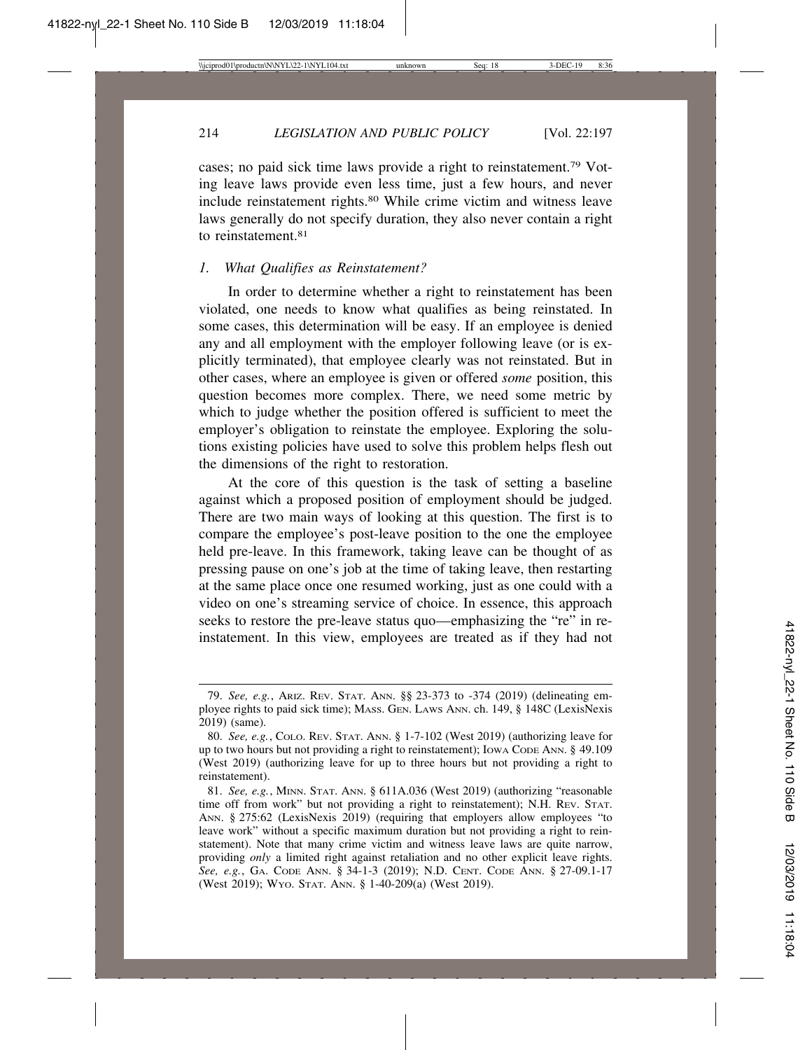cases; no paid sick time laws provide a right to reinstatement.[79] Voting leave laws provide even less time, just a few hours, and never include reinstatement rights.[80] While crime victim and witness leave laws generally do not specify duration, they also never contain a right to reinstatement.[81]

### *1. What Qualifies as Reinstatement?*

In order to determine whether a right to reinstatement has been violated, one needs to know what qualifies as being reinstated. In some cases, this determination will be easy. If an employee is denied any and all employment with the employer following leave (or is explicitly terminated), that employee clearly was not reinstated. But in other cases, where an employee is given or offered *some* position, this question becomes more complex. There, we need some metric by which to judge whether the position offered is sufficient to meet the employer's obligation to reinstate the employee. Exploring the solutions existing policies have used to solve this problem helps flesh out the dimensions of the right to restoration.

At the core of this question is the task of setting a baseline against which a proposed position of employment should be judged. There are two main ways of looking at this question. The first is to compare the employee's post-leave position to the one the employee held pre-leave. In this framework, taking leave can be thought of as pressing pause on one's job at the time of taking leave, then restarting at the same place once one resumed working, just as one could with a video on one's streaming service of choice. In essence, this approach seeks to restore the pre-leave status quo—emphasizing the "re" in reinstatement. In this view, employees are treated as if they had not

---

79. *See, e.g.*, ARIZ. REV. STAT. ANN. §§ 23-373 to -374 (2019) (delineating employee rights to paid sick time); MASS. GEN. LAWS ANN. ch. 149, § 148C (LexisNexis 2019) (same).

80. *See, e.g.*, COLO. REV. STAT. ANN. § 1-7-102 (West 2019) (authorizing leave for up to two hours but not providing a right to reinstatement); IOWA CODE ANN. § 49.109 (West 2019) (authorizing leave for up to three hours but not providing a right to reinstatement).

81. *See, e.g.*, MINN. STAT. ANN. § 611A.036 (West 2019) (authorizing "reasonable time off from work" but not providing a right to reinstatement); N.H. REV. STAT. ANN. § 275:62 (LexisNexis 2019) (requiring that employers allow employees "to leave work" without a specific maximum duration but not providing a right to reinstatement). Note that many crime victim and witness leave laws are quite narrow, providing *only* a limited right against retaliation and no other explicit leave rights. *See, e.g.*, GA. CODE ANN. § 34-1-3 (2019); N.D. CENT. CODE ANN. § 27-09.1-17 (West 2019); WYO. STAT. ANN. § 1-40-209(a) (West 2019).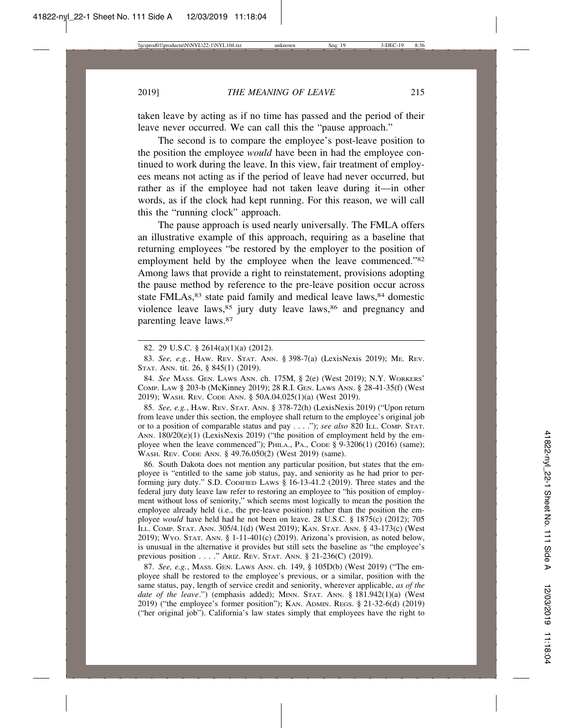taken leave by acting as if no time has passed and the period of their leave never occurred. We can call this the "pause approach."

The second is to compare the employee's post-leave position to the position the employee *would* have been in had the employee continued to work during the leave. In this view, fair treatment of employees means not acting as if the period of leave had never occurred, but rather as if the employee had not taken leave during it—in other words, as if the clock had kept running. For this reason, we will call this the "running clock" approach.

The pause approach is used nearly universally. The FMLA offers an illustrative example of this approach, requiring as a baseline that returning employees "be restored by the employer to the position of employment held by the employee when the leave commenced."[82] Among laws that provide a right to reinstatement, provisions adopting the pause method by reference to the pre-leave position occur across state FMLAs,[83] state paid family and medical leave laws,[84] domestic violence leave laws,[85] jury duty leave laws,[86] and pregnancy and parenting leave laws.[87]

---

82. 29 U.S.C. § 2614(a)(1)(a) (2012).

83. *See, e.g.*, HAW. REV. STAT. ANN. § 398-7(a) (LexisNexis 2019); ME. REV. STAT. ANN. tit. 26, § 845(1) (2019).

84. *See* MASS. GEN. LAWS ANN. ch. 175M, § 2(e) (West 2019); N.Y. WORKERS' COMP. LAW § 203-b (McKinney 2019); 28 R.I. GEN. LAWS ANN. § 28-41-35(f) (West 2019); WASH. REV. CODE ANN. § 50A.04.025(1)(a) (West 2019).

85. *See, e.g.*, HAW. REV. STAT. ANN. § 378-72(h) (LexisNexis 2019) ("Upon return from leave under this section, the employee shall return to the employee's original job or to a position of comparable status and pay . . . ."); *see also* 820 ILL. COMP. STAT. ANN. 180/20(e)(1) (LexisNexis 2019) ("the position of employment held by the employee when the leave commenced"); PHILA., PA., CODE § 9-3206(1) (2016) (same); WASH. REV. CODE ANN. § 49.76.050(2) (West 2019) (same).

86. South Dakota does not mention any particular position, but states that the employee is "entitled to the same job status, pay, and seniority as he had prior to performing jury duty." S.D. CODIFIED LAWS § 16-13-41.2 (2019). Three states and the federal jury duty leave law refer to restoring an employee to "his position of employment without loss of seniority," which seems most logically to mean the position the employee already held (i.e., the pre-leave position) rather than the position the employee *would* have held had he not been on leave. 28 U.S.C. § 1875(c) (2012); 705 ILL. COMP. STAT. ANN. 305/4.1(d) (West 2019); KAN. STAT. ANN. § 43-173(c) (West 2019); WYO. STAT. ANN. § 1-11-401(c) (2019). Arizona's provision, as noted below, is unusual in the alternative it provides but still sets the baseline as "the employee's previous position . . . ." ARIZ. REV. STAT. ANN. § 21-236(C) (2019).

87. *See, e.g.*, MASS. GEN. LAWS ANN. ch. 149, § 105D(b) (West 2019) ("The employee shall be restored to the employee's previous, or a similar, position with the same status, pay, length of service credit and seniority, wherever applicable, *as of the date of the leave*.") (emphasis added); MINN. STAT. ANN. § 181.942(1)(a) (West 2019) ("the employee's former position"); KAN. ADMIN. REGS. § 21-32-6(d) (2019) ("her original job"). California's law states simply that employees have the right to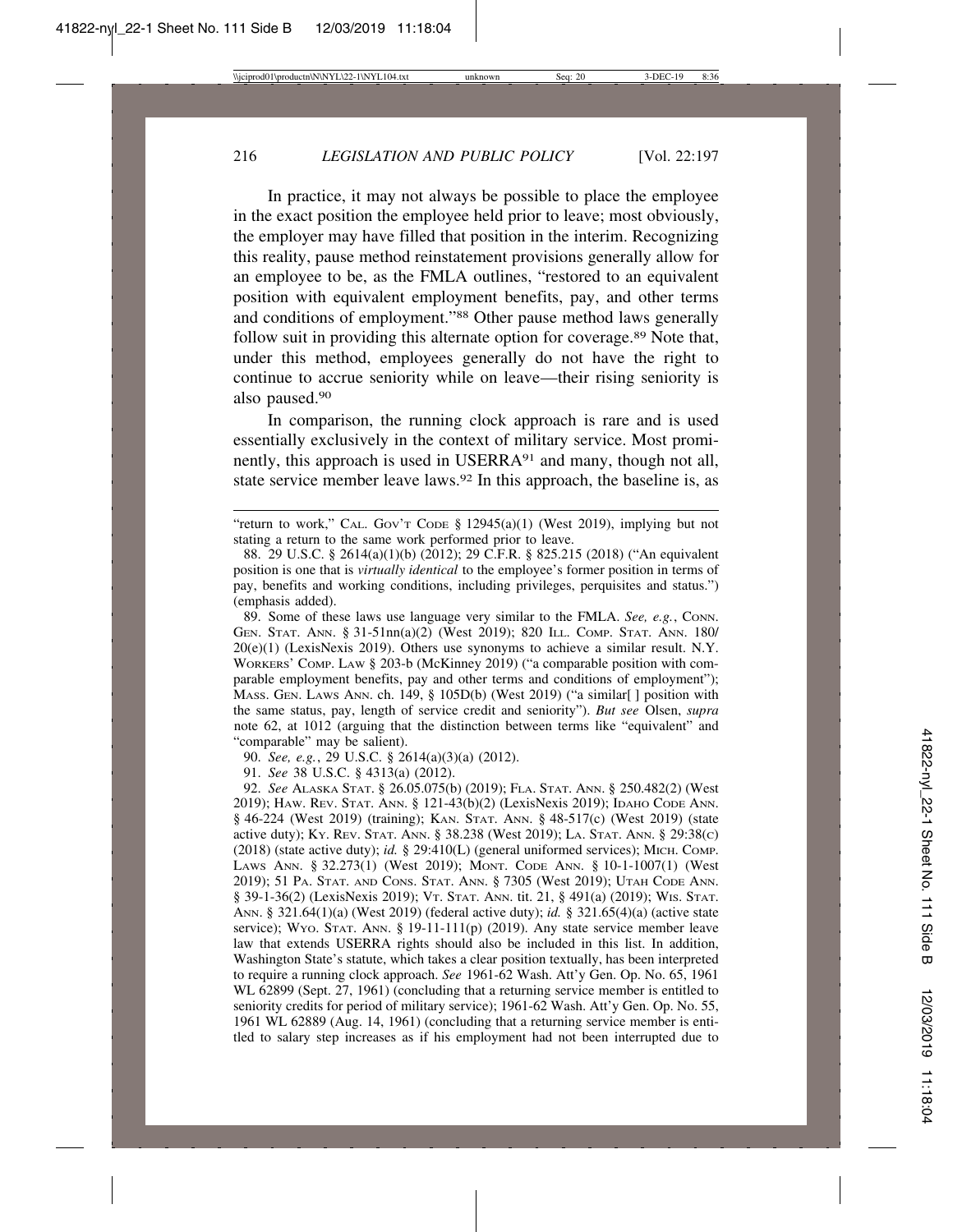In practice, it may not always be possible to place the employee in the exact position the employee held prior to leave; most obviously, the employer may have filled that position in the interim. Recognizing this reality, pause method reinstatement provisions generally allow for an employee to be, as the FMLA outlines, "restored to an equivalent position with equivalent employment benefits, pay, and other terms and conditions of employment."[88] Other pause method laws generally follow suit in providing this alternate option for coverage.[89] Note that, under this method, employees generally do not have the right to continue to accrue seniority while on leave—their rising seniority is also paused.[90]

In comparison, the running clock approach is rare and is used essentially exclusively in the context of military service. Most prominently, this approach is used in USERRA[91] and many, though not all, state service member leave laws.[92] In this approach, the baseline is, as

---

"return to work," CAL. GOV'T CODE § 12945(a)(1) (West 2019), implying but not stating a return to the same work performed prior to leave.

88. 29 U.S.C. § 2614(a)(1)(b) (2012); 29 C.F.R. § 825.215 (2018) ("An equivalent position is one that is *virtually identical* to the employee's former position in terms of pay, benefits and working conditions, including privileges, perquisites and status.") (emphasis added).

89. Some of these laws use language very similar to the FMLA. *See, e.g.*, CONN. GEN. STAT. ANN. § 31-51nn(a)(2) (West 2019); 820 ILL. COMP. STAT. ANN. 180/20(e)(1) (LexisNexis 2019). Others use synonyms to achieve a similar result. N.Y. WORKERS' COMP. LAW § 203-b (McKinney 2019) ("a comparable position with comparable employment benefits, pay and other terms and conditions of employment"); MASS. GEN. LAWS ANN. ch. 149, § 105D(b) (West 2019) ("a similar[ ] position with the same status, pay, length of service credit and seniority"). *But see* Olsen, *supra* note 62, at 1012 (arguing that the distinction between terms like "equivalent" and "comparable" may be salient).

90. *See, e.g.*, 29 U.S.C. § 2614(a)(3)(a) (2012).

91. *See* 38 U.S.C. § 4313(a) (2012).

92. *See* ALASKA STAT. § 26.05.075(b) (2019); FLA. STAT. ANN. § 250.482(2) (West 2019); HAW. REV. STAT. ANN. § 121-43(b)(2) (LexisNexis 2019); IDAHO CODE ANN. § 46-224 (West 2019) (training); KAN. STAT. ANN. § 48-517(c) (West 2019) (state active duty); KY. REV. STAT. ANN. § 38.238 (West 2019); LA. STAT. ANN. § 29:38(c) (2018) (state active duty); *id.* § 29:410(L) (general uniformed services); MICH. COMP. LAWS ANN. § 32.273(1) (West 2019); MONT. CODE ANN. § 10-1-1007(1) (West 2019); 51 PA. STAT. AND CONS. STAT. ANN. § 7305 (West 2019); UTAH CODE ANN. § 39-1-36(2) (LexisNexis 2019); VT. STAT. ANN. tit. 21, § 491(a) (2019); WIS. STAT. ANN. § 321.64(1)(a) (West 2019) (federal active duty); *id.* § 321.65(4)(a) (active state service); WYO. STAT. ANN. § 19-11-111(p) (2019). Any state service member leave law that extends USERRA rights should also be included in this list. In addition, Washington State's statute, which takes a clear position textually, has been interpreted to require a running clock approach. *See* 1961-62 Wash. Att'y Gen. Op. No. 65, 1961 WL 62899 (Sept. 27, 1961) (concluding that a returning service member is entitled to seniority credits for period of military service); 1961-62 Wash. Att'y Gen. Op. No. 55, 1961 WL 62889 (Aug. 14, 1961) (concluding that a returning service member is entitled to salary step increases as if his employment had not been interrupted due to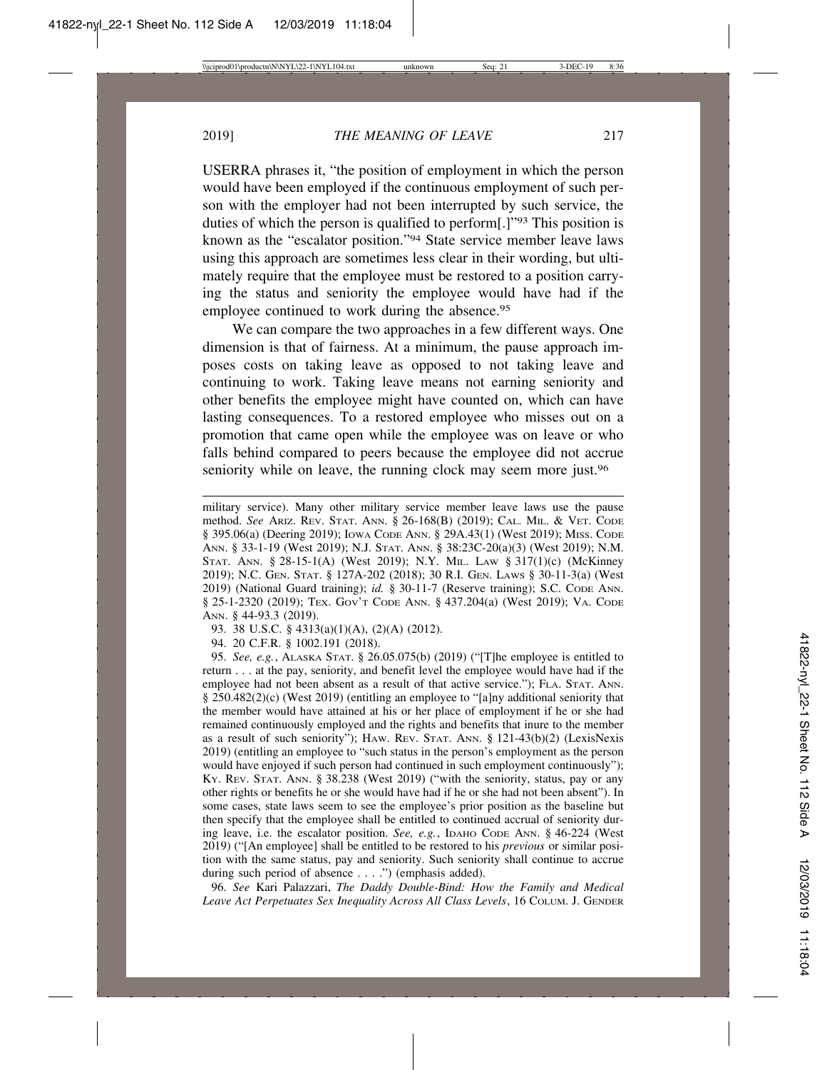USERRA phrases it, "the position of employment in which the person would have been employed if the continuous employment of such person with the employer had not been interrupted by such service, the duties of which the person is qualified to perform[.]"[93] This position is known as the "escalator position."[94] State service member leave laws using this approach are sometimes less clear in their wording, but ultimately require that the employee must be restored to a position carrying the status and seniority the employee would have had if the employee continued to work during the absence.[95]

We can compare the two approaches in a few different ways. One dimension is that of fairness. At a minimum, the pause approach imposes costs on taking leave as opposed to not taking leave and continuing to work. Taking leave means not earning seniority and other benefits the employee might have counted on, which can have lasting consequences. To a restored employee who misses out on a promotion that came open while the employee was on leave or who falls behind compared to peers because the employee did not accrue seniority while on leave, the running clock may seem more just.[96]

---

military service). Many other military service member leave laws use the pause method. *See* ARIZ. REV. STAT. ANN. § 26-168(B) (2019); CAL. MIL. & VET. CODE § 395.06(a) (Deering 2019); IOWA CODE ANN. § 29A.43(1) (West 2019); MISS. CODE ANN. § 33-1-19 (West 2019); N.J. STAT. ANN. § 38:23C-20(a)(3) (West 2019); N.M. STAT. ANN. § 28-15-1(A) (West 2019); N.Y. MIL. LAW § 317(1)(c) (McKinney 2019); N.C. GEN. STAT. § 127A-202 (2018); 30 R.I. GEN. LAWS § 30-11-3(a) (West 2019) (National Guard training); *id.* § 30-11-7 (Reserve training); S.C. CODE ANN. § 25-1-2320 (2019); TEX. GOV'T CODE ANN. § 437.204(a) (West 2019); VA. CODE ANN. § 44-93.3 (2019).

93. 38 U.S.C. § 4313(a)(1)(A), (2)(A) (2012).

94. 20 C.F.R. § 1002.191 (2018).

95. *See, e.g.*, ALASKA STAT. § 26.05.075(b) (2019) ("[T]he employee is entitled to return . . . at the pay, seniority, and benefit level the employee would have had if the employee had not been absent as a result of that active service."); FLA. STAT. ANN. § 250.482(2)(c) (West 2019) (entitling an employee to "[a]ny additional seniority that the member would have attained at his or her place of employment if he or she had remained continuously employed and the rights and benefits that inure to the member as a result of such seniority"); HAW. REV. STAT. ANN. § 121-43(b)(2) (LexisNexis 2019) (entitling an employee to "such status in the person's employment as the person would have enjoyed if such person had continued in such employment continuously"); KY. REV. STAT. ANN. § 38.238 (West 2019) ("with the seniority, status, pay or any other rights or benefits he or she would have had if he or she had not been absent"). In some cases, state laws seem to see the employee's prior position as the baseline but then specify that the employee shall be entitled to continued accrual of seniority during leave, i.e. the escalator position. *See, e.g.*, IDAHO CODE ANN. § 46-224 (West 2019) ("[An employee] shall be entitled to be restored to his *previous* or similar position with the same status, pay and seniority. Such seniority shall continue to accrue during such period of absence . . . .") (emphasis added).

96. *See* Kari Palazzari, *The Daddy Double-Bind: How the Family and Medical Leave Act Perpetuates Sex Inequality Across All Class Levels*, 16 COLUM. J. GENDER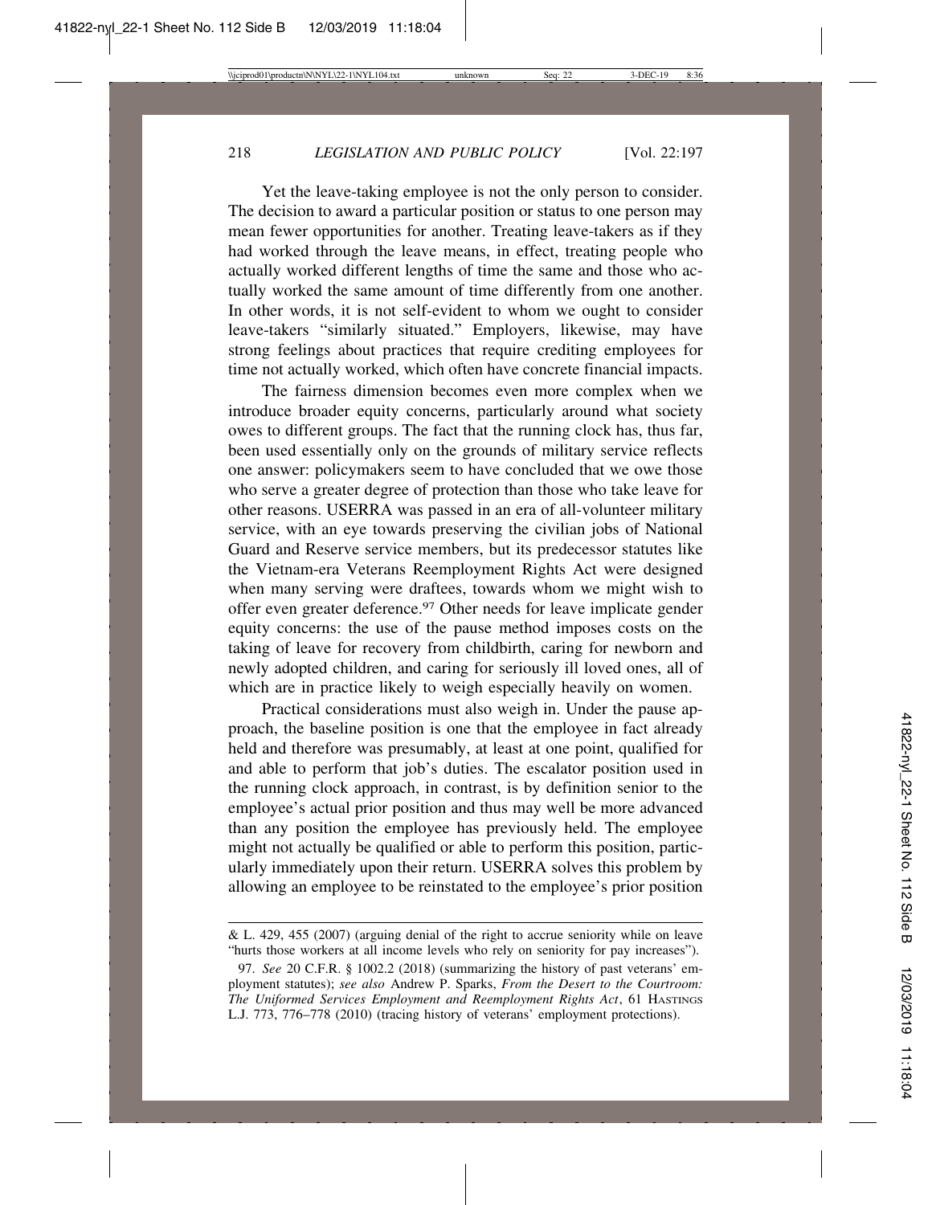Yet the leave-taking employee is not the only person to consider. The decision to award a particular position or status to one person may mean fewer opportunities for another. Treating leave-takers as if they had worked through the leave means, in effect, treating people who actually worked different lengths of time the same and those who actually worked the same amount of time differently from one another. In other words, it is not self-evident to whom we ought to consider leave-takers "similarly situated." Employers, likewise, may have strong feelings about practices that require crediting employees for time not actually worked, which often have concrete financial impacts.

The fairness dimension becomes even more complex when we introduce broader equity concerns, particularly around what society owes to different groups. The fact that the running clock has, thus far, been used essentially only on the grounds of military service reflects one answer: policymakers seem to have concluded that we owe those who serve a greater degree of protection than those who take leave for other reasons. USERRA was passed in an era of all-volunteer military service, with an eye towards preserving the civilian jobs of National Guard and Reserve service members, but its predecessor statutes like the Vietnam-era Veterans Reemployment Rights Act were designed when many serving were draftees, towards whom we might wish to offer even greater deference.[97] Other needs for leave implicate gender equity concerns: the use of the pause method imposes costs on the taking of leave for recovery from childbirth, caring for newborn and newly adopted children, and caring for seriously ill loved ones, all of which are in practice likely to weigh especially heavily on women.

Practical considerations must also weigh in. Under the pause approach, the baseline position is one that the employee in fact already held and therefore was presumably, at least at one point, qualified for and able to perform that job's duties. The escalator position used in the running clock approach, in contrast, is by definition senior to the employee's actual prior position and thus may well be more advanced than any position the employee has previously held. The employee might not actually be qualified or able to perform this position, particularly immediately upon their return. USERRA solves this problem by allowing an employee to be reinstated to the employee's prior position

---

& L. 429, 455 (2007) (arguing denial of the right to accrue seniority while on leave "hurts those workers at all income levels who rely on seniority for pay increases").

97. *See* 20 C.F.R. § 1002.2 (2018) (summarizing the history of past veterans' employment statutes); *see also* Andrew P. Sparks, *From the Desert to the Courtroom: The Uniformed Services Employment and Reemployment Rights Act*, 61 HASTINGS L.J. 773, 776–778 (2010) (tracing history of veterans' employment protections).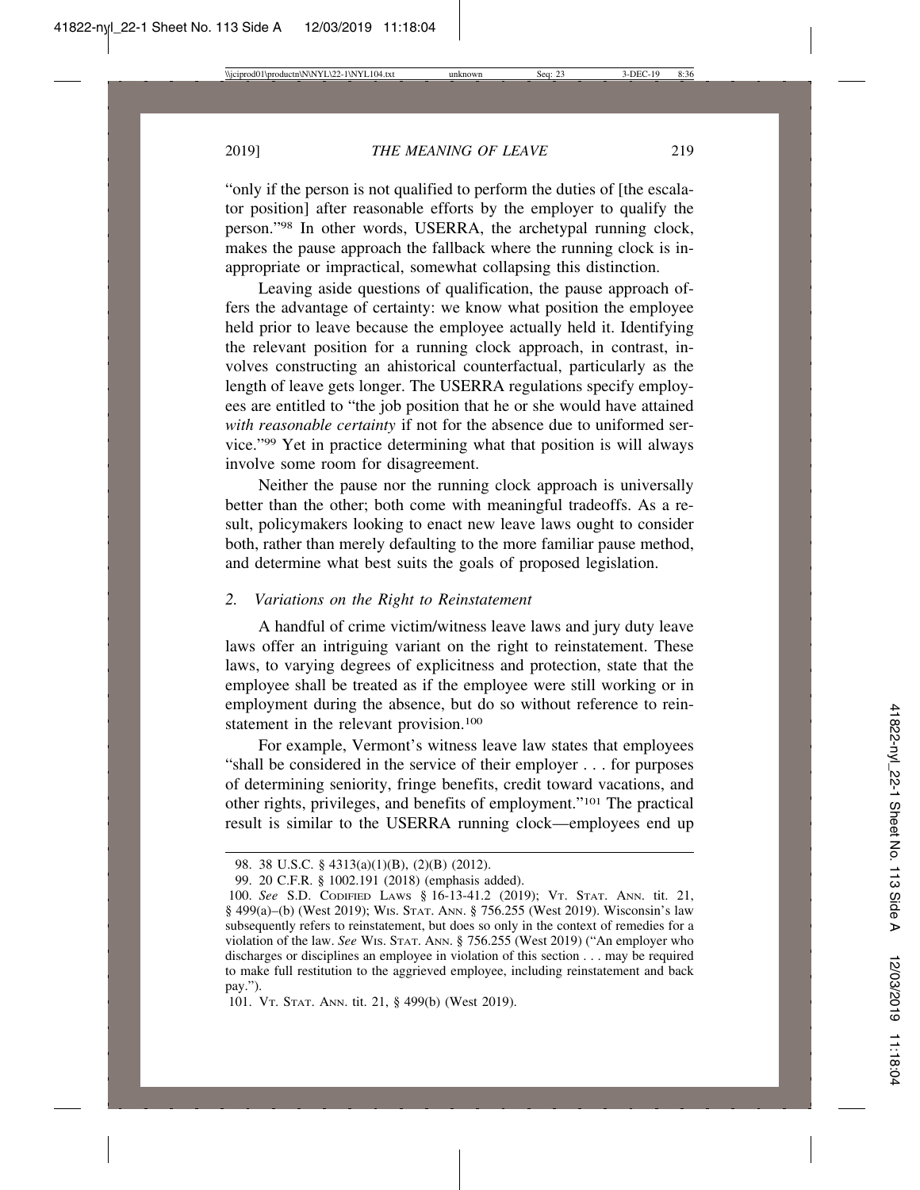"only if the person is not qualified to perform the duties of [the escalator position] after reasonable efforts by the employer to qualify the person."[98] In other words, USERRA, the archetypal running clock, makes the pause approach the fallback where the running clock is inappropriate or impractical, somewhat collapsing this distinction.

Leaving aside questions of qualification, the pause approach offers the advantage of certainty: we know what position the employee held prior to leave because the employee actually held it. Identifying the relevant position for a running clock approach, in contrast, involves constructing an ahistorical counterfactual, particularly as the length of leave gets longer. The USERRA regulations specify employees are entitled to "the job position that he or she would have attained *with reasonable certainty* if not for the absence due to uniformed service."[99] Yet in practice determining what that position is will always involve some room for disagreement.

Neither the pause nor the running clock approach is universally better than the other; both come with meaningful tradeoffs. As a result, policymakers looking to enact new leave laws ought to consider both, rather than merely defaulting to the more familiar pause method, and determine what best suits the goals of proposed legislation.

### *2. Variations on the Right to Reinstatement*

A handful of crime victim/witness leave laws and jury duty leave laws offer an intriguing variant on the right to reinstatement. These laws, to varying degrees of explicitness and protection, state that the employee shall be treated as if the employee were still working or in employment during the absence, but do so without reference to reinstatement in the relevant provision.[100]

For example, Vermont's witness leave law states that employees "shall be considered in the service of their employer . . . for purposes of determining seniority, fringe benefits, credit toward vacations, and other rights, privileges, and benefits of employment."[101] The practical result is similar to the USERRA running clock—employees end up

---

98. 38 U.S.C. § 4313(a)(1)(B), (2)(B) (2012).

99. 20 C.F.R. § 1002.191 (2018) (emphasis added).

100. *See* S.D. CODIFIED LAWS § 16-13-41.2 (2019); VT. STAT. ANN. tit. 21, § 499(a)–(b) (West 2019); WIS. STAT. ANN. § 756.255 (West 2019). Wisconsin's law subsequently refers to reinstatement, but does so only in the context of remedies for a violation of the law. *See* WIS. STAT. ANN. § 756.255 (West 2019) ("An employer who discharges or disciplines an employee in violation of this section . . . may be required to make full restitution to the aggrieved employee, including reinstatement and back pay.").

101. VT. STAT. ANN. tit. 21, § 499(b) (West 2019).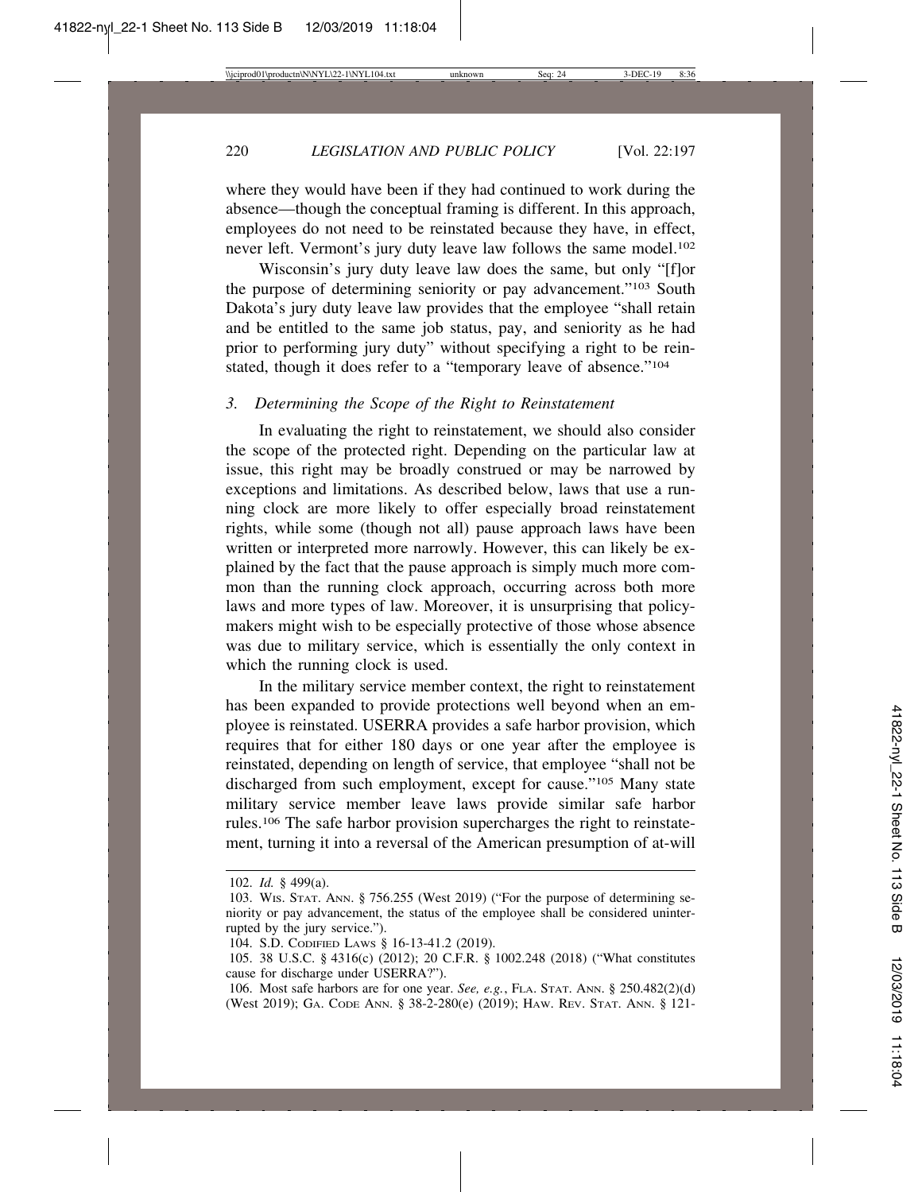where they would have been if they had continued to work during the absence—though the conceptual framing is different. In this approach, employees do not need to be reinstated because they have, in effect, never left. Vermont's jury duty leave law follows the same model.[102]

Wisconsin's jury duty leave law does the same, but only "[f]or the purpose of determining seniority or pay advancement."[103] South Dakota's jury duty leave law provides that the employee "shall retain and be entitled to the same job status, pay, and seniority as he had prior to performing jury duty" without specifying a right to be reinstated, though it does refer to a "temporary leave of absence."[104]

### *3. Determining the Scope of the Right to Reinstatement*

In evaluating the right to reinstatement, we should also consider the scope of the protected right. Depending on the particular law at issue, this right may be broadly construed or may be narrowed by exceptions and limitations. As described below, laws that use a running clock are more likely to offer especially broad reinstatement rights, while some (though not all) pause approach laws have been written or interpreted more narrowly. However, this can likely be explained by the fact that the pause approach is simply much more common than the running clock approach, occurring across both more laws and more types of law. Moreover, it is unsurprising that policymakers might wish to be especially protective of those whose absence was due to military service, which is essentially the only context in which the running clock is used.

In the military service member context, the right to reinstatement has been expanded to provide protections well beyond when an employee is reinstated. USERRA provides a safe harbor provision, which requires that for either 180 days or one year after the employee is reinstated, depending on length of service, that employee "shall not be discharged from such employment, except for cause."[105] Many state military service member leave laws provide similar safe harbor rules.[106] The safe harbor provision supercharges the right to reinstatement, turning it into a reversal of the American presumption of at-will

---

102. *Id.* § 499(a).

103. WIS. STAT. ANN. § 756.255 (West 2019) ("For the purpose of determining seniority or pay advancement, the status of the employee shall be considered uninterrupted by the jury service.").

104. S.D. CODIFIED LAWS § 16-13-41.2 (2019).

105. 38 U.S.C. § 4316(c) (2012); 20 C.F.R. § 1002.248 (2018) ("What constitutes cause for discharge under USERRA?").

106. Most safe harbors are for one year. *See, e.g.*, FLA. STAT. ANN. § 250.482(2)(d) (West 2019); GA. CODE ANN. § 38-2-280(e) (2019); HAW. REV. STAT. ANN. § 121-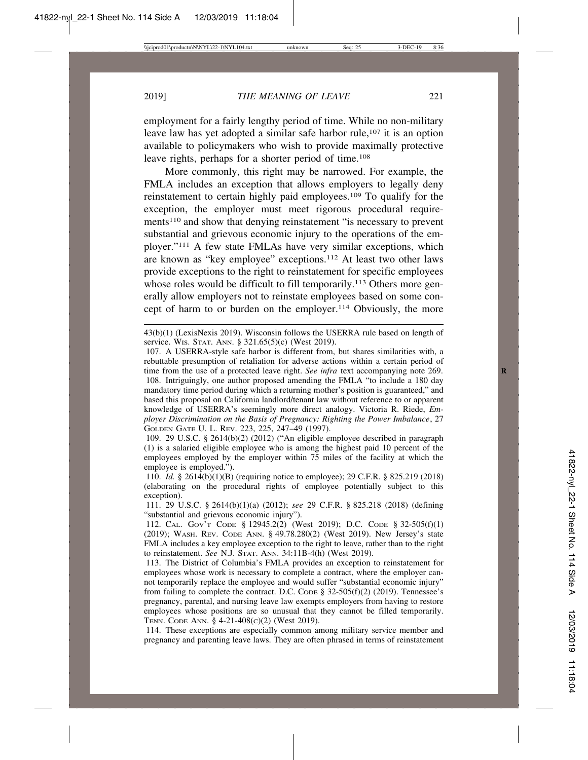employment for a fairly lengthy period of time. While no non-military leave law has yet adopted a similar safe harbor rule,[107] it is an option available to policymakers who wish to provide maximally protective leave rights, perhaps for a shorter period of time.[108]

More commonly, this right may be narrowed. For example, the FMLA includes an exception that allows employers to legally deny reinstatement to certain highly paid employees.[109] To qualify for the exception, the employer must meet rigorous procedural requirements[110] and show that denying reinstatement "is necessary to prevent substantial and grievous economic injury to the operations of the employer."[111] A few state FMLAs have very similar exceptions, which are known as "key employee" exceptions.[112] At least two other laws provide exceptions to the right to reinstatement for specific employees whose roles would be difficult to fill temporarily.[113] Others more generally allow employers not to reinstate employees based on some concept of harm to or burden on the employer.[114] Obviously, the more

---

43(b)(1) (LexisNexis 2019). Wisconsin follows the USERRA rule based on length of service. WIS. STAT. ANN. § 321.65(5)(c) (West 2019).

107. A USERRA-style safe harbor is different from, but shares similarities with, a rebuttable presumption of retaliation for adverse actions within a certain period of time from the use of a protected leave right. *See infra* text accompanying note 269.

108. Intriguingly, one author proposed amending the FMLA "to include a 180 day mandatory time period during which a returning mother's position is guaranteed," and based this proposal on California landlord/tenant law without reference to or apparent knowledge of USERRA's seemingly more direct analogy. Victoria R. Riede, *Employer Discrimination on the Basis of Pregnancy: Righting the Power Imbalance*, 27 GOLDEN GATE U. L. REV. 223, 225, 247–49 (1997).

109. 29 U.S.C. § 2614(b)(2) (2012) ("An eligible employee described in paragraph (1) is a salaried eligible employee who is among the highest paid 10 percent of the employees employed by the employer within 75 miles of the facility at which the employee is employed.").

110. *Id.* § 2614(b)(1)(B) (requiring notice to employee); 29 C.F.R. § 825.219 (2018) (elaborating on the procedural rights of employee potentially subject to this exception).

111. 29 U.S.C. § 2614(b)(1)(a) (2012); *see* 29 C.F.R. § 825.218 (2018) (defining "substantial and grievous economic injury").

112. CAL. GOV'T CODE § 12945.2(2) (West 2019); D.C. CODE § 32-505(f)(1) (2019); WASH. REV. CODE ANN. § 49.78.280(2) (West 2019). New Jersey's state FMLA includes a key employee exception to the right to leave, rather than to the right to reinstatement. *See* N.J. STAT. ANN. 34:11B-4(h) (West 2019).

113. The District of Columbia's FMLA provides an exception to reinstatement for employees whose work is necessary to complete a contract, where the employer cannot temporarily replace the employee and would suffer "substantial economic injury" from failing to complete the contract. D.C. CODE § 32-505(f)(2) (2019). Tennessee's pregnancy, parental, and nursing leave law exempts employers from having to restore employees whose positions are so unusual that they cannot be filled temporarily. TENN. CODE ANN. § 4-21-408(c)(2) (West 2019).

114. These exceptions are especially common among military service member and pregnancy and parenting leave laws. They are often phrased in terms of reinstatement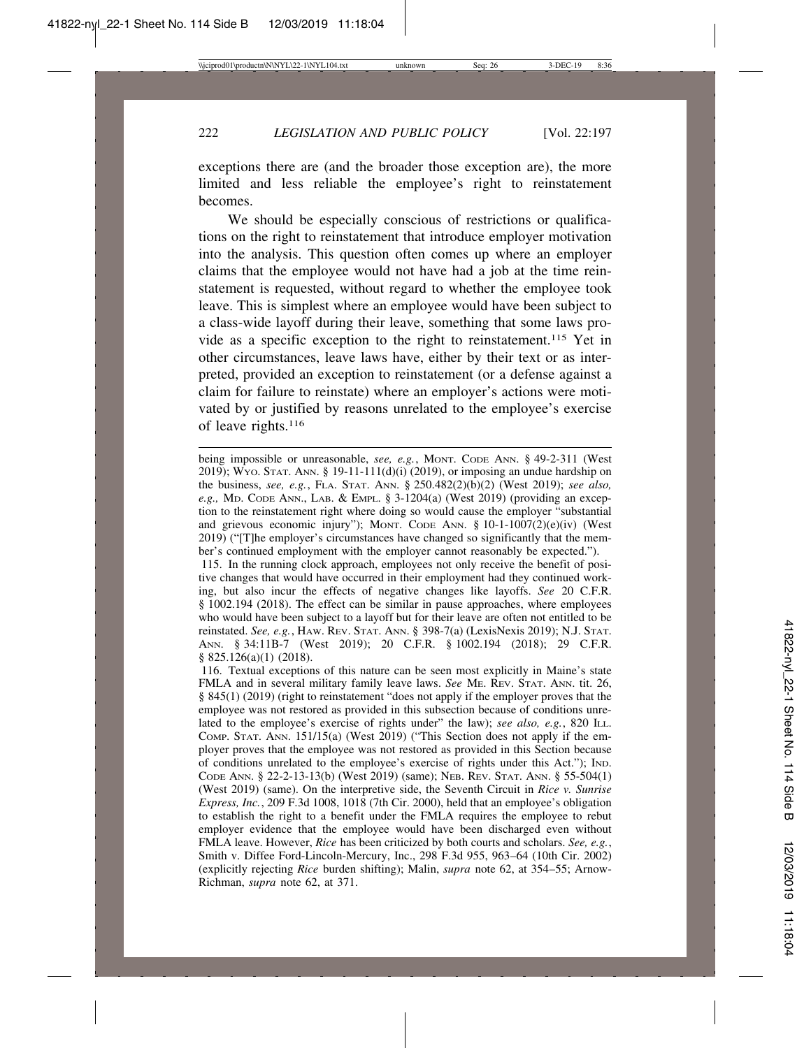exceptions there are (and the broader those exception are), the more limited and less reliable the employee's right to reinstatement becomes.

We should be especially conscious of restrictions or qualifications on the right to reinstatement that introduce employer motivation into the analysis. This question often comes up where an employer claims that the employee would not have had a job at the time reinstatement is requested, without regard to whether the employee took leave. This is simplest where an employee would have been subject to a class-wide layoff during their leave, something that some laws provide as a specific exception to the right to reinstatement.[115] Yet in other circumstances, leave laws have, either by their text or as interpreted, provided an exception to reinstatement (or a defense against a claim for failure to reinstate) where an employer's actions were motivated by or justified by reasons unrelated to the employee's exercise of leave rights.[116]

---

being impossible or unreasonable, *see, e.g.*, MONT. CODE ANN. § 49-2-311 (West 2019); WYO. STAT. ANN. § 19-11-111(d)(i) (2019), or imposing an undue hardship on the business, *see, e.g.*, FLA. STAT. ANN. § 250.482(2)(b)(2) (West 2019); *see also, e.g.,* MD. CODE ANN., LAB. & EMPL. § 3-1204(a) (West 2019) (providing an exception to the reinstatement right where doing so would cause the employer "substantial and grievous economic injury"); MONT. CODE ANN. § 10-1-1007(2)(e)(iv) (West 2019) ("[T]he employer's circumstances have changed so significantly that the member's continued employment with the employer cannot reasonably be expected.").

115. In the running clock approach, employees not only receive the benefit of positive changes that would have occurred in their employment had they continued working, but also incur the effects of negative changes like layoffs. *See* 20 C.F.R. § 1002.194 (2018). The effect can be similar in pause approaches, where employees who would have been subject to a layoff but for their leave are often not entitled to be reinstated. *See, e.g.*, HAW. REV. STAT. ANN. § 398-7(a) (LexisNexis 2019); N.J. STAT. ANN. § 34:11B-7 (West 2019); 20 C.F.R. § 1002.194 (2018); 29 C.F.R. § 825.126(a)(1) (2018).

116. Textual exceptions of this nature can be seen most explicitly in Maine's state FMLA and in several military family leave laws. *See* ME. REV. STAT. ANN. tit. 26, § 845(1) (2019) (right to reinstatement "does not apply if the employer proves that the employee was not restored as provided in this subsection because of conditions unrelated to the employee's exercise of rights under" the law); *see also, e.g.*, 820 ILL. COMP. STAT. ANN. 151/15(a) (West 2019) ("This Section does not apply if the employer proves that the employee was not restored as provided in this Section because of conditions unrelated to the employee's exercise of rights under this Act."); IND. CODE ANN. § 22-2-13-13(b) (West 2019) (same); NEB. REV. STAT. ANN. § 55-504(1) (West 2019) (same). On the interpretive side, the Seventh Circuit in *Rice v. Sunrise Express, Inc.*, 209 F.3d 1008, 1018 (7th Cir. 2000), held that an employee's obligation to establish the right to a benefit under the FMLA requires the employee to rebut employer evidence that the employee would have been discharged even without FMLA leave. However, *Rice* has been criticized by both courts and scholars. *See, e.g.*, Smith v. Diffee Ford-Lincoln-Mercury, Inc., 298 F.3d 955, 963–64 (10th Cir. 2002) (explicitly rejecting *Rice* burden shifting); Malin, *supra* note 62, at 354–55; Arnow-Richman, *supra* note 62, at 371.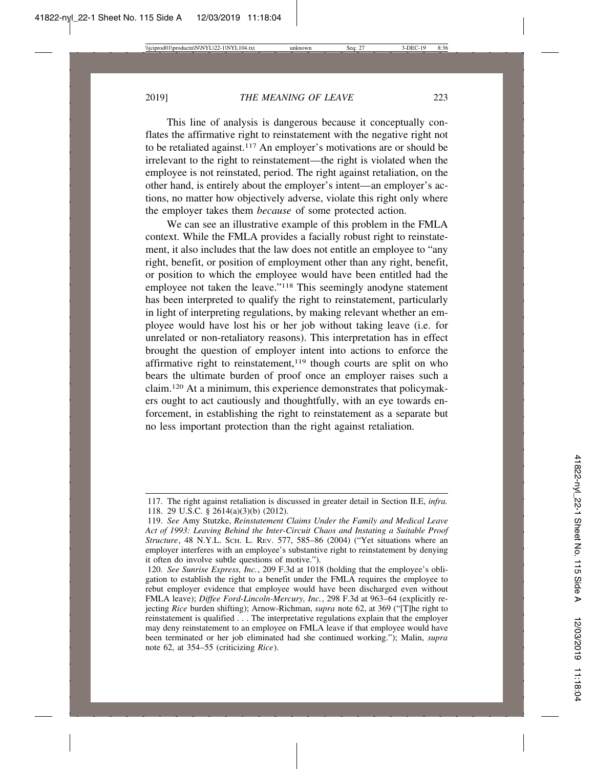This line of analysis is dangerous because it conceptually conflates the affirmative right to reinstatement with the negative right not to be retaliated against.[117] An employer's motivations are or should be irrelevant to the right to reinstatement—the right is violated when the employee is not reinstated, period. The right against retaliation, on the other hand, is entirely about the employer's intent—an employer's actions, no matter how objectively adverse, violate this right only where the employer takes them *because* of some protected action.

We can see an illustrative example of this problem in the FMLA context. While the FMLA provides a facially robust right to reinstatement, it also includes that the law does not entitle an employee to "any right, benefit, or position of employment other than any right, benefit, or position to which the employee would have been entitled had the employee not taken the leave."[118] This seemingly anodyne statement has been interpreted to qualify the right to reinstatement, particularly in light of interpreting regulations, by making relevant whether an employee would have lost his or her job without taking leave (i.e. for unrelated or non-retaliatory reasons). This interpretation has in effect brought the question of employer intent into actions to enforce the affirmative right to reinstatement,[119] though courts are split on who bears the ultimate burden of proof once an employer raises such a claim.[120] At a minimum, this experience demonstrates that policymakers ought to act cautiously and thoughtfully, with an eye towards enforcement, in establishing the right to reinstatement as a separate but no less important protection than the right against retaliation.

---

117. The right against retaliation is discussed in greater detail in Section II.E, *infra.*

118. 29 U.S.C. § 2614(a)(3)(b) (2012).

119. *See* Amy Stutzke, *Reinstatement Claims Under the Family and Medical Leave Act of 1993: Leaving Behind the Inter-Circuit Chaos and Instating a Suitable Proof Structure*, 48 N.Y.L. SCH. L. REV. 577, 585–86 (2004) ("Yet situations where an employer interferes with an employee's substantive right to reinstatement by denying it often do involve subtle questions of motive.").

120. *See Sunrise Express, Inc.*, 209 F.3d at 1018 (holding that the employee's obligation to establish the right to a benefit under the FMLA requires the employee to rebut employer evidence that employee would have been discharged even without FMLA leave); *Diffee Ford-Lincoln-Mercury, Inc.*, 298 F.3d at 963–64 (explicitly rejecting *Rice* burden shifting); Arnow-Richman, *supra* note 62, at 369 ("[T]he right to reinstatement is qualified . . . The interpretative regulations explain that the employer may deny reinstatement to an employee on FMLA leave if that employee would have been terminated or her job eliminated had she continued working."); Malin, *supra* note 62, at 354–55 (criticizing *Rice*).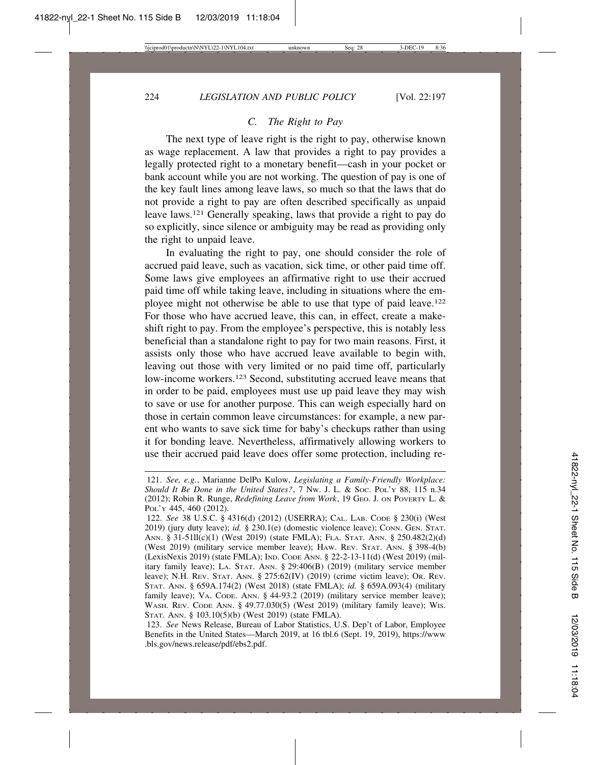### C. The Right to Pay

The next type of leave right is the right to pay, otherwise known as wage replacement. A law that provides a right to pay provides a legally protected right to a monetary benefit—cash in your pocket or bank account while you are not working. The question of pay is one of the key fault lines among leave laws, so much so that the laws that do not provide a right to pay are often described specifically as unpaid leave laws.[121] Generally speaking, laws that provide a right to pay do so explicitly, since silence or ambiguity may be read as providing only the right to unpaid leave.

In evaluating the right to pay, one should consider the role of accrued paid leave, such as vacation, sick time, or other paid time off. Some laws give employees an affirmative right to use their accrued paid time off while taking leave, including in situations where the employee might not otherwise be able to use that type of paid leave.[122] For those who have accrued leave, this can, in effect, create a makeshift right to pay. From the employee's perspective, this is notably less beneficial than a standalone right to pay for two main reasons. First, it assists only those who have accrued leave available to begin with, leaving out those with very limited or no paid time off, particularly low-income workers.[123] Second, substituting accrued leave means that in order to be paid, employees must use up paid leave they may wish to save or use for another purpose. This can weigh especially hard on those in certain common leave circumstances: for example, a new parent who wants to save sick time for baby's checkups rather than using it for bonding leave. Nevertheless, affirmatively allowing workers to use their accrued paid leave does offer some protection, including re-

---

121. *See, e.g.*, Marianne DelPo Kulow, *Legislating a Family-Friendly Workplace: Should It Be Done in the United States?*, 7 Nw. J. L. & Soc. Pol'y 88, 115 n.34 (2012); Robin R. Runge, *Redefining Leave from Work*, 19 Geo. J. on Poverty L. & Pol'y 445, 460 (2012).

122. *See* 38 U.S.C. § 4316(d) (2012) (USERRA); Cal. Lab. Code § 230(i) (West 2019) (jury duty leave); *id.* § 230.1(e) (domestic violence leave); Conn. Gen. Stat. Ann. § 31-51ll(c)(1) (West 2019) (state FMLA); Fla. Stat. Ann. § 250.482(2)(d) (West 2019) (military service member leave); Haw. Rev. Stat. Ann. § 398-4(b) (LexisNexis 2019) (state FMLA); Ind. Code Ann. § 22-2-13-11(d) (West 2019) (military family leave); La. Stat. Ann. § 29:406(B) (2019) (military service member leave); N.H. Rev. Stat. Ann. § 275:62(IV) (2019) (crime victim leave); Or. Rev. Stat. Ann. § 659A.174(2) (West 2018) (state FMLA); *id.* § 659A.093(4) (military family leave); Va. Code. Ann. § 44-93.2 (2019) (military service member leave); Wash. Rev. Code Ann. § 49.77.030(5) (West 2019) (military family leave); Wis. Stat. Ann. § 103.10(5)(b) (West 2019) (state FMLA).

123. *See* News Release, Bureau of Labor Statistics, U.S. Dep't of Labor, Employee Benefits in the United States—March 2019, at 16 tbl.6 (Sept. 19, 2019), https://www.bls.gov/news.release/pdf/ebs2.pdf.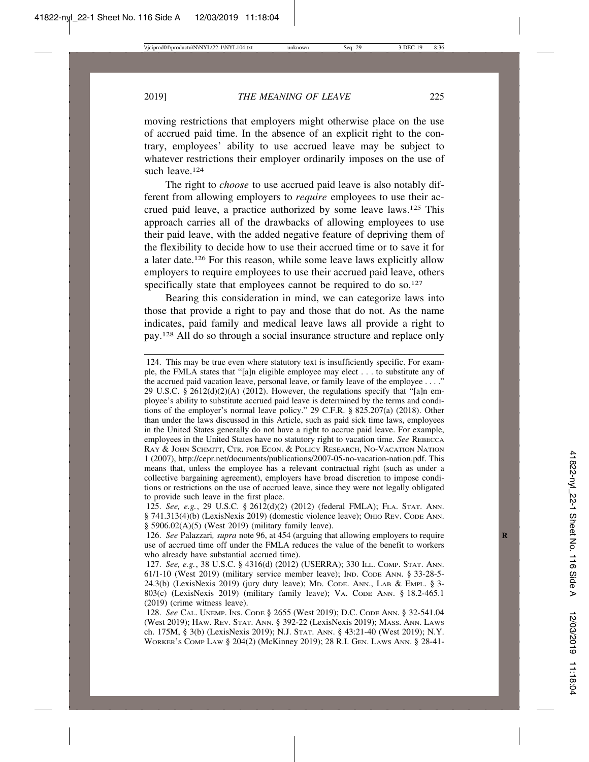moving restrictions that employers might otherwise place on the use of accrued paid time. In the absence of an explicit right to the contrary, employees' ability to use accrued leave may be subject to whatever restrictions their employer ordinarily imposes on the use of such leave.[124]

The right to *choose* to use accrued paid leave is also notably different from allowing employers to *require* employees to use their accrued paid leave, a practice authorized by some leave laws.[125] This approach carries all of the drawbacks of allowing employees to use their paid leave, with the added negative feature of depriving them of the flexibility to decide how to use their accrued time or to save it for a later date.[126] For this reason, while some leave laws explicitly allow employers to require employees to use their accrued paid leave, others specifically state that employees cannot be required to do so.[127]

Bearing this consideration in mind, we can categorize laws into those that provide a right to pay and those that do not. As the name indicates, paid family and medical leave laws all provide a right to pay.[128] All do so through a social insurance structure and replace only

---

124. This may be true even where statutory text is insufficiently specific. For example, the FMLA states that "[a]n eligible employee may elect . . . to substitute any of the accrued paid vacation leave, personal leave, or family leave of the employee . . . ." 29 U.S.C. § 2612(d)(2)(A) (2012). However, the regulations specify that "[a]n employee's ability to substitute accrued paid leave is determined by the terms and conditions of the employer's normal leave policy." 29 C.F.R. § 825.207(a) (2018). Other than under the laws discussed in this Article, such as paid sick time laws, employees in the United States generally do not have a right to accrue paid leave. For example, employees in the United States have no statutory right to vacation time. *See* REBECCA RAY & JOHN SCHMITT, CTR. FOR ECON. & POLICY RESEARCH, NO-VACATION NATION 1 (2007), http://cepr.net/documents/publications/2007-05-no-vacation-nation.pdf. This means that, unless the employee has a relevant contractual right (such as under a collective bargaining agreement), employers have broad discretion to impose conditions or restrictions on the use of accrued leave, since they were not legally obligated to provide such leave in the first place.

125. *See, e.g.*, 29 U.S.C. § 2612(d)(2) (2012) (federal FMLA); FLA. STAT. ANN. § 741.313(4)(b) (LexisNexis 2019) (domestic violence leave); OHIO REV. CODE ANN. § 5906.02(A)(5) (West 2019) (military family leave).

126. *See* Palazzari*, supra* note 96, at 454 (arguing that allowing employers to require use of accrued time off under the FMLA reduces the value of the benefit to workers who already have substantial accrued time).

127. *See, e.g.*, 38 U.S.C. § 4316(d) (2012) (USERRA); 330 ILL. COMP. STAT. ANN. 61/1-10 (West 2019) (military service member leave); IND. CODE ANN. § 33-28-5-24.3(b) (LexisNexis 2019) (jury duty leave); MD. CODE. ANN., LAB & EMPL. § 3-803(c) (LexisNexis 2019) (military family leave); VA. CODE ANN. § 18.2-465.1 (2019) (crime witness leave).

128. *See* CAL. UNEMP. INS. CODE § 2655 (West 2019); D.C. CODE ANN. § 32-541.04 (West 2019); HAW. REV. STAT. ANN. § 392-22 (LexisNexis 2019); MASS. ANN. LAWS ch. 175M, § 3(b) (LexisNexis 2019); N.J. STAT. ANN. § 43:21-40 (West 2019); N.Y. WORKER'S COMP LAW § 204(2) (McKinney 2019); 28 R.I. GEN. LAWS ANN. § 28-41-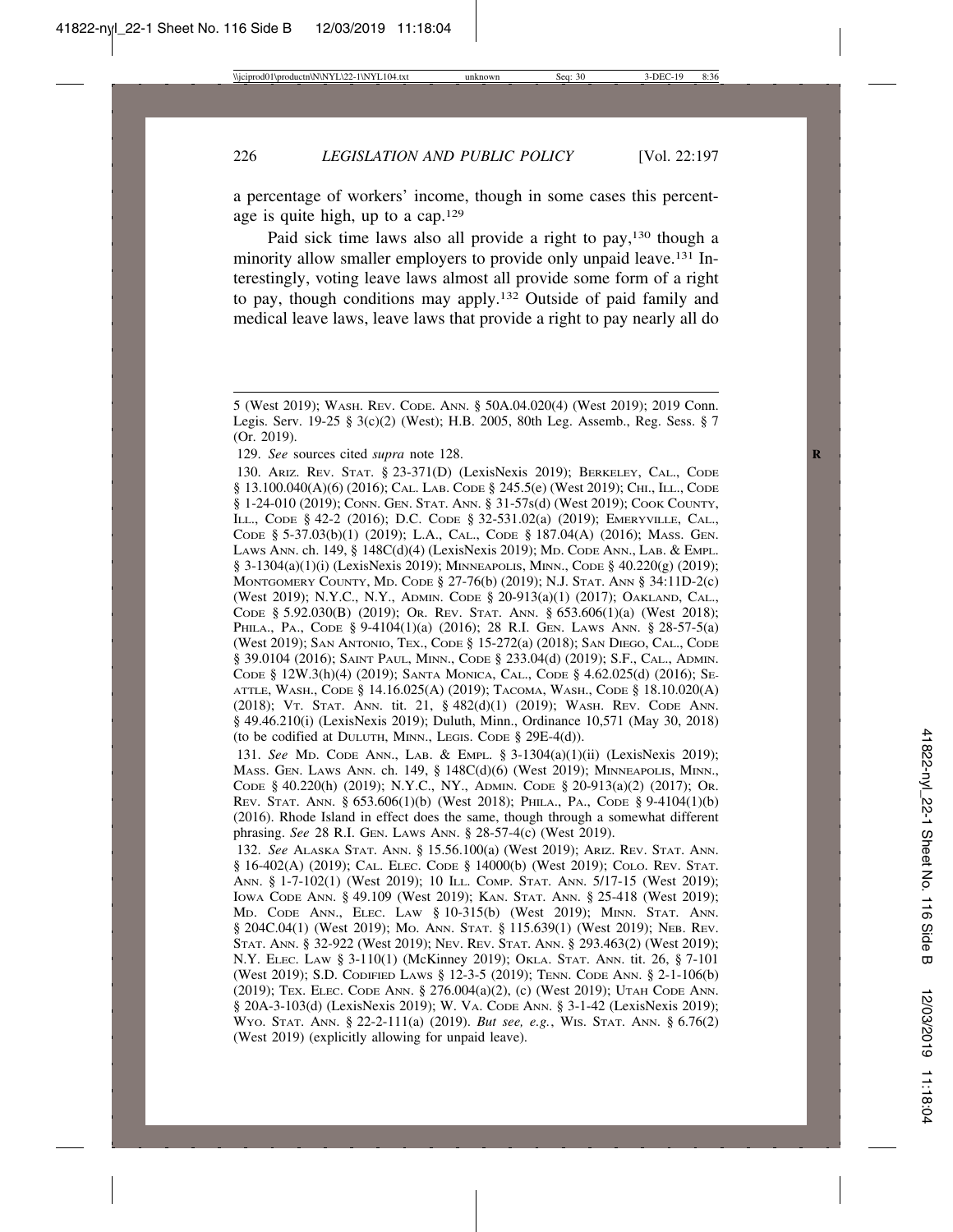a percentage of workers' income, though in some cases this percentage is quite high, up to a cap.[129]

Paid sick time laws also all provide a right to pay,[130] though a minority allow smaller employers to provide only unpaid leave.[131] Interestingly, voting leave laws almost all provide some form of a right to pay, though conditions may apply.[132] Outside of paid family and medical leave laws, leave laws that provide a right to pay nearly all do

---

5 (West 2019); WASH. REV. CODE. ANN. § 50A.04.020(4) (West 2019); 2019 Conn. Legis. Serv. 19-25 § 3(c)(2) (West); H.B. 2005, 80th Leg. Assemb., Reg. Sess. § 7 (Or. 2019).

129. *See* sources cited *supra* note 128.

130. ARIZ. REV. STAT. § 23-371(D) (LexisNexis 2019); BERKELEY, CAL., CODE § 13.100.040(A)(6) (2016); CAL. LAB. CODE § 245.5(e) (West 2019); CHI., ILL., CODE § 1-24-010 (2019); CONN. GEN. STAT. ANN. § 31-57s(d) (West 2019); COOK COUNTY, ILL., CODE § 42-2 (2016); D.C. CODE § 32-531.02(a) (2019); EMERYVILLE, CAL., CODE § 5-37.03(b)(1) (2019); L.A., CAL., CODE § 187.04(A) (2016); MASS. GEN. LAWS ANN. ch. 149, § 148C(d)(4) (LexisNexis 2019); MD. CODE ANN., LAB. & EMPL. § 3-1304(a)(1)(i) (LexisNexis 2019); MINNEAPOLIS, MINN., CODE § 40.220(g) (2019); MONTGOMERY COUNTY, MD. CODE § 27-76(b) (2019); N.J. STAT. ANN § 34:11D-2(c) (West 2019); N.Y.C., N.Y., ADMIN. CODE § 20-913(a)(1) (2017); OAKLAND, CAL., CODE § 5.92.030(B) (2019); OR. REV. STAT. ANN. § 653.606(1)(a) (West 2018); PHILA., PA., CODE § 9-4104(1)(a) (2016); 28 R.I. GEN. LAWS ANN. § 28-57-5(a) (West 2019); SAN ANTONIO, TEX., CODE § 15-272(a) (2018); SAN DIEGO, CAL., CODE § 39.0104 (2016); SAINT PAUL, MINN., CODE § 233.04(d) (2019); S.F., CAL., ADMIN. CODE § 12W.3(h)(4) (2019); SANTA MONICA, CAL., CODE § 4.62.025(d) (2016); SEATTLE, WASH., CODE § 14.16.025(A) (2019); TACOMA, WASH., CODE § 18.10.020(A) (2018); VT. STAT. ANN. tit. 21, § 482(d)(1) (2019); WASH. REV. CODE ANN. § 49.46.210(i) (LexisNexis 2019); Duluth, Minn., Ordinance 10,571 (May 30, 2018) (to be codified at DULUTH, MINN., LEGIS. CODE § 29E-4(d)).

131. *See* MD. CODE ANN., LAB. & EMPL. § 3-1304(a)(1)(ii) (LexisNexis 2019); MASS. GEN. LAWS ANN. ch. 149, § 148C(d)(6) (West 2019); MINNEAPOLIS, MINN., CODE § 40.220(h) (2019); N.Y.C., NY., ADMIN. CODE § 20-913(a)(2) (2017); OR. REV. STAT. ANN. § 653.606(1)(b) (West 2018); PHILA., PA., CODE § 9-4104(1)(b) (2016). Rhode Island in effect does the same, though through a somewhat different phrasing. *See* 28 R.I. GEN. LAWS ANN. § 28-57-4(c) (West 2019).

132. *See* ALASKA STAT. ANN. § 15.56.100(a) (West 2019); ARIZ. REV. STAT. ANN. § 16-402(A) (2019); CAL. ELEC. CODE § 14000(b) (West 2019); COLO. REV. STAT. ANN. § 1-7-102(1) (West 2019); 10 ILL. COMP. STAT. ANN. 5/17-15 (West 2019); IOWA CODE ANN. § 49.109 (West 2019); KAN. STAT. ANN. § 25-418 (West 2019); MD. CODE ANN., ELEC. LAW § 10-315(b) (West 2019); MINN. STAT. ANN. § 204C.04(1) (West 2019); MO. ANN. STAT. § 115.639(1) (West 2019); NEB. REV. STAT. ANN. § 32-922 (West 2019); NEV. REV. STAT. ANN. § 293.463(2) (West 2019); N.Y. ELEC. LAW § 3-110(1) (McKinney 2019); OKLA. STAT. ANN. tit. 26, § 7-101 (West 2019); S.D. CODIFIED LAWS § 12-3-5 (2019); TENN. CODE ANN. § 2-1-106(b) (2019); TEX. ELEC. CODE ANN. § 276.004(a)(2), (c) (West 2019); UTAH CODE ANN. § 20A-3-103(d) (LexisNexis 2019); W. VA. CODE ANN. § 3-1-42 (LexisNexis 2019); WYO. STAT. ANN. § 22-2-111(a) (2019). *But see, e.g.*, WIS. STAT. ANN. § 6.76(2) (West 2019) (explicitly allowing for unpaid leave).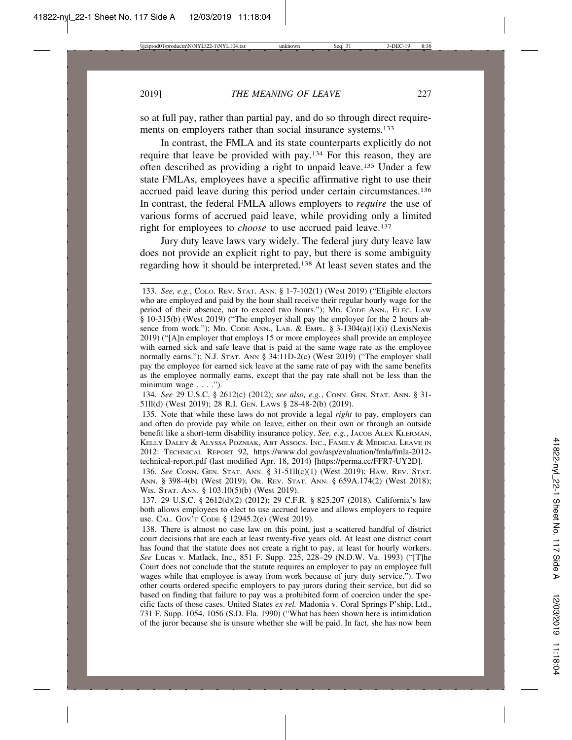so at full pay, rather than partial pay, and do so through direct requirements on employers rather than social insurance systems.[133]

In contrast, the FMLA and its state counterparts explicitly do not require that leave be provided with pay.[134] For this reason, they are often described as providing a right to unpaid leave.[135] Under a few state FMLAs, employees have a specific affirmative right to use their accrued paid leave during this period under certain circumstances.[136] In contrast, the federal FMLA allows employers to *require* the use of various forms of accrued paid leave, while providing only a limited right for employees to *choose* to use accrued paid leave.[137]

Jury duty leave laws vary widely. The federal jury duty leave law does not provide an explicit right to pay, but there is some ambiguity regarding how it should be interpreted.[138] At least seven states and the

---

133. *See, e.g.*, COLO. REV. STAT. ANN. § 1-7-102(1) (West 2019) ("Eligible electors who are employed and paid by the hour shall receive their regular hourly wage for the period of their absence, not to exceed two hours."); MD. CODE ANN., ELEC. LAW § 10-315(b) (West 2019) ("The employer shall pay the employee for the 2 hours absence from work."); MD. CODE ANN., LAB. & EMPL. § 3-1304(a)(1)(i) (LexisNexis 2019) ("[A]n employer that employs 15 or more employees shall provide an employee with earned sick and safe leave that is paid at the same wage rate as the employee normally earns."); N.J. STAT. ANN § 34:11D-2(c) (West 2019) ("The employer shall pay the employee for earned sick leave at the same rate of pay with the same benefits as the employee normally earns, except that the pay rate shall not be less than the minimum wage . . . .").

134. *See* 29 U.S.C. § 2612(c) (2012); *see also, e.g.*, CONN. GEN. STAT. ANN. § 31-51ll(d) (West 2019); 28 R.I. GEN. LAWS § 28-48-2(b) (2019).

135. Note that while these laws do not provide a legal *right* to pay, employers can and often do provide pay while on leave, either on their own or through an outside benefit like a short-term disability insurance policy. *See, e.g.*, JACOB ALEX KLERMAN, KELLY DALEY & ALYSSA POZNIAK, ABT ASSOCS. INC., FAMILY & MEDICAL LEAVE IN 2012: TECHNICAL REPORT 92, https://www.dol.gov/asp/evaluation/fmla/fmla-2012-technical-report.pdf (last modified Apr. 18, 2014) [https://perma.cc/FFR7-UY2D].

136. *See* CONN. GEN. STAT. ANN. § 31-51ll(c)(1) (West 2019); HAW. REV. STAT. ANN. § 398-4(b) (West 2019); OR. REV. STAT. ANN. § 659A.174(2) (West 2018); WIS. STAT. ANN. § 103.10(5)(b) (West 2019).

137. 29 U.S.C. § 2612(d)(2) (2012); 29 C.F.R. § 825.207 (2018). California's law both allows employees to elect to use accrued leave and allows employers to require use. CAL. GOV'T CODE § 12945.2(e) (West 2019).

138. There is almost no case law on this point, just a scattered handful of district court decisions that are each at least twenty-five years old. At least one district court has found that the statute does not create a right to pay, at least for hourly workers. *See* Lucas v. Matlack, Inc., 851 F. Supp. 225, 228–29 (N.D.W. Va. 1993) ("[T]he Court does not conclude that the statute requires an employer to pay an employee full wages while that employee is away from work because of jury duty service."). Two other courts ordered specific employers to pay jurors during their service, but did so based on finding that failure to pay was a prohibited form of coercion under the specific facts of those cases. United States *ex rel.* Madonia v. Coral Springs P'ship, Ltd., 731 F. Supp. 1054, 1056 (S.D. Fla. 1990) ("What has been shown here is intimidation of the juror because she is unsure whether she will be paid. In fact, she has now been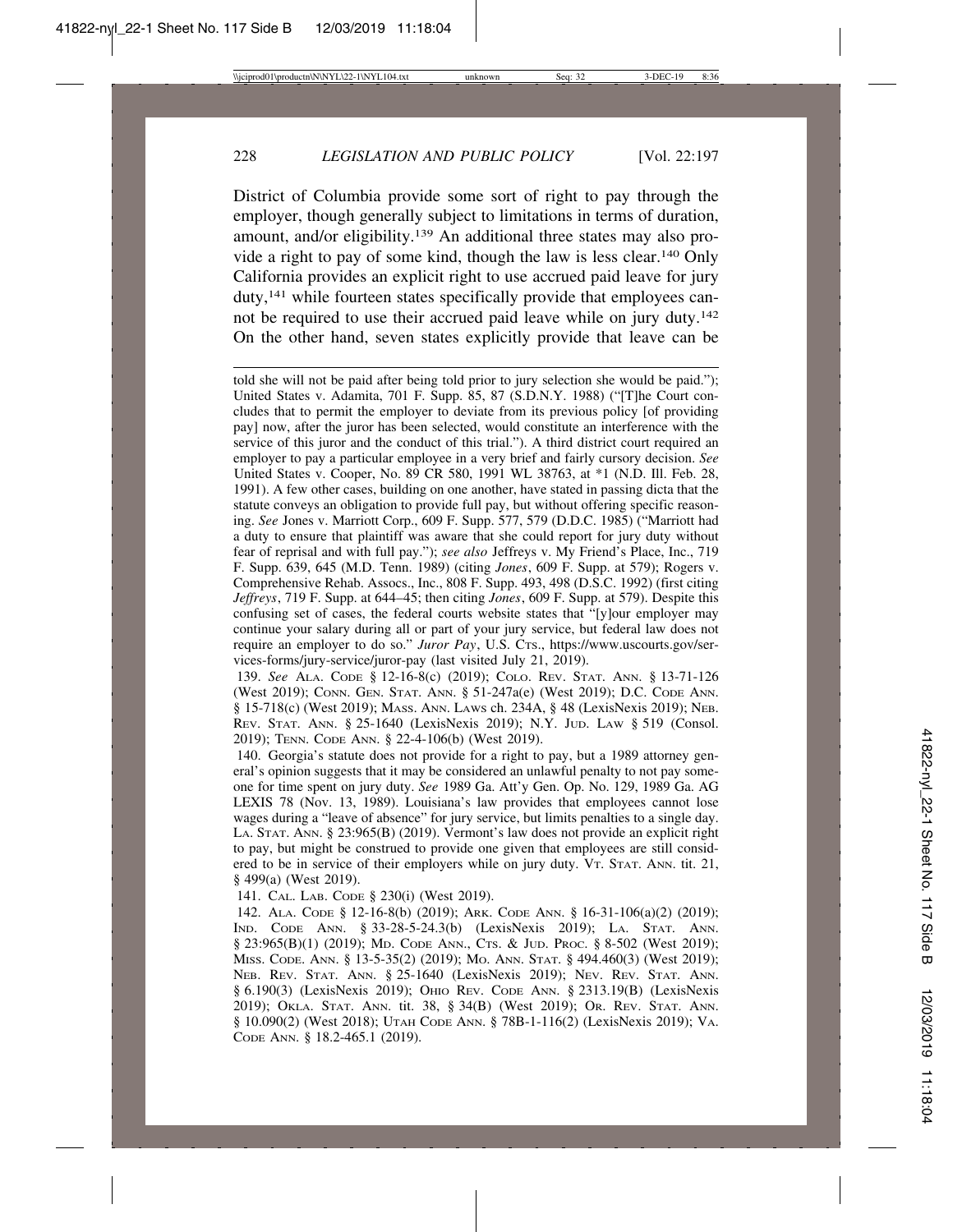District of Columbia provide some sort of right to pay through the employer, though generally subject to limitations in terms of duration, amount, and/or eligibility.[139] An additional three states may also provide a right to pay of some kind, though the law is less clear.[140] Only California provides an explicit right to use accrued paid leave for jury duty,[141] while fourteen states specifically provide that employees cannot be required to use their accrued paid leave while on jury duty.[142] On the other hand, seven states explicitly provide that leave can be

---

told she will not be paid after being told prior to jury selection she would be paid."); United States v. Adamita, 701 F. Supp. 85, 87 (S.D.N.Y. 1988) ("[T]he Court concludes that to permit the employer to deviate from its previous policy [of providing pay] now, after the juror has been selected, would constitute an interference with the service of this juror and the conduct of this trial."). A third district court required an employer to pay a particular employee in a very brief and fairly cursory decision. *See* United States v. Cooper, No. 89 CR 580, 1991 WL 38763, at *1 (N.D. Ill. Feb. 28, 1991). A few other cases, building on one another, have stated in passing dicta that the statute conveys an obligation to provide full pay, but without offering specific reasoning. *See* Jones v. Marriott Corp., 609 F. Supp. 577, 579 (D.D.C. 1985) ("Marriott had a duty to ensure that plaintiff was aware that she could report for jury duty without fear of reprisal and with full pay."); *see also* Jeffreys v. My Friend's Place, Inc., 719 F. Supp. 639, 645 (M.D. Tenn. 1989) (citing *Jones*, 609 F. Supp. at 579); Rogers v. Comprehensive Rehab. Assocs., Inc., 808 F. Supp. 493, 498 (D.S.C. 1992) (first citing *Jeffreys*, 719 F. Supp. at 644–45; then citing *Jones*, 609 F. Supp. at 579). Despite this confusing set of cases, the federal courts website states that "[y]our employer may continue your salary during all or part of your jury service, but federal law does not require an employer to do so." *Juror Pay*, U.S. CTS., https://www.uscourts.gov/services-forms/jury-service/juror-pay (last visited July 21, 2019).

139. *See* ALA. CODE § 12-16-8(c) (2019); COLO. REV. STAT. ANN. § 13-71-126 (West 2019); CONN. GEN. STAT. ANN. § 51-247a(e) (West 2019); D.C. CODE ANN. § 15-718(c) (West 2019); MASS. ANN. LAWS ch. 234A, § 48 (LexisNexis 2019); NEB. REV. STAT. ANN. § 25-1640 (LexisNexis 2019); N.Y. JUD. LAW § 519 (Consol. 2019); TENN. CODE ANN. § 22-4-106(b) (West 2019).

140. Georgia's statute does not provide for a right to pay, but a 1989 attorney general's opinion suggests that it may be considered an unlawful penalty to not pay someone for time spent on jury duty. *See* 1989 Ga. Att'y Gen. Op. No. 129, 1989 Ga. AG LEXIS 78 (Nov. 13, 1989). Louisiana's law provides that employees cannot lose wages during a "leave of absence" for jury service, but limits penalties to a single day. LA. STAT. ANN. § 23:965(B) (2019). Vermont's law does not provide an explicit right to pay, but might be construed to provide one given that employees are still considered to be in service of their employers while on jury duty. VT. STAT. ANN. tit. 21, § 499(a) (West 2019).

141. CAL. LAB. CODE § 230(i) (West 2019).

142. ALA. CODE § 12-16-8(b) (2019); ARK. CODE ANN. § 16-31-106(a)(2) (2019); IND. CODE ANN. § 33-28-5-24.3(b) (LexisNexis 2019); LA. STAT. ANN. § 23:965(B)(1) (2019); MD. CODE ANN., CTS. & JUD. PROC. § 8-502 (West 2019); MISS. CODE. ANN. § 13-5-35(2) (2019); MO. ANN. STAT. § 494.460(3) (West 2019); NEB. REV. STAT. ANN. § 25-1640 (LexisNexis 2019); NEV. REV. STAT. ANN. § 6.190(3) (LexisNexis 2019); OHIO REV. CODE ANN. § 2313.19(B) (LexisNexis 2019); OKLA. STAT. ANN. tit. 38, § 34(B) (West 2019); OR. REV. STAT. ANN. § 10.090(2) (West 2018); UTAH CODE ANN. § 78B-1-116(2) (LexisNexis 2019); VA. CODE ANN. § 18.2-465.1 (2019).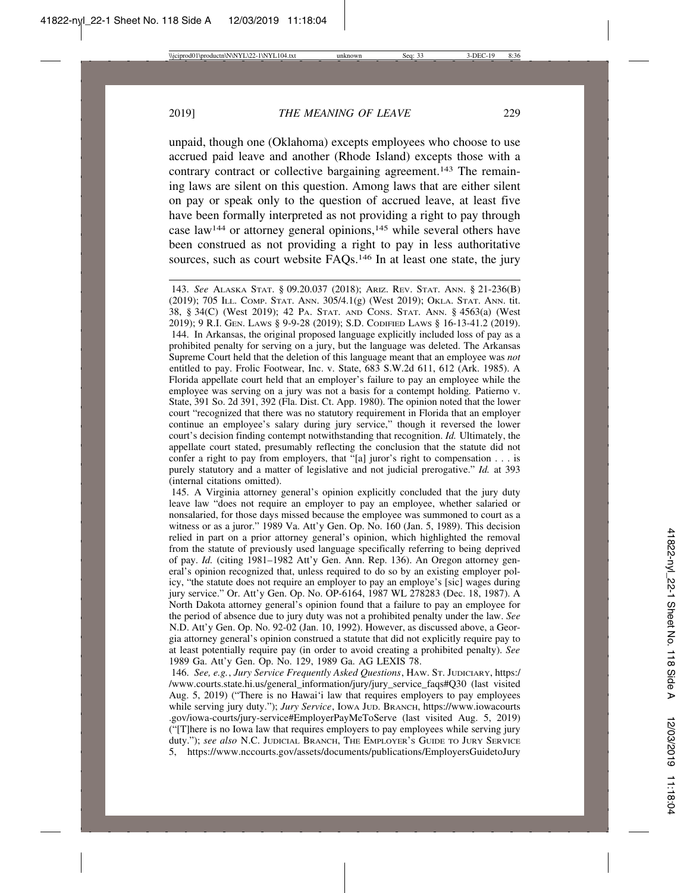unpaid, though one (Oklahoma) excepts employees who choose to use accrued paid leave and another (Rhode Island) excepts those with a contrary contract or collective bargaining agreement.[143] The remaining laws are silent on this question. Among laws that are either silent on pay or speak only to the question of accrued leave, at least five have been formally interpreted as not providing a right to pay through case law[144] or attorney general opinions,[145] while several others have been construed as not providing a right to pay in less authoritative sources, such as court website FAQs.[146] In at least one state, the jury

---

143. *See* ALASKA STAT. § 09.20.037 (2018); ARIZ. REV. STAT. ANN. § 21-236(B) (2019); 705 ILL. COMP. STAT. ANN. 305/4.1(g) (West 2019); OKLA. STAT. ANN. tit. 38, § 34(C) (West 2019); 42 PA. STAT. AND CONS. STAT. ANN. § 4563(a) (West 2019); 9 R.I. GEN. LAWS § 9-9-28 (2019); S.D. CODIFIED LAWS § 16-13-41.2 (2019).

144. In Arkansas, the original proposed language explicitly included loss of pay as a prohibited penalty for serving on a jury, but the language was deleted. The Arkansas Supreme Court held that the deletion of this language meant that an employee was *not* entitled to pay. Frolic Footwear, Inc. v. State, 683 S.W.2d 611, 612 (Ark. 1985). A Florida appellate court held that an employer's failure to pay an employee while the employee was serving on a jury was not a basis for a contempt holding. Patierno v. State, 391 So. 2d 391, 392 (Fla. Dist. Ct. App. 1980). The opinion noted that the lower court "recognized that there was no statutory requirement in Florida that an employer continue an employee's salary during jury service," though it reversed the lower court's decision finding contempt notwithstanding that recognition. *Id.* Ultimately, the appellate court stated, presumably reflecting the conclusion that the statute did not confer a right to pay from employers, that "[a] juror's right to compensation . . . is purely statutory and a matter of legislative and not judicial prerogative." *Id.* at 393 (internal citations omitted).

145. A Virginia attorney general's opinion explicitly concluded that the jury duty leave law "does not require an employer to pay an employee, whether salaried or nonsalaried, for those days missed because the employee was summoned to court as a witness or as a juror." 1989 Va. Att'y Gen. Op. No. 160 (Jan. 5, 1989). This decision relied in part on a prior attorney general's opinion, which highlighted the removal from the statute of previously used language specifically referring to being deprived of pay. *Id.* (citing 1981–1982 Att'y Gen. Ann. Rep. 136). An Oregon attorney general's opinion recognized that, unless required to do so by an existing employer policy, "the statute does not require an employer to pay an employe's [sic] wages during jury service." Or. Att'y Gen. Op. No. OP-6164, 1987 WL 278283 (Dec. 18, 1987). A North Dakota attorney general's opinion found that a failure to pay an employee for the period of absence due to jury duty was not a prohibited penalty under the law. *See* N.D. Att'y Gen. Op. No. 92-02 (Jan. 10, 1992). However, as discussed above, a Georgia attorney general's opinion construed a statute that did not explicitly require pay to at least potentially require pay (in order to avoid creating a prohibited penalty). *See* 1989 Ga. Att'y Gen. Op. No. 129, 1989 Ga. AG LEXIS 78.

146. *See, e.g.*, *Jury Service Frequently Asked Questions*, HAW. ST. JUDICIARY, https://www.courts.state.hi.us/general_information/jury/jury_service_faqs#Q30 (last visited Aug. 5, 2019) ("There is no Hawai'i law that requires employers to pay employees while serving jury duty."); *Jury Service*, IOWA JUD. BRANCH, https://www.iowacourts.gov/iowa-courts/jury-service#EmployerPayMeToServe (last visited Aug. 5, 2019) ("[T]here is no Iowa law that requires employers to pay employees while serving jury duty."); *see also* N.C. JUDICIAL BRANCH, THE EMPLOYER'S GUIDE TO JURY SERVICE 5, https://www.nccourts.gov/assets/documents/publications/EmployersGuidetoJury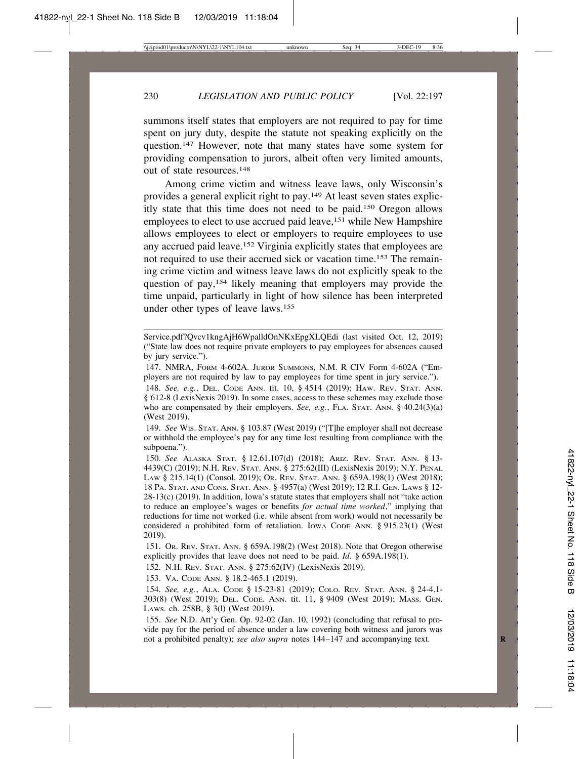summons itself states that employers are not required to pay for time spent on jury duty, despite the statute not speaking explicitly on the question.[147] However, note that many states have some system for providing compensation to jurors, albeit often very limited amounts, out of state resources.[148]

Among crime victim and witness leave laws, only Wisconsin's provides a general explicit right to pay.[149] At least seven states explicitly state that this time does not need to be paid.[150] Oregon allows employees to elect to use accrued paid leave,[151] while New Hampshire allows employees to elect or employers to require employees to use any accrued paid leave.[152] Virginia explicitly states that employees are not required to use their accrued sick or vacation time.[153] The remaining crime victim and witness leave laws do not explicitly speak to the question of pay,[154] likely meaning that employers may provide the time unpaid, particularly in light of how silence has been interpreted under other types of leave laws.[155]

---

Service.pdf?Qvcv1kngAjH6WpalldOnNKxEpgXLQEdi (last visited Oct. 12, 2019) ("State law does not require private employers to pay employees for absences caused by jury service.").

147. NMRA, FORM 4-602A. JUROR SUMMONS, N.M. R CIV Form 4-602A ("Employers are not required by law to pay employees for time spent in jury service.").

148. *See, e.g.*, DEL. CODE ANN. tit. 10, § 4514 (2019); HAW. REV. STAT. ANN. § 612-8 (LexisNexis 2019). In some cases, access to these schemes may exclude those who are compensated by their employers. *See, e.g.*, FLA. STAT. ANN. § 40.24(3)(a) (West 2019).

149. *See* WIS. STAT. ANN. § 103.87 (West 2019) ("[T]he employer shall not decrease or withhold the employee's pay for any time lost resulting from compliance with the subpoena.").

150. *See* ALASKA STAT. § 12.61.107(d) (2018); ARIZ. REV. STAT. ANN. § 13-4439(C) (2019); N.H. REV. STAT. ANN. § 275:62(III) (LexisNexis 2019); N.Y. PENAL LAW § 215.14(1) (Consol. 2019); OR. REV. STAT. ANN. § 659A.198(1) (West 2018); 18 PA. STAT. AND CONS. STAT. ANN. § 4957(a) (West 2019); 12 R.I. GEN. LAWS § 12-28-13(c) (2019). In addition, Iowa's statute states that employers shall not "take action to reduce an employee's wages or benefits *for actual time worked*," implying that reductions for time not worked (i.e. while absent from work) would not necessarily be considered a prohibited form of retaliation. IOWA CODE ANN. § 915.23(1) (West 2019).

151. OR. REV. STAT. ANN. § 659A.198(2) (West 2018). Note that Oregon otherwise explicitly provides that leave does not need to be paid. *Id.* § 659A.198(1).

152. N.H. REV. STAT. ANN. § 275:62(IV) (LexisNexis 2019).

153. VA. CODE ANN. § 18.2-465.1 (2019).

154. *See, e.g.*, ALA. CODE § 15-23-81 (2019); COLO. REV. STAT. ANN. § 24-4.1-303(8) (West 2019); DEL. CODE. ANN. tit. 11, § 9409 (West 2019); MASS. GEN. LAWS. ch. 258B, § 3(l) (West 2019).

155. *See* N.D. Att'y Gen. Op. 92-02 (Jan. 10, 1992) (concluding that refusal to provide pay for the period of absence under a law covering both witness and jurors was not a prohibited penalty); *see also supra* notes 144–147 and accompanying text.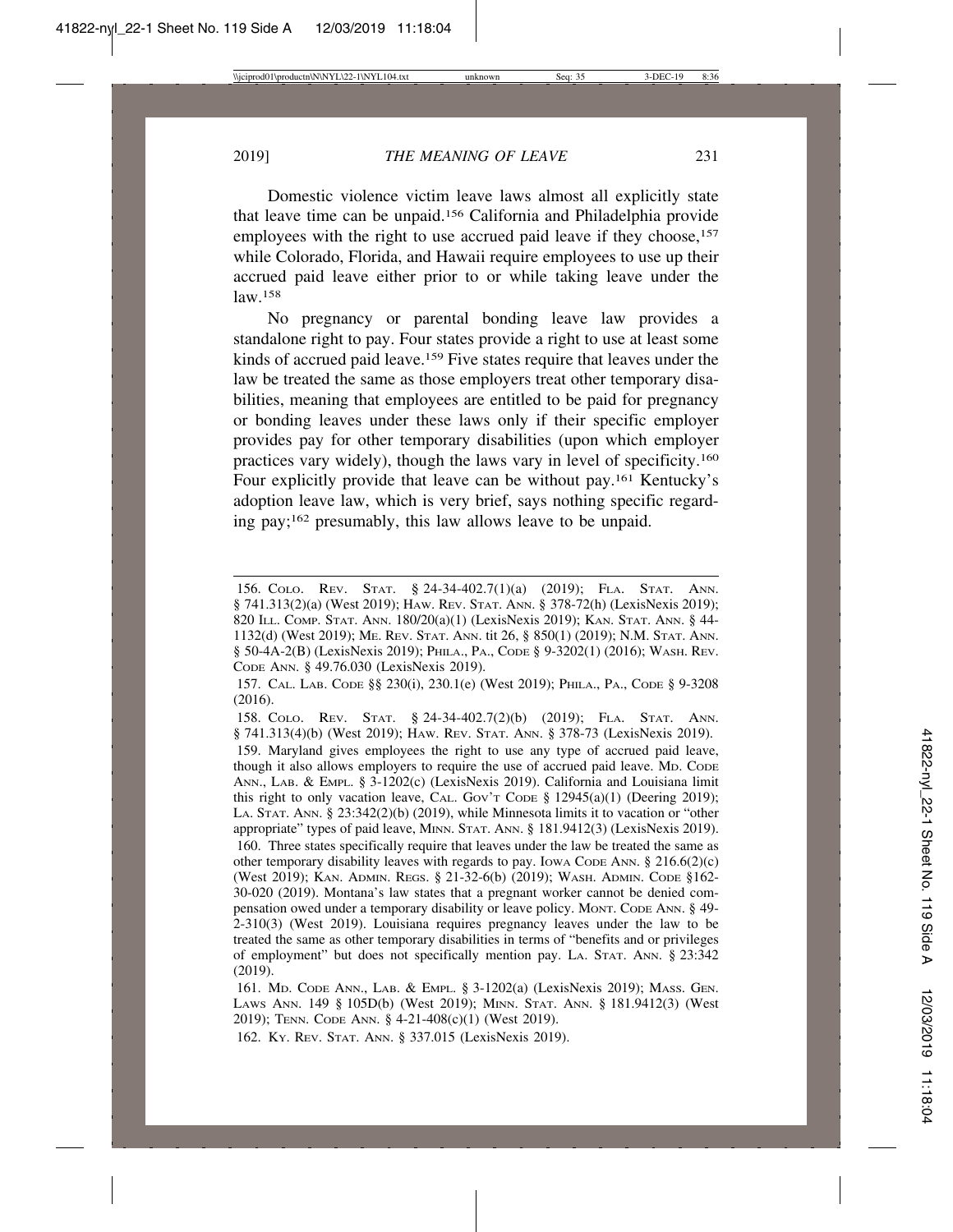Domestic violence victim leave laws almost all explicitly state that leave time can be unpaid.[156] California and Philadelphia provide employees with the right to use accrued paid leave if they choose,[157] while Colorado, Florida, and Hawaii require employees to use up their accrued paid leave either prior to or while taking leave under the law.[158]

No pregnancy or parental bonding leave law provides a standalone right to pay. Four states provide a right to use at least some kinds of accrued paid leave.[159] Five states require that leaves under the law be treated the same as those employers treat other temporary disabilities, meaning that employees are entitled to be paid for pregnancy or bonding leaves under these laws only if their specific employer provides pay for other temporary disabilities (upon which employer practices vary widely), though the laws vary in level of specificity.[160] Four explicitly provide that leave can be without pay.[161] Kentucky's adoption leave law, which is very brief, says nothing specific regarding pay;[162] presumably, this law allows leave to be unpaid.

---

156. COLO. REV. STAT. § 24-34-402.7(1)(a) (2019); FLA. STAT. ANN. § 741.313(2)(a) (West 2019); HAW. REV. STAT. ANN. § 378-72(h) (LexisNexis 2019); 820 ILL. COMP. STAT. ANN. 180/20(a)(1) (LexisNexis 2019); KAN. STAT. ANN. § 44-1132(d) (West 2019); ME. REV. STAT. ANN. tit 26, § 850(1) (2019); N.M. STAT. ANN. § 50-4A-2(B) (LexisNexis 2019); PHILA., PA., CODE § 9-3202(1) (2016); WASH. REV. CODE ANN. § 49.76.030 (LexisNexis 2019).

157. CAL. LAB. CODE §§ 230(i), 230.1(e) (West 2019); PHILA., PA., CODE § 9-3208 (2016).

158. COLO. REV. STAT. § 24-34-402.7(2)(b) (2019); FLA. STAT. ANN. § 741.313(4)(b) (West 2019); HAW. REV. STAT. ANN. § 378-73 (LexisNexis 2019).

159. Maryland gives employees the right to use any type of accrued paid leave, though it also allows employers to require the use of accrued paid leave. MD. CODE ANN., LAB. & EMPL. § 3-1202(c) (LexisNexis 2019). California and Louisiana limit this right to only vacation leave, CAL. GOV'T CODE § 12945(a)(1) (Deering 2019); LA. STAT. ANN. § 23:342(2)(b) (2019), while Minnesota limits it to vacation or "other appropriate" types of paid leave, MINN. STAT. ANN. § 181.9412(3) (LexisNexis 2019).

160. Three states specifically require that leaves under the law be treated the same as other temporary disability leaves with regards to pay. IOWA CODE ANN. § 216.6(2)(c) (West 2019); KAN. ADMIN. REGS. § 21-32-6(b) (2019); WASH. ADMIN. CODE §162-30-020 (2019). Montana's law states that a pregnant worker cannot be denied compensation owed under a temporary disability or leave policy. MONT. CODE ANN. § 49-2-310(3) (West 2019). Louisiana requires pregnancy leaves under the law to be treated the same as other temporary disabilities in terms of "benefits and or privileges of employment" but does not specifically mention pay. LA. STAT. ANN. § 23:342 (2019).

161. MD. CODE ANN., LAB. & EMPL. § 3-1202(a) (LexisNexis 2019); MASS. GEN. LAWS ANN. 149 § 105D(b) (West 2019); MINN. STAT. ANN. § 181.9412(3) (West 2019); TENN. CODE ANN. § 4-21-408(c)(1) (West 2019).

162. KY. REV. STAT. ANN. § 337.015 (LexisNexis 2019).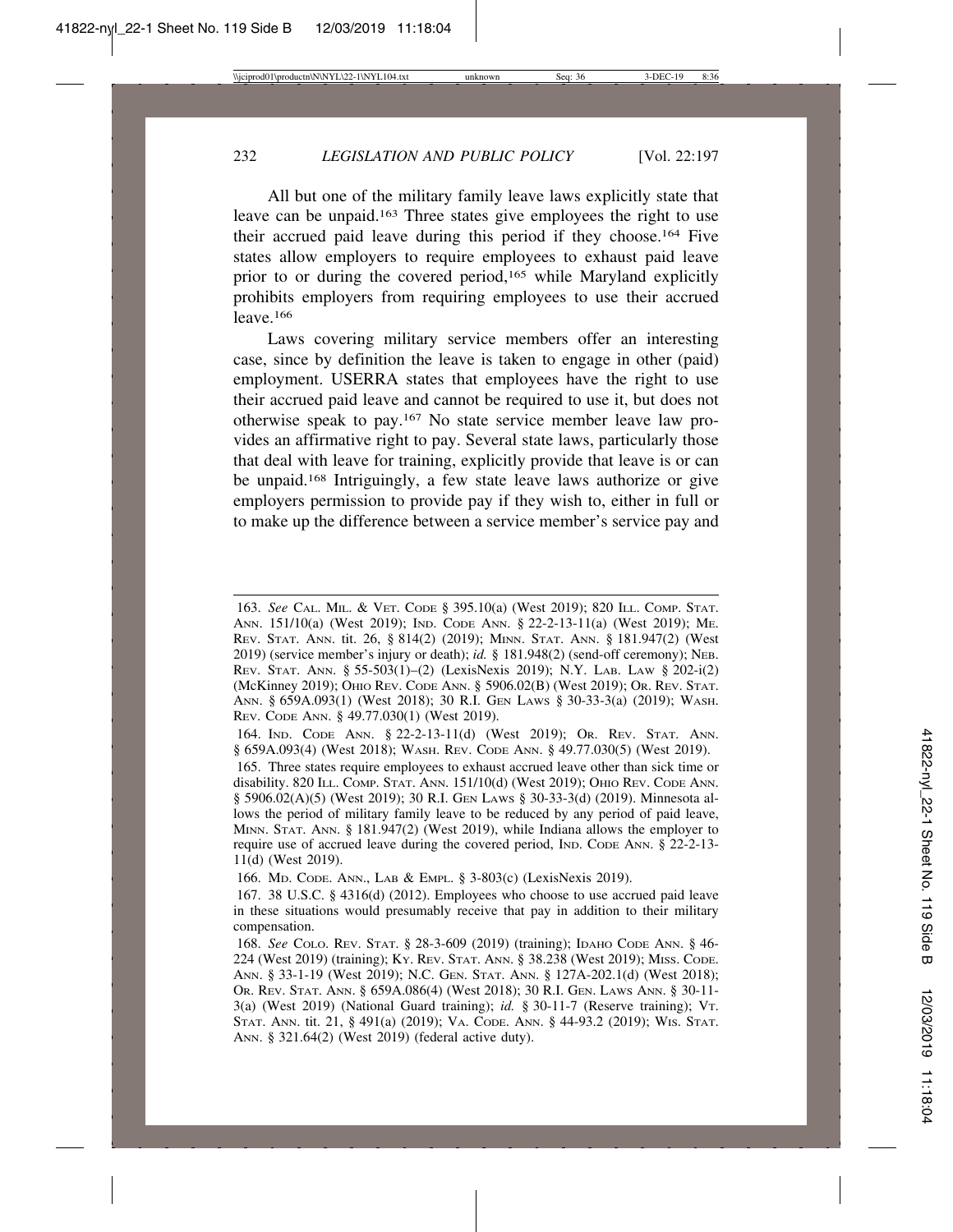All but one of the military family leave laws explicitly state that leave can be unpaid.[163] Three states give employees the right to use their accrued paid leave during this period if they choose.[164] Five states allow employers to require employees to exhaust paid leave prior to or during the covered period,[165] while Maryland explicitly prohibits employers from requiring employees to use their accrued leave.[166]

Laws covering military service members offer an interesting case, since by definition the leave is taken to engage in other (paid) employment. USERRA states that employees have the right to use their accrued paid leave and cannot be required to use it, but does not otherwise speak to pay.[167] No state service member leave law provides an affirmative right to pay. Several state laws, particularly those that deal with leave for training, explicitly provide that leave is or can be unpaid.[168] Intriguingly, a few state leave laws authorize or give employers permission to provide pay if they wish to, either in full or to make up the difference between a service member's service pay and

---

163. *See* CAL. MIL. & VET. CODE § 395.10(a) (West 2019); 820 ILL. COMP. STAT. ANN. 151/10(a) (West 2019); IND. CODE ANN. § 22-2-13-11(a) (West 2019); ME. REV. STAT. ANN. tit. 26, § 814(2) (2019); MINN. STAT. ANN. § 181.947(2) (West 2019) (service member's injury or death); *id.* § 181.948(2) (send-off ceremony); NEB. REV. STAT. ANN. § 55-503(1)–(2) (LexisNexis 2019); N.Y. LAB. LAW § 202-i(2) (McKinney 2019); OHIO REV. CODE ANN. § 5906.02(B) (West 2019); OR. REV. STAT. ANN. § 659A.093(1) (West 2018); 30 R.I. GEN LAWS § 30-33-3(a) (2019); WASH. REV. CODE ANN. § 49.77.030(1) (West 2019).

164. IND. CODE ANN. § 22-2-13-11(d) (West 2019); OR. REV. STAT. ANN. § 659A.093(4) (West 2018); WASH. REV. CODE ANN. § 49.77.030(5) (West 2019).

165. Three states require employees to exhaust accrued leave other than sick time or disability. 820 ILL. COMP. STAT. ANN. 151/10(d) (West 2019); OHIO REV. CODE ANN. § 5906.02(A)(5) (West 2019); 30 R.I. GEN LAWS § 30-33-3(d) (2019). Minnesota allows the period of military family leave to be reduced by any period of paid leave, MINN. STAT. ANN. § 181.947(2) (West 2019), while Indiana allows the employer to require use of accrued leave during the covered period, IND. CODE ANN. § 22-2-13-11(d) (West 2019).

166. MD. CODE. ANN., LAB & EMPL. § 3-803(c) (LexisNexis 2019).

167. 38 U.S.C. § 4316(d) (2012). Employees who choose to use accrued paid leave in these situations would presumably receive that pay in addition to their military compensation.

168. *See* COLO. REV. STAT. § 28-3-609 (2019) (training); IDAHO CODE ANN. § 46-224 (West 2019) (training); KY. REV. STAT. ANN. § 38.238 (West 2019); MISS. CODE. ANN. § 33-1-19 (West 2019); N.C. GEN. STAT. ANN. § 127A-202.1(d) (West 2018); OR. REV. STAT. ANN. § 659A.086(4) (West 2018); 30 R.I. GEN. LAWS ANN. § 30-11-3(a) (West 2019) (National Guard training); *id.* § 30-11-7 (Reserve training); VT. STAT. ANN. tit. 21, § 491(a) (2019); VA. CODE. ANN. § 44-93.2 (2019); WIS. STAT. ANN. § 321.64(2) (West 2019) (federal active duty).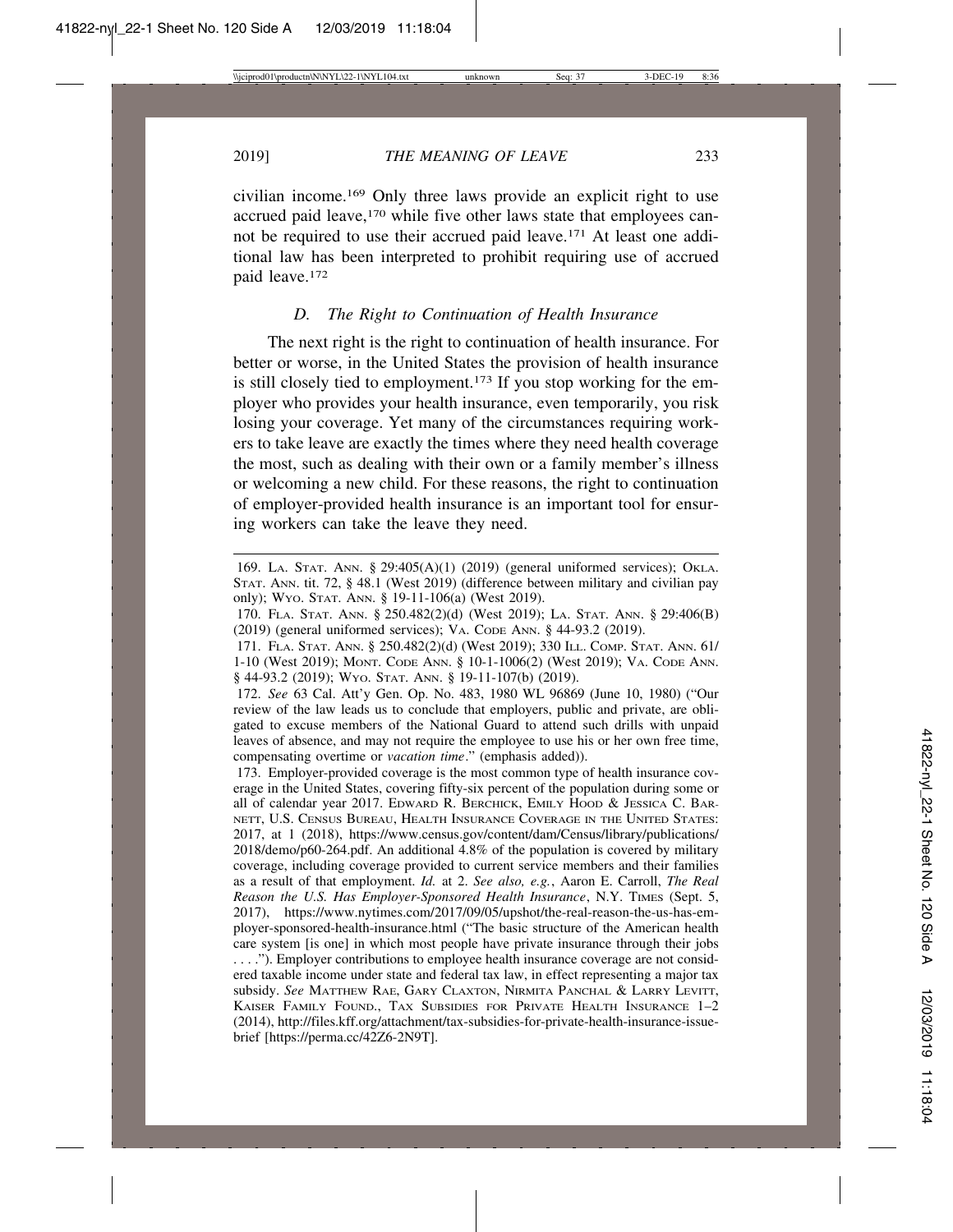civilian income.[169] Only three laws provide an explicit right to use accrued paid leave,[170] while five other laws state that employees cannot be required to use their accrued paid leave.[171] At least one additional law has been interpreted to prohibit requiring use of accrued paid leave.[172]

### *D. The Right to Continuation of Health Insurance*

The next right is the right to continuation of health insurance. For better or worse, in the United States the provision of health insurance is still closely tied to employment.[173] If you stop working for the employer who provides your health insurance, even temporarily, you risk losing your coverage. Yet many of the circumstances requiring workers to take leave are exactly the times where they need health coverage the most, such as dealing with their own or a family member's illness or welcoming a new child. For these reasons, the right to continuation of employer-provided health insurance is an important tool for ensuring workers can take the leave they need.

---

169. LA. STAT. ANN. § 29:405(A)(1) (2019) (general uniformed services); OKLA. STAT. ANN. tit. 72, § 48.1 (West 2019) (difference between military and civilian pay only); WYO. STAT. ANN. § 19-11-106(a) (West 2019).

170. FLA. STAT. ANN. § 250.482(2)(d) (West 2019); LA. STAT. ANN. § 29:406(B) (2019) (general uniformed services); VA. CODE ANN. § 44-93.2 (2019).

171. FLA. STAT. ANN. § 250.482(2)(d) (West 2019); 330 ILL. COMP. STAT. ANN. 61/1-10 (West 2019); MONT. CODE ANN. § 10-1-1006(2) (West 2019); VA. CODE ANN. § 44-93.2 (2019); WYO. STAT. ANN. § 19-11-107(b) (2019).

172. *See* 63 Cal. Att'y Gen. Op. No. 483, 1980 WL 96869 (June 10, 1980) ("Our review of the law leads us to conclude that employers, public and private, are obligated to excuse members of the National Guard to attend such drills with unpaid leaves of absence, and may not require the employee to use his or her own free time, compensating overtime or *vacation time*." (emphasis added)).

173. Employer-provided coverage is the most common type of health insurance coverage in the United States, covering fifty-six percent of the population during some or all of calendar year 2017. EDWARD R. BERCHICK, EMILY HOOD & JESSICA C. BARNETT, U.S. CENSUS BUREAU, HEALTH INSURANCE COVERAGE IN THE UNITED STATES: 2017, at 1 (2018), https://www.census.gov/content/dam/Census/library/publications/2018/demo/p60-264.pdf. An additional 4.8% of the population is covered by military coverage, including coverage provided to current service members and their families as a result of that employment. *Id.* at 2. *See also, e.g.*, Aaron E. Carroll, *The Real Reason the U.S. Has Employer-Sponsored Health Insurance*, N.Y. TIMES (Sept. 5, 2017), https://www.nytimes.com/2017/09/05/upshot/the-real-reason-the-us-has-employer-sponsored-health-insurance.html ("The basic structure of the American health care system [is one] in which most people have private insurance through their jobs . . . ."). Employer contributions to employee health insurance coverage are not considered taxable income under state and federal tax law, in effect representing a major tax subsidy. *See* MATTHEW RAE, GARY CLAXTON, NIRMITA PANCHAL & LARRY LEVITT, KAISER FAMILY FOUND., TAX SUBSIDIES FOR PRIVATE HEALTH INSURANCE 1–2 (2014), http://files.kff.org/attachment/tax-subsidies-for-private-health-insurance-issue-brief [https://perma.cc/42Z6-2N9T].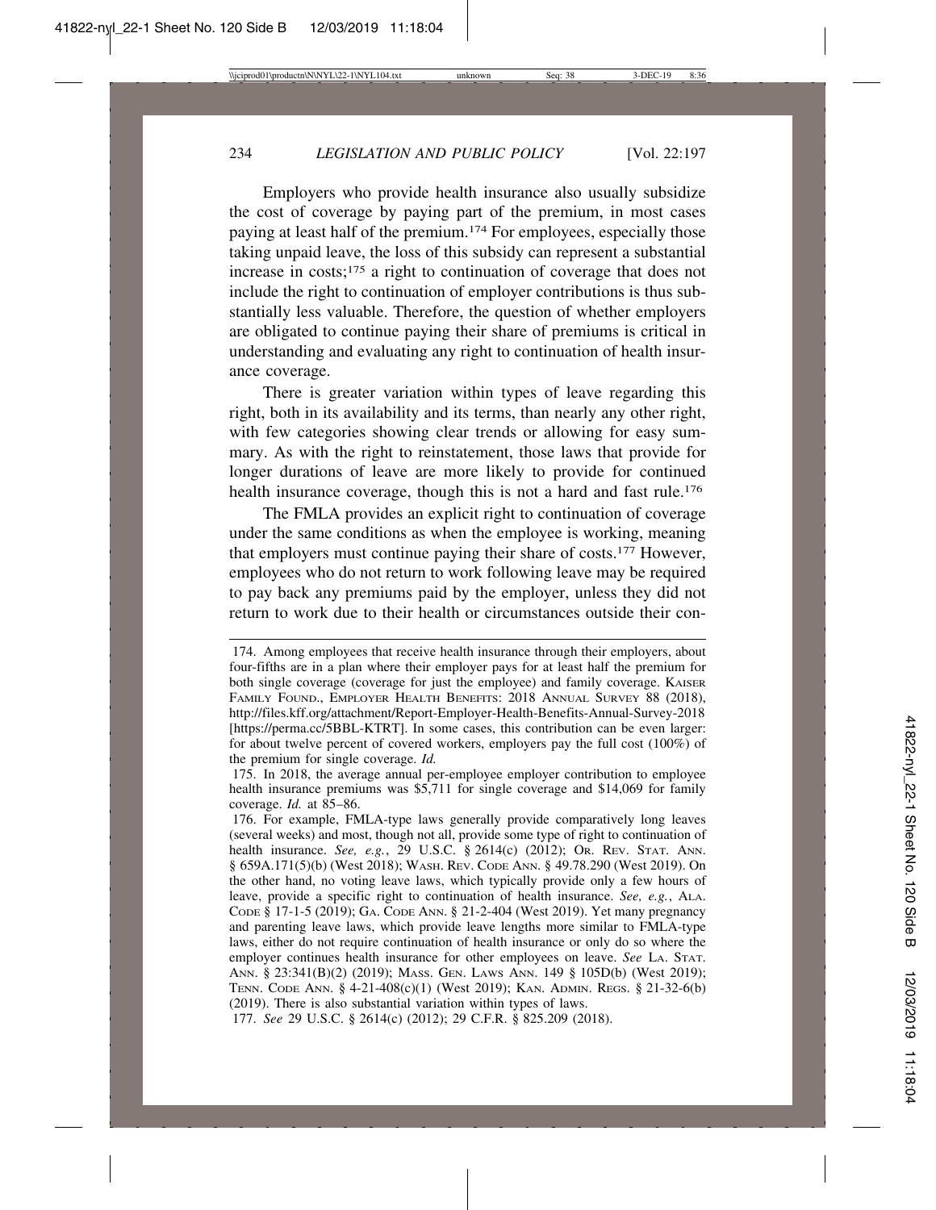Employers who provide health insurance also usually subsidize the cost of coverage by paying part of the premium, in most cases paying at least half of the premium.[174] For employees, especially those taking unpaid leave, the loss of this subsidy can represent a substantial increase in costs;[175] a right to continuation of coverage that does not include the right to continuation of employer contributions is thus substantially less valuable. Therefore, the question of whether employers are obligated to continue paying their share of premiums is critical in understanding and evaluating any right to continuation of health insurance coverage.

There is greater variation within types of leave regarding this right, both in its availability and its terms, than nearly any other right, with few categories showing clear trends or allowing for easy summary. As with the right to reinstatement, those laws that provide for longer durations of leave are more likely to provide for continued health insurance coverage, though this is not a hard and fast rule.[176]

The FMLA provides an explicit right to continuation of coverage under the same conditions as when the employee is working, meaning that employers must continue paying their share of costs.[177] However, employees who do not return to work following leave may be required to pay back any premiums paid by the employer, unless they did not return to work due to their health or circumstances outside their con-

---

174. Among employees that receive health insurance through their employers, about four-fifths are in a plan where their employer pays for at least half the premium for both single coverage (coverage for just the employee) and family coverage. KAISER FAMILY FOUND., EMPLOYER HEALTH BENEFITS: 2018 ANNUAL SURVEY 88 (2018), http://files.kff.org/attachment/Report-Employer-Health-Benefits-Annual-Survey-2018 [https://perma.cc/5BBL-KTRT]. In some cases, this contribution can be even larger: for about twelve percent of covered workers, employers pay the full cost (100%) of the premium for single coverage. *Id.*

175. In 2018, the average annual per-employee employer contribution to employee health insurance premiums was $5,711 for single coverage and $14,069 for family coverage. *Id.* at 85–86.

176. For example, FMLA-type laws generally provide comparatively long leaves (several weeks) and most, though not all, provide some type of right to continuation of health insurance. *See, e.g.*, 29 U.S.C. § 2614(c) (2012); OR. REV. STAT. ANN. § 659A.171(5)(b) (West 2018); WASH. REV. CODE ANN. § 49.78.290 (West 2019). On the other hand, no voting leave laws, which typically provide only a few hours of leave, provide a specific right to continuation of health insurance. *See, e.g.*, ALA. CODE § 17-1-5 (2019); GA. CODE ANN. § 21-2-404 (West 2019). Yet many pregnancy and parenting leave laws, which provide leave lengths more similar to FMLA-type laws, either do not require continuation of health insurance or only do so where the employer continues health insurance for other employees on leave. *See* LA. STAT. ANN. § 23:341(B)(2) (2019); MASS. GEN. LAWS ANN. 149 § 105D(b) (West 2019); TENN. CODE ANN. § 4-21-408(c)(1) (West 2019); KAN. ADMIN. REGS. § 21-32-6(b) (2019). There is also substantial variation within types of laws.

177. *See* 29 U.S.C. § 2614(c) (2012); 29 C.F.R. § 825.209 (2018).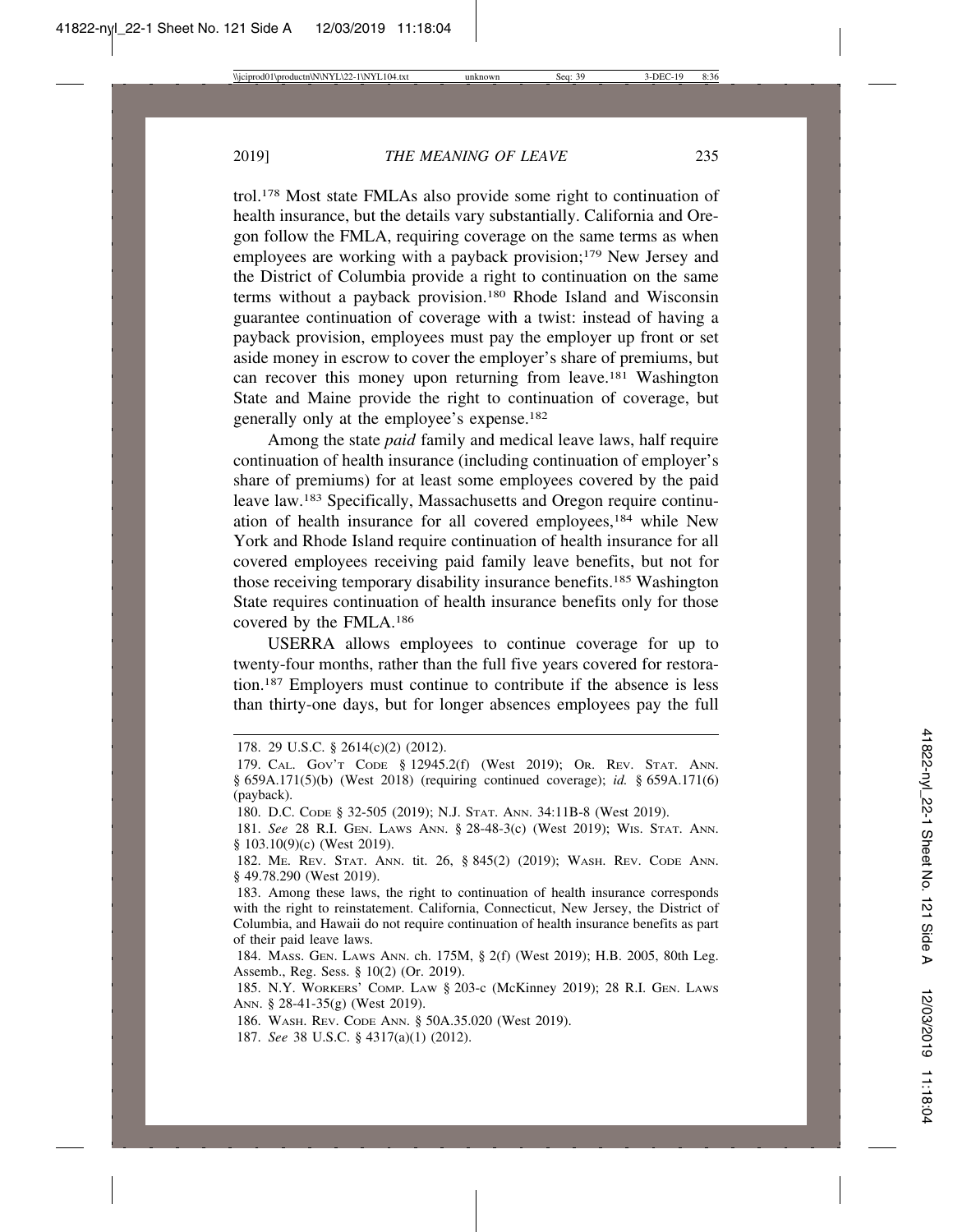trol.[178] Most state FMLAs also provide some right to continuation of health insurance, but the details vary substantially. California and Oregon follow the FMLA, requiring coverage on the same terms as when employees are working with a payback provision;[179] New Jersey and the District of Columbia provide a right to continuation on the same terms without a payback provision.[180] Rhode Island and Wisconsin guarantee continuation of coverage with a twist: instead of having a payback provision, employees must pay the employer up front or set aside money in escrow to cover the employer's share of premiums, but can recover this money upon returning from leave.[181] Washington State and Maine provide the right to continuation of coverage, but generally only at the employee's expense.[182]

Among the state *paid* family and medical leave laws, half require continuation of health insurance (including continuation of employer's share of premiums) for at least some employees covered by the paid leave law.[183] Specifically, Massachusetts and Oregon require continuation of health insurance for all covered employees,[184] while New York and Rhode Island require continuation of health insurance for all covered employees receiving paid family leave benefits, but not for those receiving temporary disability insurance benefits.[185] Washington State requires continuation of health insurance benefits only for those covered by the FMLA.[186]

USERRA allows employees to continue coverage for up to twenty-four months, rather than the full five years covered for restoration.[187] Employers must continue to contribute if the absence is less than thirty-one days, but for longer absences employees pay the full

---

178. 29 U.S.C. § 2614(c)(2) (2012).

179. CAL. GOV'T CODE § 12945.2(f) (West 2019); OR. REV. STAT. ANN. § 659A.171(5)(b) (West 2018) (requiring continued coverage); *id.* § 659A.171(6) (payback).

180. D.C. CODE § 32-505 (2019); N.J. STAT. ANN. 34:11B-8 (West 2019).

181. *See* 28 R.I. GEN. LAWS ANN. § 28-48-3(c) (West 2019); WIS. STAT. ANN. § 103.10(9)(c) (West 2019).

182. ME. REV. STAT. ANN. tit. 26, § 845(2) (2019); WASH. REV. CODE ANN. § 49.78.290 (West 2019).

183. Among these laws, the right to continuation of health insurance corresponds with the right to reinstatement. California, Connecticut, New Jersey, the District of Columbia, and Hawaii do not require continuation of health insurance benefits as part of their paid leave laws.

184. MASS. GEN. LAWS ANN. ch. 175M, § 2(f) (West 2019); H.B. 2005, 80th Leg. Assemb., Reg. Sess. § 10(2) (Or. 2019).

185. N.Y. WORKERS' COMP. LAW § 203-c (McKinney 2019); 28 R.I. GEN. LAWS ANN. § 28-41-35(g) (West 2019).

186. WASH. REV. CODE ANN. § 50A.35.020 (West 2019).

187. *See* 38 U.S.C. § 4317(a)(1) (2012).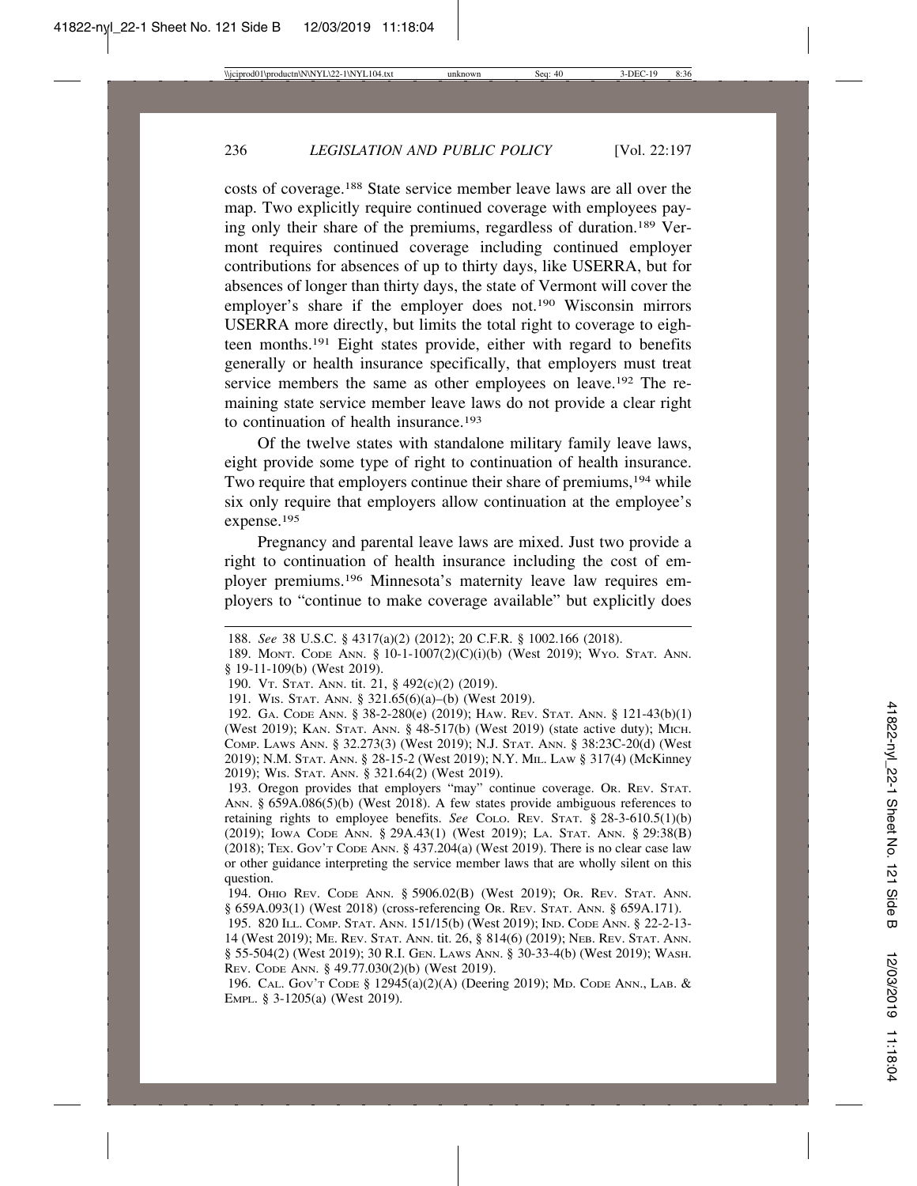costs of coverage.[188] State service member leave laws are all over the map. Two explicitly require continued coverage with employees paying only their share of the premiums, regardless of duration.[189] Vermont requires continued coverage including continued employer contributions for absences of up to thirty days, like USERRA, but for absences of longer than thirty days, the state of Vermont will cover the employer's share if the employer does not.[190] Wisconsin mirrors USERRA more directly, but limits the total right to coverage to eighteen months.[191] Eight states provide, either with regard to benefits generally or health insurance specifically, that employers must treat service members the same as other employees on leave.[192] The remaining state service member leave laws do not provide a clear right to continuation of health insurance.[193]

Of the twelve states with standalone military family leave laws, eight provide some type of right to continuation of health insurance. Two require that employers continue their share of premiums,[194] while six only require that employers allow continuation at the employee's expense.[195]

Pregnancy and parental leave laws are mixed. Just two provide a right to continuation of health insurance including the cost of employer premiums.[196] Minnesota's maternity leave law requires employers to "continue to make coverage available" but explicitly does

---

188. *See* 38 U.S.C. § 4317(a)(2) (2012); 20 C.F.R. § 1002.166 (2018).

189. Mont. Code Ann. § 10-1-1007(2)(C)(i)(b) (West 2019); Wyo. Stat. Ann. § 19-11-109(b) (West 2019).

190. Vt. Stat. Ann. tit. 21, § 492(c)(2) (2019).

191. Wis. Stat. Ann. § 321.65(6)(a)–(b) (West 2019).

192. Ga. Code Ann. § 38-2-280(e) (2019); Haw. Rev. Stat. Ann. § 121-43(b)(1) (West 2019); Kan. Stat. Ann. § 48-517(b) (West 2019) (state active duty); Mich. Comp. Laws Ann. § 32.273(3) (West 2019); N.J. Stat. Ann. § 38:23C-20(d) (West 2019); N.M. Stat. Ann. § 28-15-2 (West 2019); N.Y. Mil. Law § 317(4) (McKinney 2019); Wis. Stat. Ann. § 321.64(2) (West 2019).

193. Oregon provides that employers "may" continue coverage. Or. Rev. Stat. Ann. § 659A.086(5)(b) (West 2018). A few states provide ambiguous references to retaining rights to employee benefits. *See* Colo. Rev. Stat. § 28-3-610.5(1)(b) (2019); Iowa Code Ann. § 29A.43(1) (West 2019); La. Stat. Ann. § 29:38(B) (2018); Tex. Gov't Code Ann. § 437.204(a) (West 2019). There is no clear case law or other guidance interpreting the service member laws that are wholly silent on this question.

194. Ohio Rev. Code Ann. § 5906.02(B) (West 2019); Or. Rev. Stat. Ann. § 659A.093(1) (West 2018) (cross-referencing Or. Rev. Stat. Ann. § 659A.171).

195. 820 Ill. Comp. Stat. Ann. 151/15(b) (West 2019); Ind. Code Ann. § 22-2-13-14 (West 2019); Me. Rev. Stat. Ann. tit. 26, § 814(6) (2019); Neb. Rev. Stat. Ann. § 55-504(2) (West 2019); 30 R.I. Gen. Laws Ann. § 30-33-4(b) (West 2019); Wash. Rev. Code Ann. § 49.77.030(2)(b) (West 2019).

196. Cal. Gov't Code § 12945(a)(2)(A) (Deering 2019); Md. Code Ann., Lab. & Empl. § 3-1205(a) (West 2019).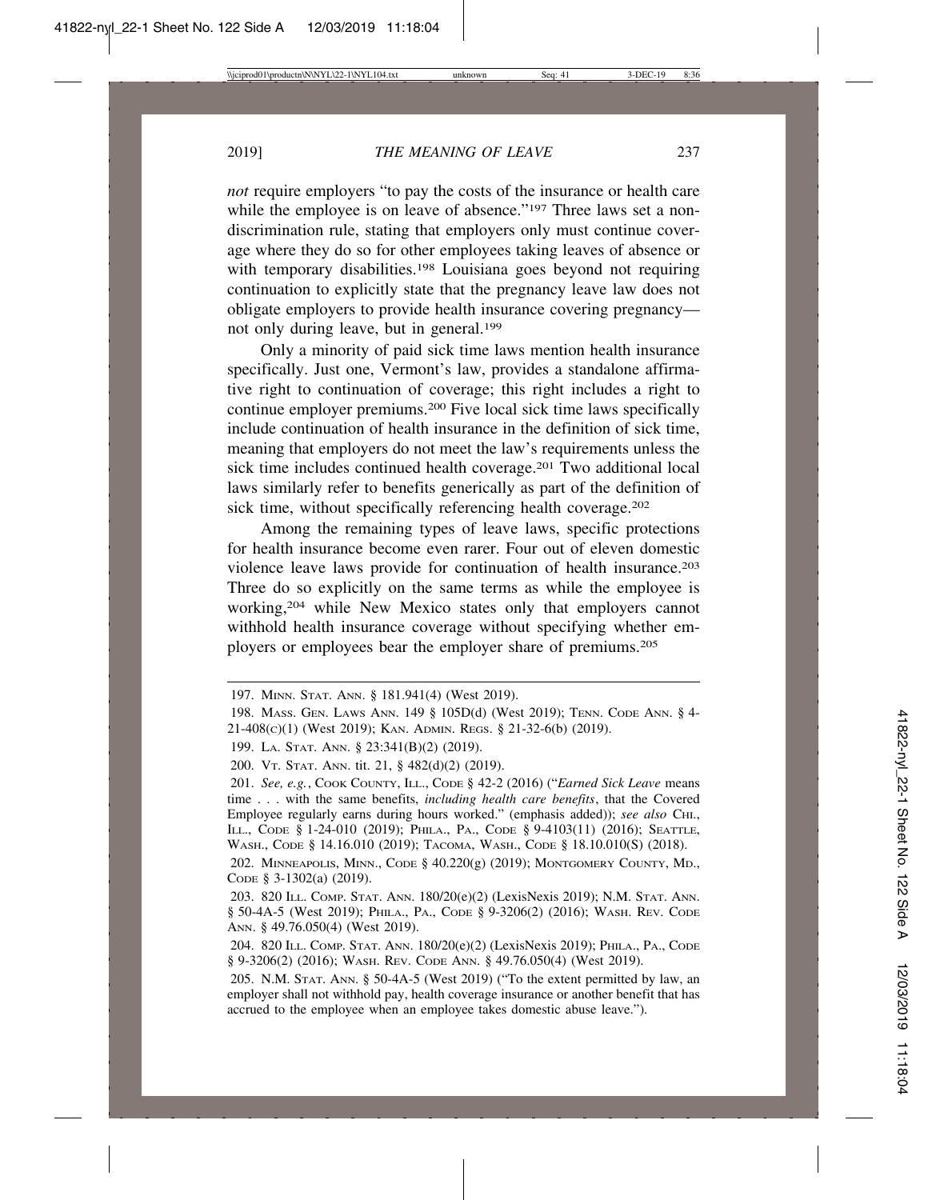*not* require employers "to pay the costs of the insurance or health care while the employee is on leave of absence."[197] Three laws set a nondiscrimination rule, stating that employers only must continue coverage where they do so for other employees taking leaves of absence or with temporary disabilities.[198] Louisiana goes beyond not requiring continuation to explicitly state that the pregnancy leave law does not obligate employers to provide health insurance covering pregnancy—not only during leave, but in general.[199]

Only a minority of paid sick time laws mention health insurance specifically. Just one, Vermont's law, provides a standalone affirmative right to continuation of coverage; this right includes a right to continue employer premiums.[200] Five local sick time laws specifically include continuation of health insurance in the definition of sick time, meaning that employers do not meet the law's requirements unless the sick time includes continued health coverage.[201] Two additional local laws similarly refer to benefits generically as part of the definition of sick time, without specifically referencing health coverage.[202]

Among the remaining types of leave laws, specific protections for health insurance become even rarer. Four out of eleven domestic violence leave laws provide for continuation of health insurance.[203] Three do so explicitly on the same terms as while the employee is working,[204] while New Mexico states only that employers cannot withhold health insurance coverage without specifying whether employers or employees bear the employer share of premiums.[205]

---

197. MINN. STAT. ANN. § 181.941(4) (West 2019).

198. MASS. GEN. LAWS ANN. 149 § 105D(d) (West 2019); TENN. CODE ANN. § 4-21-408(C)(1) (West 2019); KAN. ADMIN. REGS. § 21-32-6(b) (2019).

199. LA. STAT. ANN. § 23:341(B)(2) (2019).

200. VT. STAT. ANN. tit. 21, § 482(d)(2) (2019).

201. *See, e.g.*, COOK COUNTY, ILL., CODE § 42-2 (2016) ("*Earned Sick Leave* means time . . . with the same benefits, *including health care benefits*, that the Covered Employee regularly earns during hours worked." (emphasis added)); *see also* CHI., ILL., CODE § 1-24-010 (2019); PHILA., PA., CODE § 9-4103(11) (2016); SEATTLE, WASH., CODE § 14.16.010 (2019); TACOMA, WASH., CODE § 18.10.010(S) (2018).

202. MINNEAPOLIS, MINN., CODE § 40.220(g) (2019); MONTGOMERY COUNTY, MD., CODE § 3-1302(a) (2019).

203. 820 ILL. COMP. STAT. ANN. 180/20(e)(2) (LexisNexis 2019); N.M. STAT. ANN. § 50-4A-5 (West 2019); PHILA., PA., CODE § 9-3206(2) (2016); WASH. REV. CODE ANN. § 49.76.050(4) (West 2019).

204. 820 ILL. COMP. STAT. ANN. 180/20(e)(2) (LexisNexis 2019); PHILA., PA., CODE § 9-3206(2) (2016); WASH. REV. CODE ANN. § 49.76.050(4) (West 2019).

205. N.M. STAT. ANN. § 50-4A-5 (West 2019) ("To the extent permitted by law, an employer shall not withhold pay, health coverage insurance or another benefit that has accrued to the employee when an employee takes domestic abuse leave.").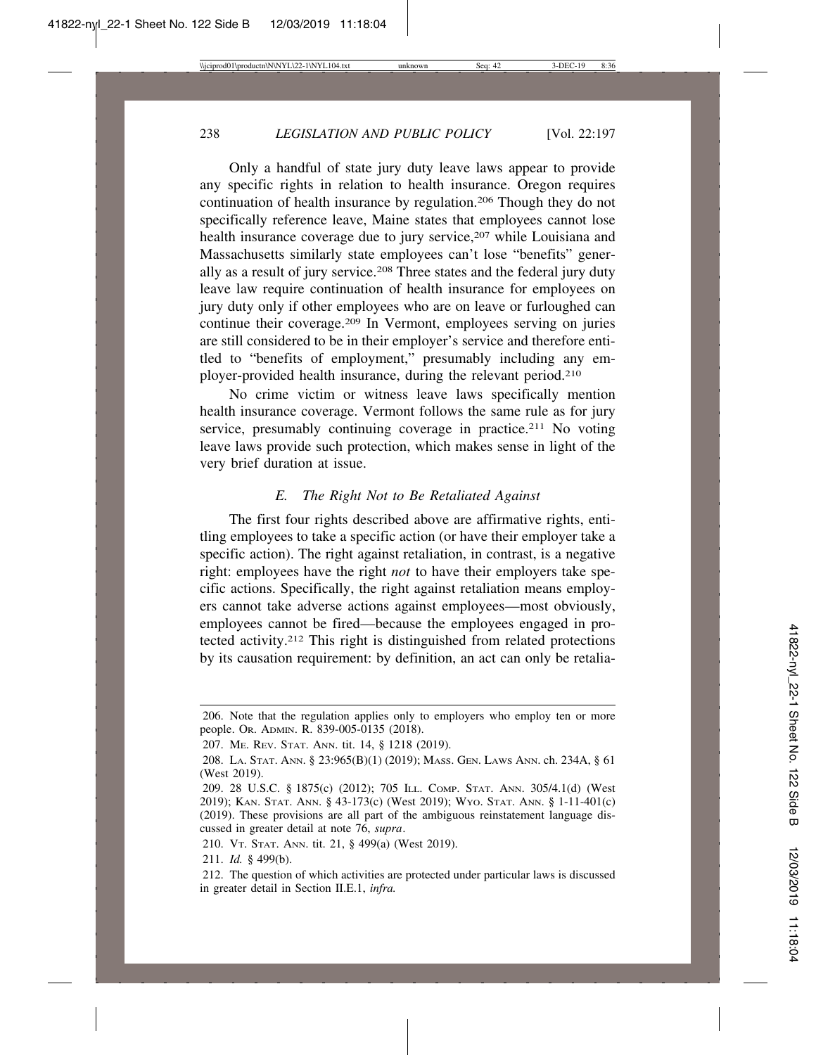Only a handful of state jury duty leave laws appear to provide any specific rights in relation to health insurance. Oregon requires continuation of health insurance by regulation.[206] Though they do not specifically reference leave, Maine states that employees cannot lose health insurance coverage due to jury service,[207] while Louisiana and Massachusetts similarly state employees can't lose "benefits" generally as a result of jury service.[208] Three states and the federal jury duty leave law require continuation of health insurance for employees on jury duty only if other employees who are on leave or furloughed can continue their coverage.[209] In Vermont, employees serving on juries are still considered to be in their employer's service and therefore entitled to "benefits of employment," presumably including any employer-provided health insurance, during the relevant period.[210]

No crime victim or witness leave laws specifically mention health insurance coverage. Vermont follows the same rule as for jury service, presumably continuing coverage in practice.[211] No voting leave laws provide such protection, which makes sense in light of the very brief duration at issue.

### *E. The Right Not to Be Retaliated Against*

The first four rights described above are affirmative rights, entitling employees to take a specific action (or have their employer take a specific action). The right against retaliation, in contrast, is a negative right: employees have the right *not* to have their employers take specific actions. Specifically, the right against retaliation means employers cannot take adverse actions against employees—most obviously, employees cannot be fired—because the employees engaged in protected activity.[212] This right is distinguished from related protections by its causation requirement: by definition, an act can only be retalia-

---

206. Note that the regulation applies only to employers who employ ten or more people. OR. ADMIN. R. 839-005-0135 (2018).

207. ME. REV. STAT. ANN. tit. 14, § 1218 (2019).

208. LA. STAT. ANN. § 23:965(B)(1) (2019); MASS. GEN. LAWS ANN. ch. 234A, § 61 (West 2019).

209. 28 U.S.C. § 1875(c) (2012); 705 ILL. COMP. STAT. ANN. 305/4.1(d) (West 2019); KAN. STAT. ANN. § 43-173(c) (West 2019); WYO. STAT. ANN. § 1-11-401(c) (2019). These provisions are all part of the ambiguous reinstatement language discussed in greater detail at note 76, *supra*.

210. VT. STAT. ANN. tit. 21, § 499(a) (West 2019).

211. *Id.* § 499(b).

212. The question of which activities are protected under particular laws is discussed in greater detail in Section II.E.1, *infra.*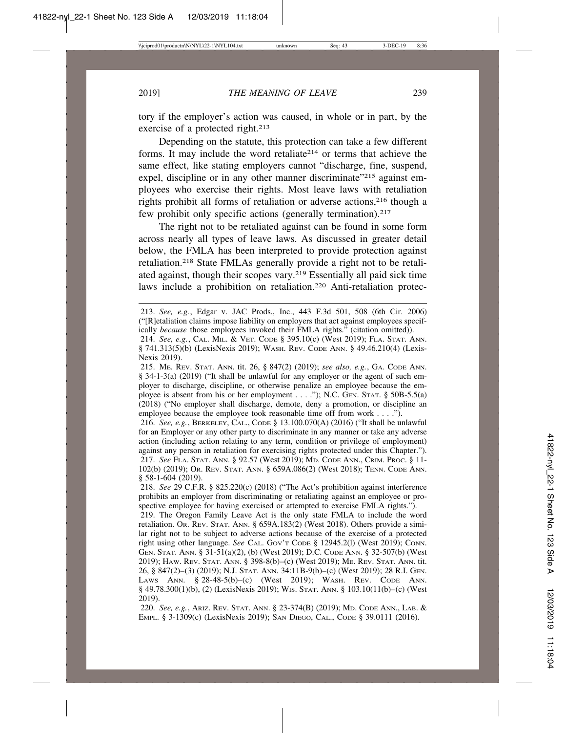tory if the employer's action was caused, in whole or in part, by the exercise of a protected right.[213]

Depending on the statute, this protection can take a few different forms. It may include the word retaliate[214] or terms that achieve the same effect, like stating employers cannot "discharge, fine, suspend, expel, discipline or in any other manner discriminate"[215] against employees who exercise their rights. Most leave laws with retaliation rights prohibit all forms of retaliation or adverse actions,[216] though a few prohibit only specific actions (generally termination).[217]

The right not to be retaliated against can be found in some form across nearly all types of leave laws. As discussed in greater detail below, the FMLA has been interpreted to provide protection against retaliation.[218] State FMLAs generally provide a right not to be retaliated against, though their scopes vary.[219] Essentially all paid sick time laws include a prohibition on retaliation.[220] Anti-retaliation protec-

---

213. *See, e.g.*, Edgar v. JAC Prods., Inc., 443 F.3d 501, 508 (6th Cir. 2006) ("[R]etaliation claims impose liability on employers that act against employees specifically *because* those employees invoked their FMLA rights." (citation omitted)).

214. *See, e.g.*, CAL. MIL. & VET. CODE § 395.10(c) (West 2019); FLA. STAT. ANN. § 741.313(5)(b) (LexisNexis 2019); WASH. REV. CODE ANN. § 49.46.210(4) (LexisNexis 2019).

215. ME. REV. STAT. ANN. tit. 26, § 847(2) (2019); *see also, e.g.*, GA. CODE ANN. § 34-1-3(a) (2019) ("It shall be unlawful for any employer or the agent of such employer to discharge, discipline, or otherwise penalize an employee because the employee is absent from his or her employment . . . ."); N.C. GEN. STAT. § 50B-5.5(a) (2018) ("No employer shall discharge, demote, deny a promotion, or discipline an employee because the employee took reasonable time off from work . . . .").

216. *See, e.g.*, BERKELEY, CAL., CODE § 13.100.070(A) (2016) ("It shall be unlawful for an Employer or any other party to discriminate in any manner or take any adverse action (including action relating to any term, condition or privilege of employment) against any person in retaliation for exercising rights protected under this Chapter.").

217. *See* FLA. STAT. ANN. § 92.57 (West 2019); MD. CODE ANN., CRIM. PROC. § 11-102(b) (2019); OR. REV. STAT. ANN. § 659A.086(2) (West 2018); TENN. CODE ANN. § 58-1-604 (2019).

218. *See* 29 C.F.R. § 825.220(c) (2018) ("The Act's prohibition against interference prohibits an employer from discriminating or retaliating against an employee or prospective employee for having exercised or attempted to exercise FMLA rights.").

219. The Oregon Family Leave Act is the only state FMLA to include the word retaliation. OR. REV. STAT. ANN. § 659A.183(2) (West 2018). Others provide a similar right not to be subject to adverse actions because of the exercise of a protected right using other language. *See* CAL. GOV'T CODE § 12945.2(l) (West 2019); CONN. GEN. STAT. ANN. § 31-51(a)(2), (b) (West 2019); D.C. CODE ANN. § 32-507(b) (West 2019); HAW. REV. STAT. ANN. § 398-8(b)–(c) (West 2019); ME. REV. STAT. ANN. tit. 26, § 847(2)–(3) (2019); N.J. STAT. ANN. 34:11B-9(b)–(c) (West 2019); 28 R.I. GEN. LAWS ANN. § 28-48-5(b)–(c) (West 2019); WASH. REV. CODE ANN. § 49.78.300(1)(b), (2) (LexisNexis 2019); WIS. STAT. ANN. § 103.10(11(b)–(c) (West 2019).

220. *See, e.g.*, ARIZ. REV. STAT. ANN. § 23-374(B) (2019); MD. CODE ANN., LAB. & EMPL. § 3-1309(c) (LexisNexis 2019); SAN DIEGO, CAL., CODE § 39.0111 (2016).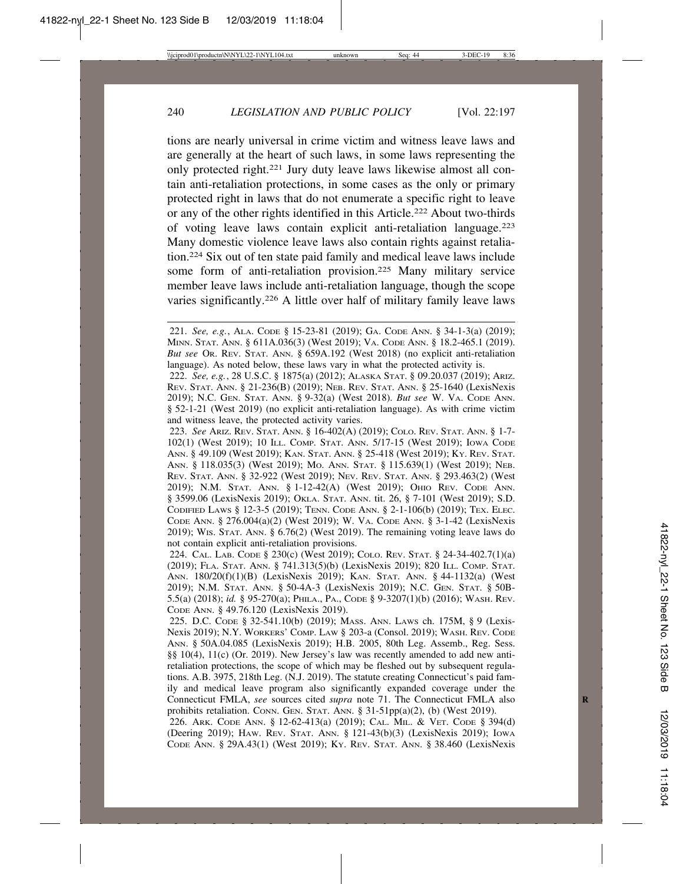tions are nearly universal in crime victim and witness leave laws and are generally at the heart of such laws, in some laws representing the only protected right.[221] Jury duty leave laws likewise almost all contain anti-retaliation protections, in some cases as the only or primary protected right in laws that do not enumerate a specific right to leave or any of the other rights identified in this Article.[222] About two-thirds of voting leave laws contain explicit anti-retaliation language.[223] Many domestic violence leave laws also contain rights against retaliation.[224] Six out of ten state paid family and medical leave laws include some form of anti-retaliation provision.[225] Many military service member leave laws include anti-retaliation language, though the scope varies significantly.[226] A little over half of military family leave laws

---

221. *See, e.g.*, ALA. CODE § 15-23-81 (2019); GA. CODE ANN. § 34-1-3(a) (2019); MINN. STAT. ANN. § 611A.036(3) (West 2019); VA. CODE ANN. § 18.2-465.1 (2019). *But see* OR. REV. STAT. ANN. § 659A.192 (West 2018) (no explicit anti-retaliation language). As noted below, these laws vary in what the protected activity is.

222. *See, e.g.*, 28 U.S.C. § 1875(a) (2012); ALASKA STAT. § 09.20.037 (2019); ARIZ. REV. STAT. ANN. § 21-236(B) (2019); NEB. REV. STAT. ANN. § 25-1640 (LexisNexis 2019); N.C. GEN. STAT. ANN. § 9-32(a) (West 2018). *But see* W. VA. CODE ANN. § 52-1-21 (West 2019) (no explicit anti-retaliation language). As with crime victim and witness leave, the protected activity varies.

223. *See* ARIZ. REV. STAT. ANN. § 16-402(A) (2019); COLO. REV. STAT. ANN. § 1-7-102(1) (West 2019); 10 ILL. COMP. STAT. ANN. 5/17-15 (West 2019); IOWA CODE ANN. § 49.109 (West 2019); KAN. STAT. ANN. § 25-418 (West 2019); KY. REV. STAT. ANN. § 118.035(3) (West 2019); MO. ANN. STAT. § 115.639(1) (West 2019); NEB. REV. STAT. ANN. § 32-922 (West 2019); NEV. REV. STAT. ANN. § 293.463(2) (West 2019); N.M. STAT. ANN. § 1-12-42(A) (West 2019); OHIO REV. CODE ANN. § 3599.06 (LexisNexis 2019); OKLA. STAT. ANN. tit. 26, § 7-101 (West 2019); S.D. CODIFIED LAWS § 12-3-5 (2019); TENN. CODE ANN. § 2-1-106(b) (2019); TEX. ELEC. CODE ANN. § 276.004(a)(2) (West 2019); W. VA. CODE ANN. § 3-1-42 (LexisNexis 2019); WIS. STAT. ANN. § 6.76(2) (West 2019). The remaining voting leave laws do not contain explicit anti-retaliation provisions.

224. CAL. LAB. CODE § 230(c) (West 2019); COLO. REV. STAT. § 24-34-402.7(1)(a) (2019); FLA. STAT. ANN. § 741.313(5)(b) (LexisNexis 2019); 820 ILL. COMP. STAT. ANN. 180/20(f)(1)(B) (LexisNexis 2019); KAN. STAT. ANN. § 44-1132(a) (West 2019); N.M. STAT. ANN. § 50-4A-3 (LexisNexis 2019); N.C. GEN. STAT. § 50B-5.5(a) (2018); *id.* § 95-270(a); PHILA., PA., CODE § 9-3207(1)(b) (2016); WASH. REV. CODE ANN. § 49.76.120 (LexisNexis 2019).

225. D.C. CODE § 32-541.10(b) (2019); MASS. ANN. LAWS ch. 175M, § 9 (LexisNexis 2019); N.Y. WORKERS' COMP. LAW § 203-a (Consol. 2019); WASH. REV. CODE ANN. § 50A.04.085 (LexisNexis 2019); H.B. 2005, 80th Leg. Assemb., Reg. Sess. §§ 10(4), 11(c) (Or. 2019). New Jersey's law was recently amended to add new anti-retaliation protections, the scope of which may be fleshed out by subsequent regulations. A.B. 3975, 218th Leg. (N.J. 2019). The statute creating Connecticut's paid family and medical leave program also significantly expanded coverage under the Connecticut FMLA, *see* sources cited *supra* note 71. The Connecticut FMLA also prohibits retaliation. CONN. GEN. STAT. ANN. § 31-51pp(a)(2), (b) (West 2019).

226. ARK. CODE ANN. § 12-62-413(a) (2019); CAL. MIL. & VET. CODE § 394(d) (Deering 2019); HAW. REV. STAT. ANN. § 121-43(b)(3) (LexisNexis 2019); IOWA CODE ANN. § 29A.43(1) (West 2019); KY. REV. STAT. ANN. § 38.460 (LexisNexis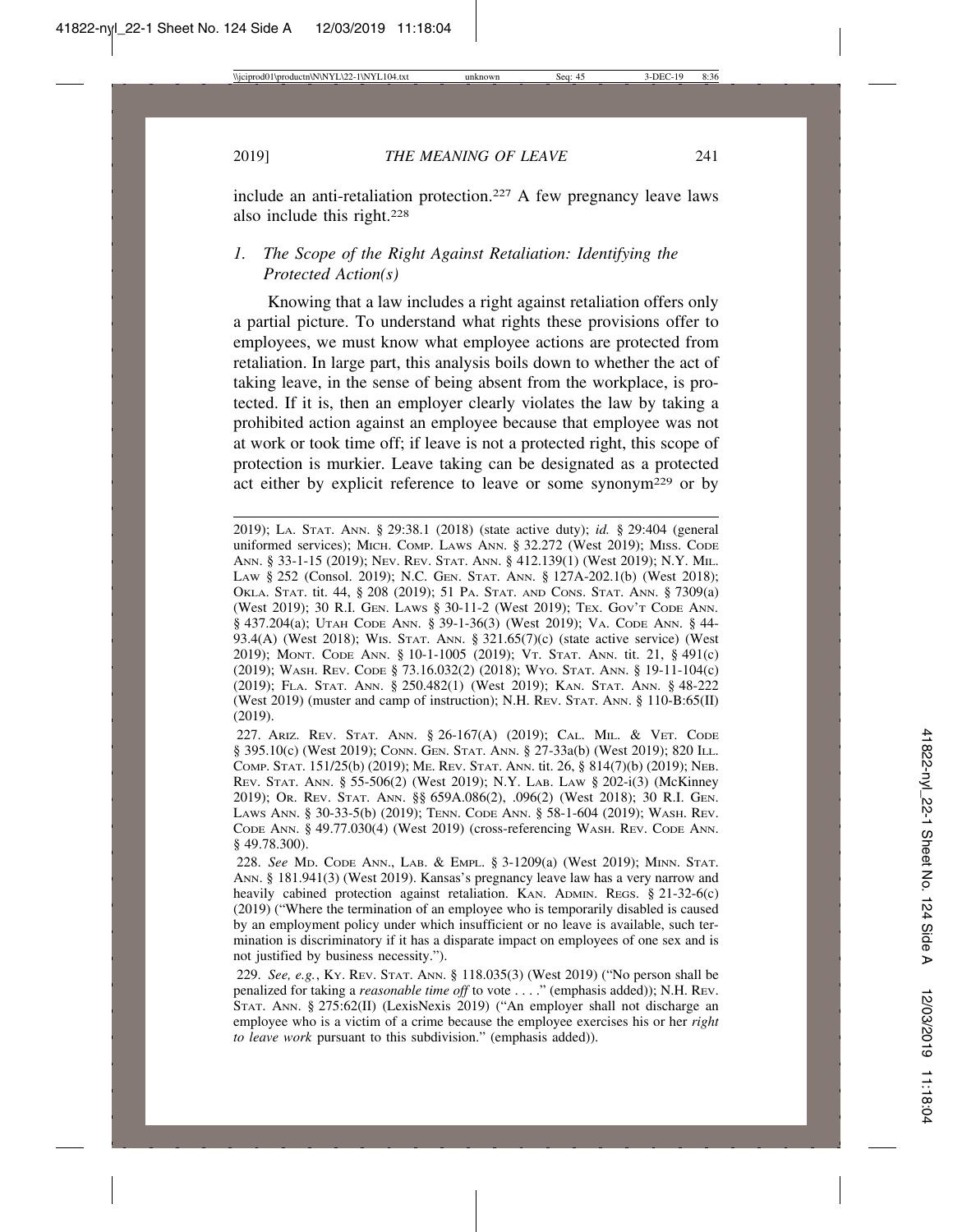include an anti-retaliation protection.[227] A few pregnancy leave laws also include this right.[228]

### *1. The Scope of the Right Against Retaliation: Identifying the Protected Action(s)*

Knowing that a law includes a right against retaliation offers only a partial picture. To understand what rights these provisions offer to employees, we must know what employee actions are protected from retaliation. In large part, this analysis boils down to whether the act of taking leave, in the sense of being absent from the workplace, is protected. If it is, then an employer clearly violates the law by taking a prohibited action against an employee because that employee was not at work or took time off; if leave is not a protected right, this scope of protection is murkier. Leave taking can be designated as a protected act either by explicit reference to leave or some synonym[229] or by

---

2019); LA. STAT. ANN. § 29:38.1 (2018) (state active duty); *id.* § 29:404 (general uniformed services); MICH. COMP. LAWS ANN. § 32.272 (West 2019); MISS. CODE ANN. § 33-1-15 (2019); NEV. REV. STAT. ANN. § 412.139(1) (West 2019); N.Y. MIL. LAW § 252 (Consol. 2019); N.C. GEN. STAT. ANN. § 127A-202.1(b) (West 2018); OKLA. STAT. tit. 44, § 208 (2019); 51 PA. STAT. AND CONS. STAT. ANN. § 7309(a) (West 2019); 30 R.I. GEN. LAWS § 30-11-2 (West 2019); TEX. GOV'T CODE ANN. § 437.204(a); UTAH CODE ANN. § 39-1-36(3) (West 2019); VA. CODE ANN. § 44-93.4(A) (West 2018); WIS. STAT. ANN. § 321.65(7)(c) (state active service) (West 2019); MONT. CODE ANN. § 10-1-1005 (2019); VT. STAT. ANN. tit. 21, § 491(c) (2019); WASH. REV. CODE § 73.16.032(2) (2018); WYO. STAT. ANN. § 19-11-104(c) (2019); FLA. STAT. ANN. § 250.482(1) (West 2019); KAN. STAT. ANN. § 48-222 (West 2019) (muster and camp of instruction); N.H. REV. STAT. ANN. § 110-B:65(II) (2019).

227. ARIZ. REV. STAT. ANN. § 26-167(A) (2019); CAL. MIL. & VET. CODE § 395.10(c) (West 2019); CONN. GEN. STAT. ANN. § 27-33a(b) (West 2019); 820 ILL. COMP. STAT. 151/25(b) (2019); ME. REV. STAT. ANN. tit. 26, § 814(7)(b) (2019); NEB. REV. STAT. ANN. § 55-506(2) (West 2019); N.Y. LAB. LAW § 202-i(3) (McKinney 2019); OR. REV. STAT. ANN. §§ 659A.086(2), .096(2) (West 2018); 30 R.I. GEN. LAWS ANN. § 30-33-5(b) (2019); TENN. CODE ANN. § 58-1-604 (2019); WASH. REV. CODE ANN. § 49.77.030(4) (West 2019) (cross-referencing WASH. REV. CODE ANN. § 49.78.300).

228. *See* MD. CODE ANN., LAB. & EMPL. § 3-1209(a) (West 2019); MINN. STAT. ANN. § 181.941(3) (West 2019). Kansas's pregnancy leave law has a very narrow and heavily cabined protection against retaliation. KAN. ADMIN. REGS. § 21-32-6(c) (2019) ("Where the termination of an employee who is temporarily disabled is caused by an employment policy under which insufficient or no leave is available, such termination is discriminatory if it has a disparate impact on employees of one sex and is not justified by business necessity.").

229. *See, e.g.*, KY. REV. STAT. ANN. § 118.035(3) (West 2019) ("No person shall be penalized for taking a *reasonable time off* to vote . . . ." (emphasis added)); N.H. REV. STAT. ANN. § 275:62(II) (LexisNexis 2019) ("An employer shall not discharge an employee who is a victim of a crime because the employee exercises his or her *right to leave work* pursuant to this subdivision." (emphasis added)).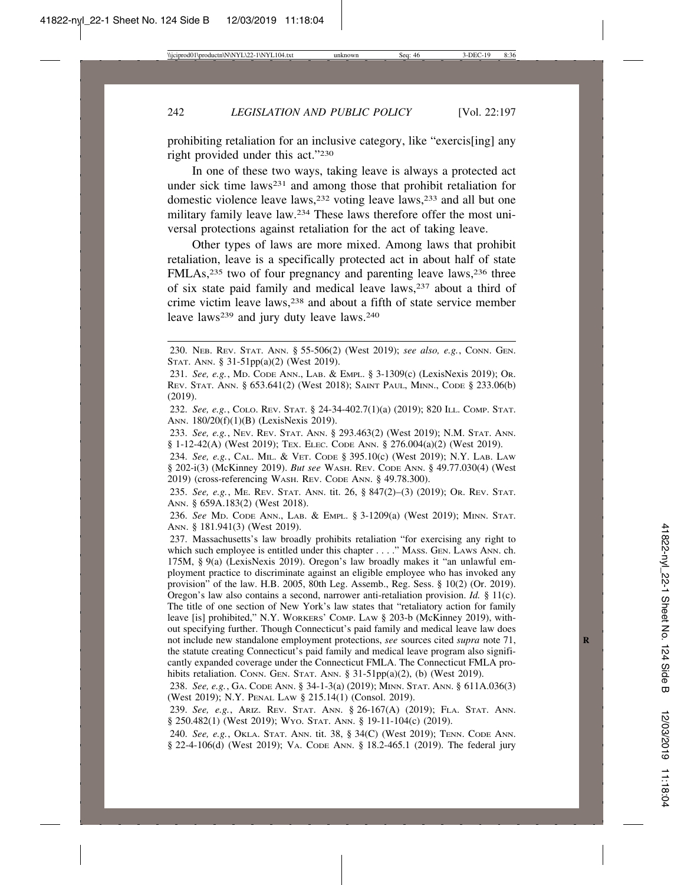prohibiting retaliation for an inclusive category, like "exercis[ing] any right provided under this act."[230]

In one of these two ways, taking leave is always a protected act under sick time laws[231] and among those that prohibit retaliation for domestic violence leave laws,[232] voting leave laws,[233] and all but one military family leave law.[234] These laws therefore offer the most universal protections against retaliation for the act of taking leave.

Other types of laws are more mixed. Among laws that prohibit retaliation, leave is a specifically protected act in about half of state FMLAs,[235] two of four pregnancy and parenting leave laws,[236] three of six state paid family and medical leave laws,[237] about a third of crime victim leave laws,[238] and about a fifth of state service member leave laws[239] and jury duty leave laws.[240]

---

230. NEB. REV. STAT. ANN. § 55-506(2) (West 2019); *see also, e.g.*, CONN. GEN. STAT. ANN. § 31-51pp(a)(2) (West 2019).

231. *See, e.g.*, MD. CODE ANN., LAB. & EMPL. § 3-1309(c) (LexisNexis 2019); OR. REV. STAT. ANN. § 653.641(2) (West 2018); SAINT PAUL, MINN., CODE § 233.06(b) (2019).

232. *See, e.g.*, COLO. REV. STAT. § 24-34-402.7(1)(a) (2019); 820 ILL. COMP. STAT. ANN. 180/20(f)(1)(B) (LexisNexis 2019).

233. *See, e.g.*, NEV. REV. STAT. ANN. § 293.463(2) (West 2019); N.M. STAT. ANN. § 1-12-42(A) (West 2019); TEX. ELEC. CODE ANN. § 276.004(a)(2) (West 2019).

234. *See, e.g.*, CAL. MIL. & VET. CODE § 395.10(c) (West 2019); N.Y. LAB. LAW § 202-i(3) (McKinney 2019). *But see* WASH. REV. CODE ANN. § 49.77.030(4) (West 2019) (cross-referencing WASH. REV. CODE ANN. § 49.78.300).

235. *See, e.g.*, ME. REV. STAT. ANN. tit. 26, § 847(2)–(3) (2019); OR. REV. STAT. ANN. § 659A.183(2) (West 2018).

236. *See* MD. CODE ANN., LAB. & EMPL. § 3-1209(a) (West 2019); MINN. STAT. ANN. § 181.941(3) (West 2019).

237. Massachusetts's law broadly prohibits retaliation "for exercising any right to which such employee is entitled under this chapter . . . ." MASS. GEN. LAWS ANN. ch. 175M, § 9(a) (LexisNexis 2019). Oregon's law broadly makes it "an unlawful employment practice to discriminate against an eligible employee who has invoked any provision" of the law. H.B. 2005, 80th Leg. Assemb., Reg. Sess. § 10(2) (Or. 2019). Oregon's law also contains a second, narrower anti-retaliation provision. *Id.* § 11(c). The title of one section of New York's law states that "retaliatory action for family leave [is] prohibited," N.Y. WORKERS' COMP. LAW § 203-b (McKinney 2019), without specifying further. Though Connecticut's paid family and medical leave law does not include new standalone employment protections, *see* sources cited *supra* note 71, the statute creating Connecticut's paid family and medical leave program also significantly expanded coverage under the Connecticut FMLA. The Connecticut FMLA prohibits retaliation. CONN. GEN. STAT. ANN. § 31-51pp(a)(2), (b) (West 2019).

238. *See, e.g.*, GA. CODE ANN. § 34-1-3(a) (2019); MINN. STAT. ANN. § 611A.036(3) (West 2019); N.Y. PENAL LAW § 215.14(1) (Consol. 2019).

239. *See, e.g.*, ARIZ. REV. STAT. ANN. § 26-167(A) (2019); FLA. STAT. ANN. § 250.482(1) (West 2019); WYO. STAT. ANN. § 19-11-104(c) (2019).

240. *See, e.g.*, OKLA. STAT. ANN. tit. 38, § 34(C) (West 2019); TENN. CODE ANN. § 22-4-106(d) (West 2019); VA. CODE ANN. § 18.2-465.1 (2019). The federal jury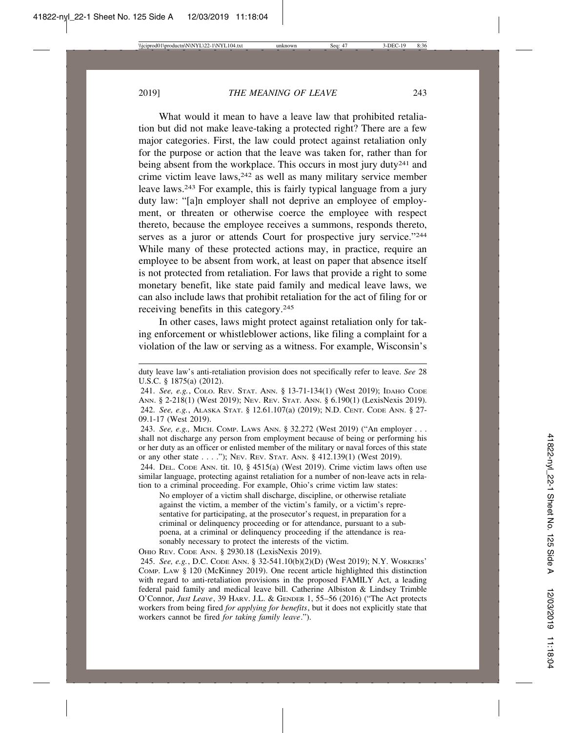What would it mean to have a leave law that prohibited retaliation but did not make leave-taking a protected right? There are a few major categories. First, the law could protect against retaliation only for the purpose or action that the leave was taken for, rather than for being absent from the workplace. This occurs in most jury duty[241] and crime victim leave laws,[242] as well as many military service member leave laws.[243] For example, this is fairly typical language from a jury duty law: "[a]n employer shall not deprive an employee of employment, or threaten or otherwise coerce the employee with respect thereto, because the employee receives a summons, responds thereto, serves as a juror or attends Court for prospective jury service."[244] While many of these protected actions may, in practice, require an employee to be absent from work, at least on paper that absence itself is not protected from retaliation. For laws that provide a right to some monetary benefit, like state paid family and medical leave laws, we can also include laws that prohibit retaliation for the act of filing for or receiving benefits in this category.[245]

In other cases, laws might protect against retaliation only for taking enforcement or whistleblower actions, like filing a complaint for a violation of the law or serving as a witness. For example, Wisconsin's

---

duty leave law's anti-retaliation provision does not specifically refer to leave. *See* 28 U.S.C. § 1875(a) (2012).

241. *See, e.g.*, COLO. REV. STAT. ANN. § 13-71-134(1) (West 2019); IDAHO CODE ANN. § 2-218(1) (West 2019); NEV. REV. STAT. ANN. § 6.190(1) (LexisNexis 2019).

242. *See, e.g.*, ALASKA STAT. § 12.61.107(a) (2019); N.D. CENT. CODE ANN. § 27-09.1-17 (West 2019).

243. *See, e.g.,* MICH. COMP. LAWS ANN. § 32.272 (West 2019) ("An employer . . . shall not discharge any person from employment because of being or performing his or her duty as an officer or enlisted member of the military or naval forces of this state or any other state . . . ."); NEV. REV. STAT. ANN. § 412.139(1) (West 2019).

244. DEL. CODE ANN. tit. 10, § 4515(a) (West 2019). Crime victim laws often use similar language, protecting against retaliation for a number of non-leave acts in relation to a criminal proceeding. For example, Ohio's crime victim law states:

> No employer of a victim shall discharge, discipline, or otherwise retaliate against the victim, a member of the victim's family, or a victim's representative for participating, at the prosecutor's request, in preparation for a criminal or delinquency proceeding or for attendance, pursuant to a subpoena, at a criminal or delinquency proceeding if the attendance is reasonably necessary to protect the interests of the victim.

OHIO REV. CODE ANN. § 2930.18 (LexisNexis 2019).

245. *See, e.g.*, D.C. CODE ANN. § 32-541.10(b)(2)(D) (West 2019); N.Y. WORKERS' COMP. LAW § 120 (McKinney 2019). One recent article highlighted this distinction with regard to anti-retaliation provisions in the proposed FAMILY Act, a leading federal paid family and medical leave bill. Catherine Albiston & Lindsey Trimble O'Connor, *Just Leave*, 39 HARV. J.L. & GENDER 1, 55–56 (2016) ("The Act protects workers from being fired *for applying for benefits*, but it does not explicitly state that workers cannot be fired *for taking family leave*.").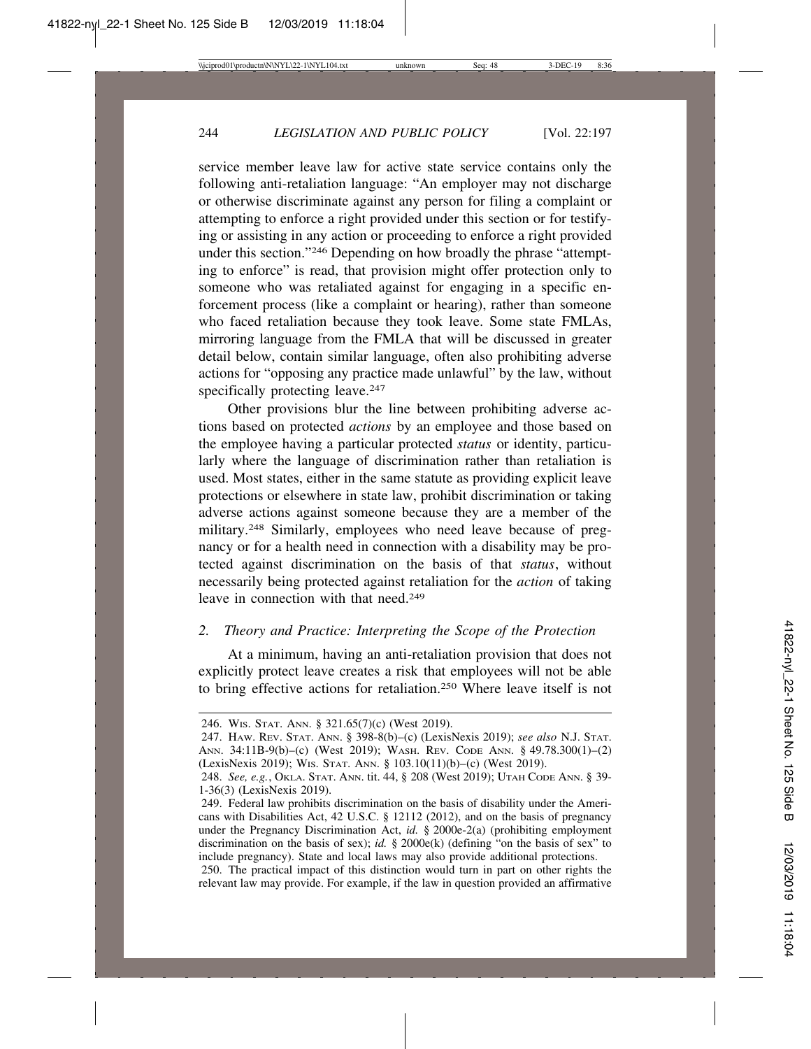service member leave law for active state service contains only the following anti-retaliation language: "An employer may not discharge or otherwise discriminate against any person for filing a complaint or attempting to enforce a right provided under this section or for testifying or assisting in any action or proceeding to enforce a right provided under this section."[246] Depending on how broadly the phrase "attempting to enforce" is read, that provision might offer protection only to someone who was retaliated against for engaging in a specific enforcement process (like a complaint or hearing), rather than someone who faced retaliation because they took leave. Some state FMLAs, mirroring language from the FMLA that will be discussed in greater detail below, contain similar language, often also prohibiting adverse actions for "opposing any practice made unlawful" by the law, without specifically protecting leave.[247]

Other provisions blur the line between prohibiting adverse actions based on protected *actions* by an employee and those based on the employee having a particular protected *status* or identity, particularly where the language of discrimination rather than retaliation is used. Most states, either in the same statute as providing explicit leave protections or elsewhere in state law, prohibit discrimination or taking adverse actions against someone because they are a member of the military.[248] Similarly, employees who need leave because of pregnancy or for a health need in connection with a disability may be protected against discrimination on the basis of that *status*, without necessarily being protected against retaliation for the *action* of taking leave in connection with that need.[249]

### *2. Theory and Practice: Interpreting the Scope of the Protection*

At a minimum, having an anti-retaliation provision that does not explicitly protect leave creates a risk that employees will not be able to bring effective actions for retaliation.[250] Where leave itself is not

---

246. Wis. Stat. Ann. § 321.65(7)(c) (West 2019).

247. Haw. Rev. Stat. Ann. § 398-8(b)–(c) (LexisNexis 2019); *see also* N.J. Stat. Ann. 34:11B-9(b)–(c) (West 2019); Wash. Rev. Code Ann. § 49.78.300(1)–(2) (LexisNexis 2019); Wis. Stat. Ann. § 103.10(11)(b)–(c) (West 2019).

248. *See, e.g.*, Okla. Stat. Ann. tit. 44, § 208 (West 2019); Utah Code Ann. § 39-1-36(3) (LexisNexis 2019).

249. Federal law prohibits discrimination on the basis of disability under the Americans with Disabilities Act, 42 U.S.C. § 12112 (2012), and on the basis of pregnancy under the Pregnancy Discrimination Act, *id.* § 2000e-2(a) (prohibiting employment discrimination on the basis of sex); *id.* § 2000e(k) (defining "on the basis of sex" to include pregnancy). State and local laws may also provide additional protections.

250. The practical impact of this distinction would turn in part on other rights the relevant law may provide. For example, if the law in question provided an affirmative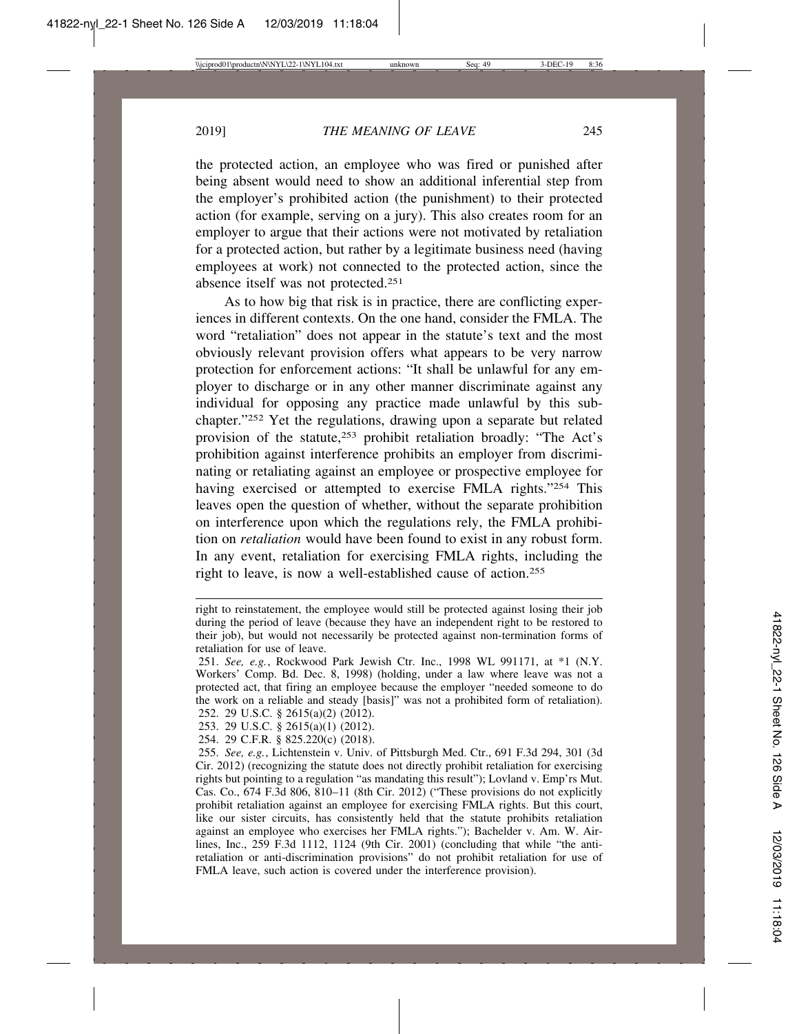the protected action, an employee who was fired or punished after being absent would need to show an additional inferential step from the employer's prohibited action (the punishment) to their protected action (for example, serving on a jury). This also creates room for an employer to argue that their actions were not motivated by retaliation for a protected action, but rather by a legitimate business need (having employees at work) not connected to the protected action, since the absence itself was not protected.[251]

As to how big that risk is in practice, there are conflicting experiences in different contexts. On the one hand, consider the FMLA. The word "retaliation" does not appear in the statute's text and the most obviously relevant provision offers what appears to be very narrow protection for enforcement actions: "It shall be unlawful for any employer to discharge or in any other manner discriminate against any individual for opposing any practice made unlawful by this subchapter."[252] Yet the regulations, drawing upon a separate but related provision of the statute,[253] prohibit retaliation broadly: "The Act's prohibition against interference prohibits an employer from discriminating or retaliating against an employee or prospective employee for having exercised or attempted to exercise FMLA rights."[254] This leaves open the question of whether, without the separate prohibition on interference upon which the regulations rely, the FMLA prohibition on *retaliation* would have been found to exist in any robust form. In any event, retaliation for exercising FMLA rights, including the right to leave, is now a well-established cause of action.[255]

---

right to reinstatement, the employee would still be protected against losing their job during the period of leave (because they have an independent right to be restored to their job), but would not necessarily be protected against non-termination forms of retaliation for use of leave.

251. *See, e.g.*, Rockwood Park Jewish Ctr. Inc., 1998 WL 991171, at *1 (N.Y. Workers' Comp. Bd. Dec. 8, 1998) (holding, under a law where leave was not a protected act, that firing an employee because the employer "needed someone to do the work on a reliable and steady [basis]" was not a prohibited form of retaliation).

252. 29 U.S.C. § 2615(a)(2) (2012).

253. 29 U.S.C. § 2615(a)(1) (2012).

254. 29 C.F.R. § 825.220(c) (2018).

255. *See, e.g.*, Lichtenstein v. Univ. of Pittsburgh Med. Ctr., 691 F.3d 294, 301 (3d Cir. 2012) (recognizing the statute does not directly prohibit retaliation for exercising rights but pointing to a regulation "as mandating this result"); Lovland v. Emp'rs Mut. Cas. Co., 674 F.3d 806, 810–11 (8th Cir. 2012) ("These provisions do not explicitly prohibit retaliation against an employee for exercising FMLA rights. But this court, like our sister circuits, has consistently held that the statute prohibits retaliation against an employee who exercises her FMLA rights."); Bachelder v. Am. W. Airlines, Inc., 259 F.3d 1112, 1124 (9th Cir. 2001) (concluding that while "the anti-retaliation or anti-discrimination provisions" do not prohibit retaliation for use of FMLA leave, such action is covered under the interference provision).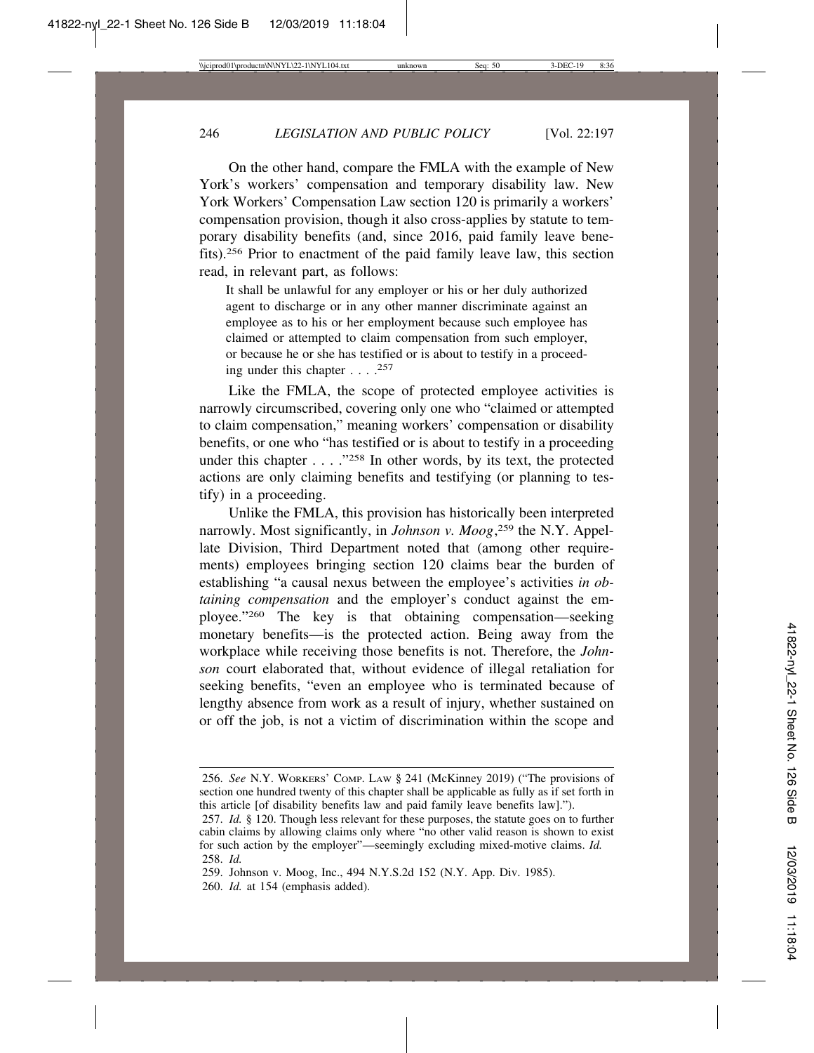On the other hand, compare the FMLA with the example of New York's workers' compensation and temporary disability law. New York Workers' Compensation Law section 120 is primarily a workers' compensation provision, though it also cross-applies by statute to temporary disability benefits (and, since 2016, paid family leave benefits).[256] Prior to enactment of the paid family leave law, this section read, in relevant part, as follows:

> It shall be unlawful for any employer or his or her duly authorized agent to discharge or in any other manner discriminate against an employee as to his or her employment because such employee has claimed or attempted to claim compensation from such employer, or because he or she has testified or is about to testify in a proceeding under this chapter . . . .[257]

Like the FMLA, the scope of protected employee activities is narrowly circumscribed, covering only one who "claimed or attempted to claim compensation," meaning workers' compensation or disability benefits, or one who "has testified or is about to testify in a proceeding under this chapter . . . ."[258] In other words, by its text, the protected actions are only claiming benefits and testifying (or planning to testify) in a proceeding.

Unlike the FMLA, this provision has historically been interpreted narrowly. Most significantly, in *Johnson v. Moog*,[259] the N.Y. Appellate Division, Third Department noted that (among other requirements) employees bringing section 120 claims bear the burden of establishing "a causal nexus between the employee's activities *in obtaining compensation* and the employer's conduct against the employee."[260] The key is that obtaining compensation—seeking monetary benefits—is the protected action. Being away from the workplace while receiving those benefits is not. Therefore, the *Johnson* court elaborated that, without evidence of illegal retaliation for seeking benefits, "even an employee who is terminated because of lengthy absence from work as a result of injury, whether sustained on or off the job, is not a victim of discrimination within the scope and

---

256. *See* N.Y. WORKERS' COMP. LAW § 241 (McKinney 2019) ("The provisions of section one hundred twenty of this chapter shall be applicable as fully as if set forth in this article [of disability benefits law and paid family leave benefits law].").

257. *Id.* § 120. Though less relevant for these purposes, the statute goes on to further cabin claims by allowing claims only where "no other valid reason is shown to exist for such action by the employer"—seemingly excluding mixed-motive claims. *Id.*

258. *Id.*

259. Johnson v. Moog, Inc., 494 N.Y.S.2d 152 (N.Y. App. Div. 1985).

260. *Id.* at 154 (emphasis added).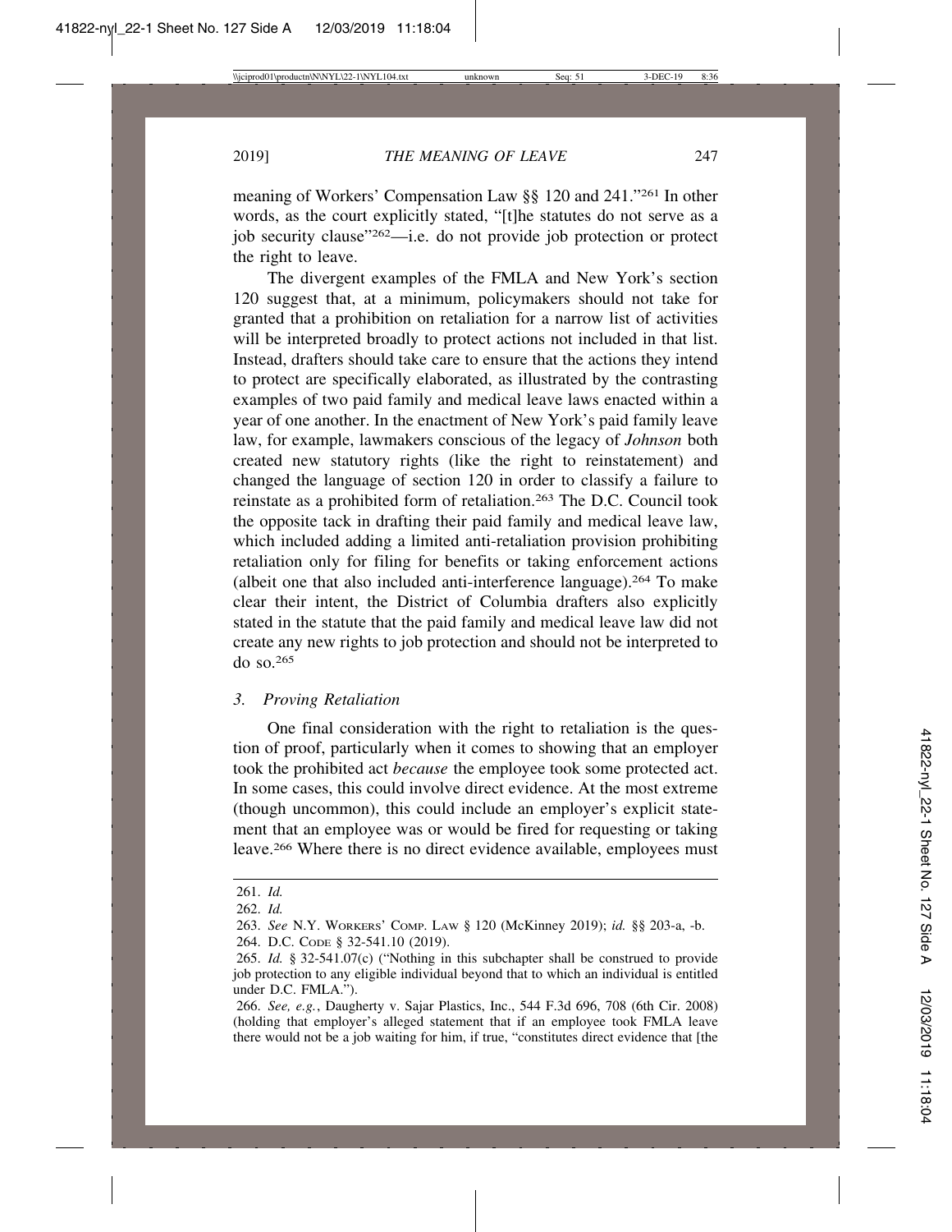meaning of Workers' Compensation Law §§ 120 and 241."[261] In other words, as the court explicitly stated, "[t]he statutes do not serve as a job security clause"[262]—i.e. do not provide job protection or protect the right to leave.

The divergent examples of the FMLA and New York's section 120 suggest that, at a minimum, policymakers should not take for granted that a prohibition on retaliation for a narrow list of activities will be interpreted broadly to protect actions not included in that list. Instead, drafters should take care to ensure that the actions they intend to protect are specifically elaborated, as illustrated by the contrasting examples of two paid family and medical leave laws enacted within a year of one another. In the enactment of New York's paid family leave law, for example, lawmakers conscious of the legacy of *Johnson* both created new statutory rights (like the right to reinstatement) and changed the language of section 120 in order to classify a failure to reinstate as a prohibited form of retaliation.[263] The D.C. Council took the opposite tack in drafting their paid family and medical leave law, which included adding a limited anti-retaliation provision prohibiting retaliation only for filing for benefits or taking enforcement actions (albeit one that also included anti-interference language).[264] To make clear their intent, the District of Columbia drafters also explicitly stated in the statute that the paid family and medical leave law did not create any new rights to job protection and should not be interpreted to do so.[265]

### *3. Proving Retaliation*

One final consideration with the right to retaliation is the question of proof, particularly when it comes to showing that an employer took the prohibited act *because* the employee took some protected act. In some cases, this could involve direct evidence. At the most extreme (though uncommon), this could include an employer's explicit statement that an employee was or would be fired for requesting or taking leave.[266] Where there is no direct evidence available, employees must

---

261. *Id.*

262. *Id.*

263. *See* N.Y. Workers' Comp. Law § 120 (McKinney 2019); *id.* §§ 203-a, -b.

264. D.C. Code § 32-541.10 (2019).

265. *Id.* § 32-541.07(c) ("Nothing in this subchapter shall be construed to provide job protection to any eligible individual beyond that to which an individual is entitled under D.C. FMLA.").

266. *See, e.g.*, Daugherty v. Sajar Plastics, Inc., 544 F.3d 696, 708 (6th Cir. 2008) (holding that employer's alleged statement that if an employee took FMLA leave there would not be a job waiting for him, if true, "constitutes direct evidence that [the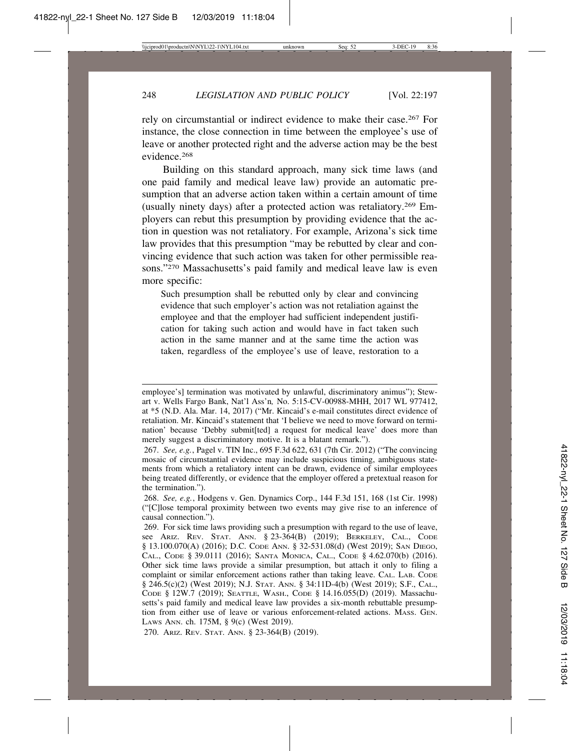rely on circumstantial or indirect evidence to make their case.[267] For instance, the close connection in time between the employee's use of leave or another protected right and the adverse action may be the best evidence.[268]

Building on this standard approach, many sick time laws (and one paid family and medical leave law) provide an automatic presumption that an adverse action taken within a certain amount of time (usually ninety days) after a protected action was retaliatory.[269] Employers can rebut this presumption by providing evidence that the action in question was not retaliatory. For example, Arizona's sick time law provides that this presumption "may be rebutted by clear and convincing evidence that such action was taken for other permissible reasons."[270] Massachusetts's paid family and medical leave law is even more specific:

> Such presumption shall be rebutted only by clear and convincing evidence that such employer's action was not retaliation against the employee and that the employer had sufficient independent justification for taking such action and would have in fact taken such action in the same manner and at the same time the action was taken, regardless of the employee's use of leave, restoration to a

---

employee's] termination was motivated by unlawful, discriminatory animus"); Stewart v. Wells Fargo Bank, Nat'l Ass'n, No. 5:15-CV-00988-MHH, 2017 WL 977412, at *5 (N.D. Ala. Mar. 14, 2017) ("Mr. Kincaid's e-mail constitutes direct evidence of retaliation. Mr. Kincaid's statement that 'I believe we need to move forward on termination' because 'Debby submit[ted] a request for medical leave' does more than merely suggest a discriminatory motive. It is a blatant remark.").

267. *See, e.g.*, Pagel v. TIN Inc., 695 F.3d 622, 631 (7th Cir. 2012) ("The convincing mosaic of circumstantial evidence may include suspicious timing, ambiguous statements from which a retaliatory intent can be drawn, evidence of similar employees being treated differently, or evidence that the employer offered a pretextual reason for the termination.").

268. *See, e.g.*, Hodgens v. Gen. Dynamics Corp., 144 F.3d 151, 168 (1st Cir. 1998) ("[C]lose temporal proximity between two events may give rise to an inference of causal connection.").

269. For sick time laws providing such a presumption with regard to the use of leave, see ARIZ. REV. STAT. ANN. § 23-364(B) (2019); BERKELEY, CAL., CODE § 13.100.070(A) (2016); D.C. CODE ANN. § 32-531.08(d) (West 2019); SAN DIEGO, CAL., CODE § 39.0111 (2016); SANTA MONICA, CAL., CODE § 4.62.070(b) (2016). Other sick time laws provide a similar presumption, but attach it only to filing a complaint or similar enforcement actions rather than taking leave. CAL. LAB. CODE § 246.5(c)(2) (West 2019); N.J. STAT. ANN. § 34:11D-4(b) (West 2019); S.F., CAL., CODE § 12W.7 (2019); SEATTLE, WASH., CODE § 14.16.055(D) (2019). Massachusetts's paid family and medical leave law provides a six-month rebuttable presumption from either use of leave or various enforcement-related actions. MASS. GEN. LAWS ANN. ch. 175M, § 9(c) (West 2019).

270. ARIZ. REV. STAT. ANN. § 23-364(B) (2019).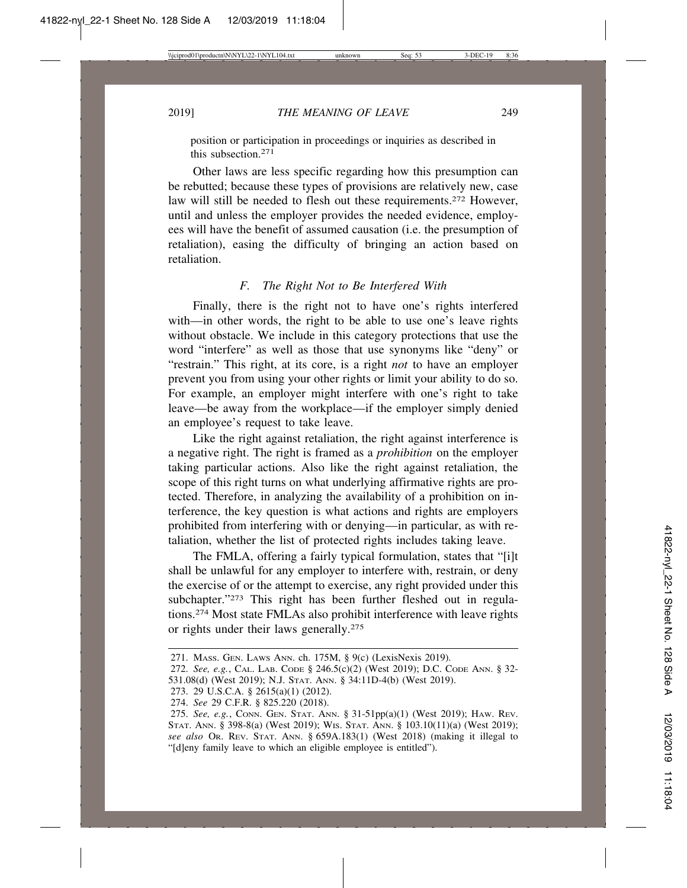position or participation in proceedings or inquiries as described in this subsection.[271]

Other laws are less specific regarding how this presumption can be rebutted; because these types of provisions are relatively new, case law will still be needed to flesh out these requirements.[272] However, until and unless the employer provides the needed evidence, employees will have the benefit of assumed causation (i.e. the presumption of retaliation), easing the difficulty of bringing an action based on retaliation.

### *F. The Right Not to Be Interfered With*

Finally, there is the right not to have one's rights interfered with—in other words, the right to be able to use one's leave rights without obstacle. We include in this category protections that use the word "interfere" as well as those that use synonyms like "deny" or "restrain." This right, at its core, is a right *not* to have an employer prevent you from using your other rights or limit your ability to do so. For example, an employer might interfere with one's right to take leave—be away from the workplace—if the employer simply denied an employee's request to take leave.

Like the right against retaliation, the right against interference is a negative right. The right is framed as a *prohibition* on the employer taking particular actions. Also like the right against retaliation, the scope of this right turns on what underlying affirmative rights are protected. Therefore, in analyzing the availability of a prohibition on interference, the key question is what actions and rights are employers prohibited from interfering with or denying—in particular, as with retaliation, whether the list of protected rights includes taking leave.

The FMLA, offering a fairly typical formulation, states that "[i]t shall be unlawful for any employer to interfere with, restrain, or deny the exercise of or the attempt to exercise, any right provided under this subchapter."[273] This right has been further fleshed out in regulations.[274] Most state FMLAs also prohibit interference with leave rights or rights under their laws generally.[275]

---

271. MASS. GEN. LAWS ANN. ch. 175M, § 9(c) (LexisNexis 2019).

272. *See, e.g.*, CAL. LAB. CODE § 246.5(c)(2) (West 2019); D.C. CODE ANN. § 32-531.08(d) (West 2019); N.J. STAT. ANN. § 34:11D-4(b) (West 2019).

273. 29 U.S.C.A. § 2615(a)(1) (2012).

274. *See* 29 C.F.R. § 825.220 (2018).

275. *See, e.g.*, CONN. GEN. STAT. ANN. § 31-51pp(a)(1) (West 2019); HAW. REV. STAT. ANN. § 398-8(a) (West 2019); WIS. STAT. ANN. § 103.10(11)(a) (West 2019); *see also* OR. REV. STAT. ANN. § 659A.183(1) (West 2018) (making it illegal to "[d]eny family leave to which an eligible employee is entitled").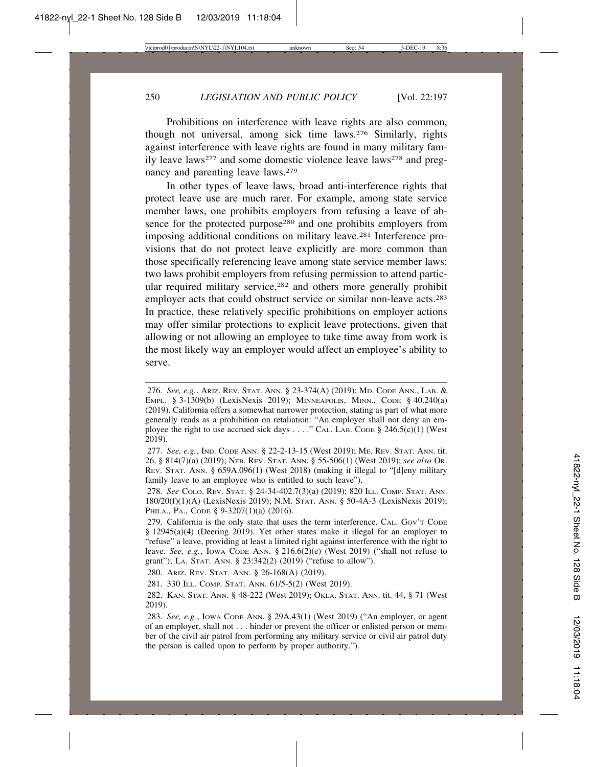Prohibitions on interference with leave rights are also common, though not universal, among sick time laws.[276] Similarly, rights against interference with leave rights are found in many military family leave laws[277] and some domestic violence leave laws[278] and pregnancy and parenting leave laws.[279]

In other types of leave laws, broad anti-interference rights that protect leave use are much rarer. For example, among state service member laws, one prohibits employers from refusing a leave of absence for the protected purpose[280] and one prohibits employers from imposing additional conditions on military leave.[281] Interference provisions that do not protect leave explicitly are more common than those specifically referencing leave among state service member laws: two laws prohibit employers from refusing permission to attend particular required military service,[282] and others more generally prohibit employer acts that could obstruct service or similar non-leave acts.[283] In practice, these relatively specific prohibitions on employer actions may offer similar protections to explicit leave protections, given that allowing or not allowing an employee to take time away from work is the most likely way an employer would affect an employee's ability to serve.

---

276. *See, e.g.*, ARIZ. REV. STAT. ANN. § 23-374(A) (2019); MD. CODE ANN., LAB. & EMPL. § 3-1309(b) (LexisNexis 2019); MINNEAPOLIS, MINN., CODE § 40.240(a) (2019). California offers a somewhat narrower protection, stating as part of what more generally reads as a prohibition on retaliation: "An employer shall not deny an employee the right to use accrued sick days . . . ." CAL. LAB. CODE § 246.5(c)(1) (West 2019).

277. *See, e.g.*, IND. CODE ANN. § 22-2-13-15 (West 2019); ME. REV. STAT. ANN. tit. 26, § 814(7)(a) (2019); NEB. REV. STAT. ANN. § 55-506(1) (West 2019); *see also* OR. REV. STAT. ANN. § 659A.096(1) (West 2018) (making it illegal to "[d]eny military family leave to an employee who is entitled to such leave").

278. *See* COLO. REV. STAT. § 24-34-402.7(3)(a) (2019); 820 ILL. COMP. STAT. ANN. 180/20(f)(1)(A) (LexisNexis 2019); N.M. STAT. ANN. § 50-4A-3 (LexisNexis 2019); PHILA., PA., CODE § 9-3207(1)(a) (2016).

279. California is the only state that uses the term interference. CAL. GOV'T CODE § 12945(a)(4) (Deering 2019). Yet other states make it illegal for an employer to "refuse" a leave, providing at least a limited right against interference with the right to leave. *See, e.g.*, IOWA CODE ANN. § 216.6(2)(e) (West 2019) ("shall not refuse to grant"); LA. STAT. ANN. § 23:342(2) (2019) ("refuse to allow").

280. ARIZ. REV. STAT. ANN. § 26-168(A) (2019).

281. 330 ILL. COMP. STAT. ANN. 61/5-5(2) (West 2019).

282. KAN. STAT. ANN. § 48-222 (West 2019); OKLA. STAT. ANN. tit. 44, § 71 (West 2019).

283. *See, e.g.*, IOWA CODE ANN. § 29A.43(1) (West 2019) ("An employer, or agent of an employer, shall not . . . hinder or prevent the officer or enlisted person or member of the civil air patrol from performing any military service or civil air patrol duty the person is called upon to perform by proper authority.").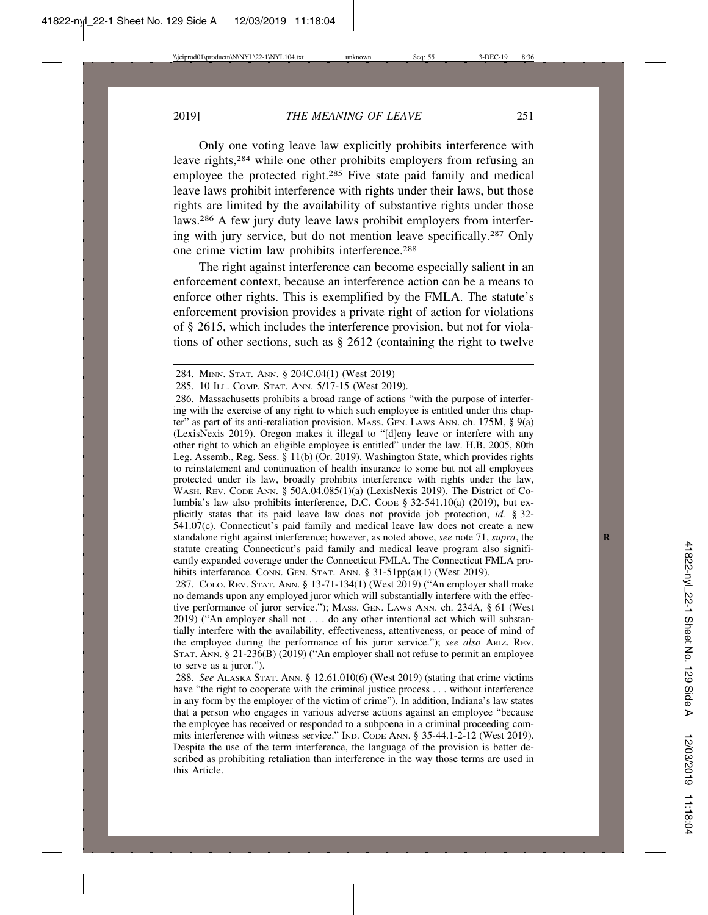Only one voting leave law explicitly prohibits interference with leave rights,[284] while one other prohibits employers from refusing an employee the protected right.[285] Five state paid family and medical leave laws prohibit interference with rights under their laws, but those rights are limited by the availability of substantive rights under those laws.[286] A few jury duty leave laws prohibit employers from interfering with jury service, but do not mention leave specifically.[287] Only one crime victim law prohibits interference.[288]

The right against interference can become especially salient in an enforcement context, because an interference action can be a means to enforce other rights. This is exemplified by the FMLA. The statute's enforcement provision provides a private right of action for violations of § 2615, which includes the interference provision, but not for violations of other sections, such as § 2612 (containing the right to twelve

---

284. MINN. STAT. ANN. § 204C.04(1) (West 2019)

285. 10 ILL. COMP. STAT. ANN. 5/17-15 (West 2019).

286. Massachusetts prohibits a broad range of actions "with the purpose of interfering with the exercise of any right to which such employee is entitled under this chapter" as part of its anti-retaliation provision. MASS. GEN. LAWS ANN. ch. 175M, § 9(a) (LexisNexis 2019). Oregon makes it illegal to "[d]eny leave or interfere with any other right to which an eligible employee is entitled" under the law. H.B. 2005, 80th Leg. Assemb., Reg. Sess. § 11(b) (Or. 2019). Washington State, which provides rights to reinstatement and continuation of health insurance to some but not all employees protected under its law, broadly prohibits interference with rights under the law, WASH. REV. CODE ANN. § 50A.04.085(1)(a) (LexisNexis 2019). The District of Columbia's law also prohibits interference, D.C. CODE § 32-541.10(a) (2019), but explicitly states that its paid leave law does not provide job protection, *id.* § 32-541.07(c). Connecticut's paid family and medical leave law does not create a new standalone right against interference; however, as noted above, *see* note 71, *supra*, the statute creating Connecticut's paid family and medical leave program also significantly expanded coverage under the Connecticut FMLA. The Connecticut FMLA prohibits interference. CONN. GEN. STAT. ANN. § 31-51pp(a)(1) (West 2019).

287. COLO. REV. STAT. ANN. § 13-71-134(1) (West 2019) ("An employer shall make no demands upon any employed juror which will substantially interfere with the effective performance of juror service."); MASS. GEN. LAWS ANN. ch. 234A, § 61 (West 2019) ("An employer shall not . . . do any other intentional act which will substantially interfere with the availability, effectiveness, attentiveness, or peace of mind of the employee during the performance of his juror service."); *see also* ARIZ. REV. STAT. ANN. § 21-236(B) (2019) ("An employer shall not refuse to permit an employee to serve as a juror.").

288. *See* ALASKA STAT. ANN. § 12.61.010(6) (West 2019) (stating that crime victims have "the right to cooperate with the criminal justice process . . . without interference in any form by the employer of the victim of crime"). In addition, Indiana's law states that a person who engages in various adverse actions against an employee "because the employee has received or responded to a subpoena in a criminal proceeding commits interference with witness service." IND. CODE ANN. § 35-44.1-2-12 (West 2019). Despite the use of the term interference, the language of the provision is better described as prohibiting retaliation than interference in the way those terms are used in this Article.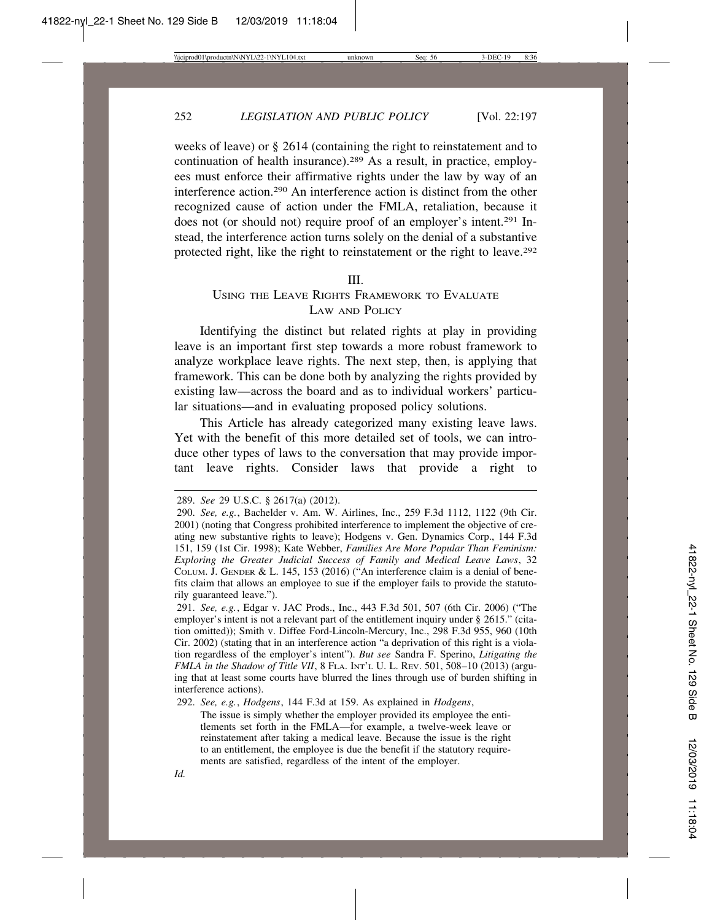weeks of leave) or § 2614 (containing the right to reinstatement and to continuation of health insurance).[289] As a result, in practice, employees must enforce their affirmative rights under the law by way of an interference action.[290] An interference action is distinct from the other recognized cause of action under the FMLA, retaliation, because it does not (or should not) require proof of an employer's intent.[291] Instead, the interference action turns solely on the denial of a substantive protected right, like the right to reinstatement or the right to leave.[292]

## III.
## USING THE LEAVE RIGHTS FRAMEWORK TO EVALUATE LAW AND POLICY

Identifying the distinct but related rights at play in providing leave is an important first step towards a more robust framework to analyze workplace leave rights. The next step, then, is applying that framework. This can be done both by analyzing the rights provided by existing law—across the board and as to individual workers' particular situations—and in evaluating proposed policy solutions.

This Article has already categorized many existing leave laws. Yet with the benefit of this more detailed set of tools, we can introduce other types of laws to the conversation that may provide important leave rights. Consider laws that provide a right to

---

289. *See* 29 U.S.C. § 2617(a) (2012).

290. *See, e.g.*, Bachelder v. Am. W. Airlines, Inc., 259 F.3d 1112, 1122 (9th Cir. 2001) (noting that Congress prohibited interference to implement the objective of creating new substantive rights to leave); Hodgens v. Gen. Dynamics Corp., 144 F.3d 151, 159 (1st Cir. 1998); Kate Webber, *Families Are More Popular Than Feminism: Exploring the Greater Judicial Success of Family and Medical Leave Laws*, 32 COLUM. J. GENDER & L. 145, 153 (2016) ("An interference claim is a denial of benefits claim that allows an employee to sue if the employer fails to provide the statutorily guaranteed leave.").

291. *See, e.g.*, Edgar v. JAC Prods., Inc., 443 F.3d 501, 507 (6th Cir. 2006) ("The employer's intent is not a relevant part of the entitlement inquiry under § 2615." (citation omitted)); Smith v. Diffee Ford-Lincoln-Mercury, Inc., 298 F.3d 955, 960 (10th Cir. 2002) (stating that in an interference action "a deprivation of this right is a violation regardless of the employer's intent"). *But see* Sandra F. Sperino, *Litigating the FMLA in the Shadow of Title VII*, 8 FLA. INT'L U. L. REV. 501, 508–10 (2013) (arguing that at least some courts have blurred the lines through use of burden shifting in interference actions).

292. *See, e.g.*, *Hodgens*, 144 F.3d at 159. As explained in *Hodgens*,

> The issue is simply whether the employer provided its employee the entitlements set forth in the FMLA—for example, a twelve-week leave or reinstatement after taking a medical leave. Because the issue is the right to an entitlement, the employee is due the benefit if the statutory requirements are satisfied, regardless of the intent of the employer.

*Id.*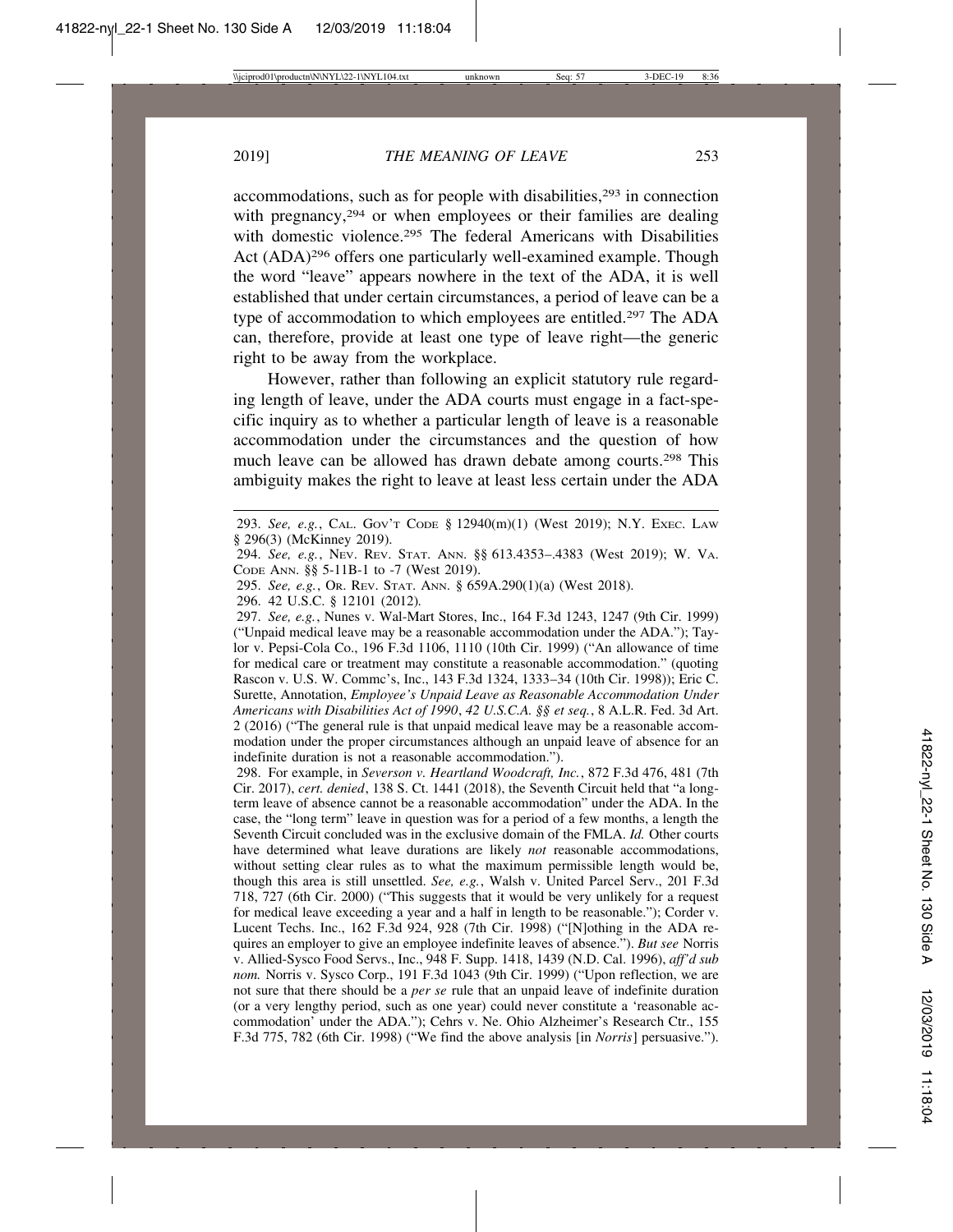accommodations, such as for people with disabilities,[293] in connection with pregnancy,[294] or when employees or their families are dealing with domestic violence.[295] The federal Americans with Disabilities Act (ADA)[296] offers one particularly well-examined example. Though the word "leave" appears nowhere in the text of the ADA, it is well established that under certain circumstances, a period of leave can be a type of accommodation to which employees are entitled.[297] The ADA can, therefore, provide at least one type of leave right—the generic right to be away from the workplace.

However, rather than following an explicit statutory rule regarding length of leave, under the ADA courts must engage in a fact-specific inquiry as to whether a particular length of leave is a reasonable accommodation under the circumstances and the question of how much leave can be allowed has drawn debate among courts.[298] This ambiguity makes the right to leave at least less certain under the ADA

---

293. *See, e.g.*, CAL. GOV'T CODE § 12940(m)(1) (West 2019); N.Y. EXEC. LAW § 296(3) (McKinney 2019).

294. *See, e.g.*, NEV. REV. STAT. ANN. §§ 613.4353–.4383 (West 2019); W. VA. CODE ANN. §§ 5-11B-1 to -7 (West 2019).

295. *See, e.g.*, OR. REV. STAT. ANN. § 659A.290(1)(a) (West 2018).

296. 42 U.S.C. § 12101 (2012).

297. *See, e.g.*, Nunes v. Wal-Mart Stores, Inc., 164 F.3d 1243, 1247 (9th Cir. 1999) ("Unpaid medical leave may be a reasonable accommodation under the ADA."); Taylor v. Pepsi-Cola Co., 196 F.3d 1106, 1110 (10th Cir. 1999) ("An allowance of time for medical care or treatment may constitute a reasonable accommodation." (quoting Rascon v. U.S. W. Commc's, Inc., 143 F.3d 1324, 1333–34 (10th Cir. 1998)); Eric C. Surette, Annotation, *Employee's Unpaid Leave as Reasonable Accommodation Under Americans with Disabilities Act of 1990*, *42 U.S.C.A. §§ et seq.*, 8 A.L.R. Fed. 3d Art. 2 (2016) ("The general rule is that unpaid medical leave may be a reasonable accommodation under the proper circumstances although an unpaid leave of absence for an indefinite duration is not a reasonable accommodation.").

298. For example, in *Severson v. Heartland Woodcraft, Inc.*, 872 F.3d 476, 481 (7th Cir. 2017), *cert. denied*, 138 S. Ct. 1441 (2018), the Seventh Circuit held that "a long-term leave of absence cannot be a reasonable accommodation" under the ADA. In the case, the "long term" leave in question was for a period of a few months, a length the Seventh Circuit concluded was in the exclusive domain of the FMLA. *Id.* Other courts have determined what leave durations are likely *not* reasonable accommodations, without setting clear rules as to what the maximum permissible length would be, though this area is still unsettled. *See, e.g.*, Walsh v. United Parcel Serv., 201 F.3d 718, 727 (6th Cir. 2000) ("This suggests that it would be very unlikely for a request for medical leave exceeding a year and a half in length to be reasonable."); Corder v. Lucent Techs. Inc., 162 F.3d 924, 928 (7th Cir. 1998) ("[N]othing in the ADA requires an employer to give an employee indefinite leaves of absence."). *But see* Norris v. Allied-Sysco Food Servs., Inc., 948 F. Supp. 1418, 1439 (N.D. Cal. 1996), *aff'd sub nom.* Norris v. Sysco Corp., 191 F.3d 1043 (9th Cir. 1999) ("Upon reflection, we are not sure that there should be a *per se* rule that an unpaid leave of indefinite duration (or a very lengthy period, such as one year) could never constitute a 'reasonable accommodation' under the ADA."); Cehrs v. Ne. Ohio Alzheimer's Research Ctr., 155 F.3d 775, 782 (6th Cir. 1998) ("We find the above analysis [in *Norris*] persuasive.").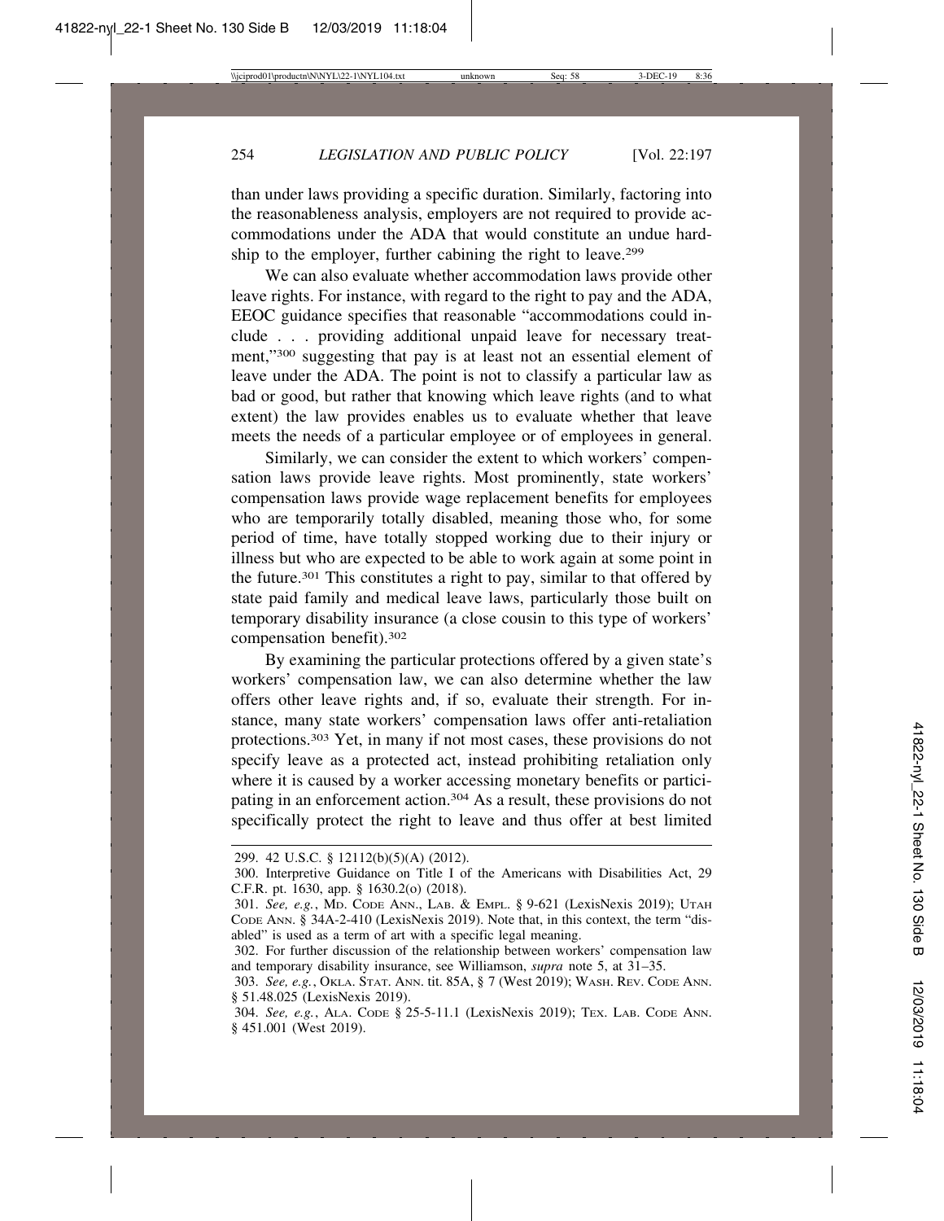than under laws providing a specific duration. Similarly, factoring into the reasonableness analysis, employers are not required to provide accommodations under the ADA that would constitute an undue hardship to the employer, further cabining the right to leave.[299]

We can also evaluate whether accommodation laws provide other leave rights. For instance, with regard to the right to pay and the ADA, EEOC guidance specifies that reasonable "accommodations could include . . . providing additional unpaid leave for necessary treatment,"[300] suggesting that pay is at least not an essential element of leave under the ADA. The point is not to classify a particular law as bad or good, but rather that knowing which leave rights (and to what extent) the law provides enables us to evaluate whether that leave meets the needs of a particular employee or of employees in general.

Similarly, we can consider the extent to which workers' compensation laws provide leave rights. Most prominently, state workers' compensation laws provide wage replacement benefits for employees who are temporarily totally disabled, meaning those who, for some period of time, have totally stopped working due to their injury or illness but who are expected to be able to work again at some point in the future.[301] This constitutes a right to pay, similar to that offered by state paid family and medical leave laws, particularly those built on temporary disability insurance (a close cousin to this type of workers' compensation benefit).[302]

By examining the particular protections offered by a given state's workers' compensation law, we can also determine whether the law offers other leave rights and, if so, evaluate their strength. For instance, many state workers' compensation laws offer anti-retaliation protections.[303] Yet, in many if not most cases, these provisions do not specify leave as a protected act, instead prohibiting retaliation only where it is caused by a worker accessing monetary benefits or participating in an enforcement action.[304] As a result, these provisions do not specifically protect the right to leave and thus offer at best limited

---

299. 42 U.S.C. § 12112(b)(5)(A) (2012).

300. Interpretive Guidance on Title I of the Americans with Disabilities Act, 29 C.F.R. pt. 1630, app. § 1630.2(o) (2018).

301. *See, e.g.*, MD. CODE ANN., LAB. & EMPL. § 9-621 (LexisNexis 2019); UTAH CODE ANN. § 34A-2-410 (LexisNexis 2019). Note that, in this context, the term "disabled" is used as a term of art with a specific legal meaning.

302. For further discussion of the relationship between workers' compensation law and temporary disability insurance, see Williamson, *supra* note 5, at 31–35.

303. *See, e.g.*, OKLA. STAT. ANN. tit. 85A, § 7 (West 2019); WASH. REV. CODE ANN. § 51.48.025 (LexisNexis 2019).

304. *See, e.g.*, ALA. CODE § 25-5-11.1 (LexisNexis 2019); TEX. LAB. CODE ANN. § 451.001 (West 2019).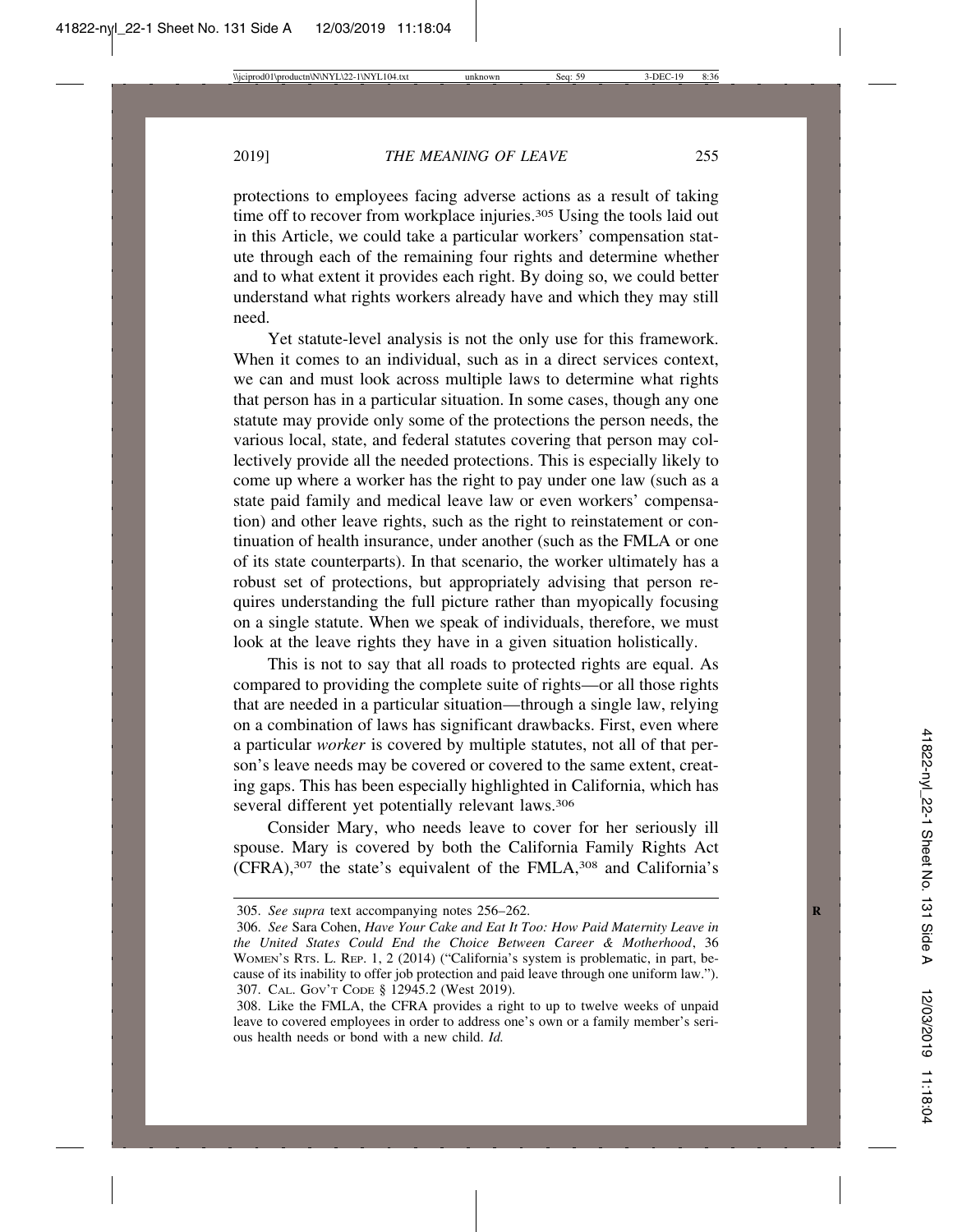protections to employees facing adverse actions as a result of taking time off to recover from workplace injuries.[305] Using the tools laid out in this Article, we could take a particular workers' compensation statute through each of the remaining four rights and determine whether and to what extent it provides each right. By doing so, we could better understand what rights workers already have and which they may still need.

Yet statute-level analysis is not the only use for this framework. When it comes to an individual, such as in a direct services context, we can and must look across multiple laws to determine what rights that person has in a particular situation. In some cases, though any one statute may provide only some of the protections the person needs, the various local, state, and federal statutes covering that person may collectively provide all the needed protections. This is especially likely to come up where a worker has the right to pay under one law (such as a state paid family and medical leave law or even workers' compensation) and other leave rights, such as the right to reinstatement or continuation of health insurance, under another (such as the FMLA or one of its state counterparts). In that scenario, the worker ultimately has a robust set of protections, but appropriately advising that person requires understanding the full picture rather than myopically focusing on a single statute. When we speak of individuals, therefore, we must look at the leave rights they have in a given situation holistically.

This is not to say that all roads to protected rights are equal. As compared to providing the complete suite of rights—or all those rights that are needed in a particular situation—through a single law, relying on a combination of laws has significant drawbacks. First, even where a particular *worker* is covered by multiple statutes, not all of that person's leave needs may be covered or covered to the same extent, creating gaps. This has been especially highlighted in California, which has several different yet potentially relevant laws.[306]

Consider Mary, who needs leave to cover for her seriously ill spouse. Mary is covered by both the California Family Rights Act (CFRA),[307] the state's equivalent of the FMLA,[308] and California's

---

305. *See supra* text accompanying notes 256–262.

306. *See* Sara Cohen, *Have Your Cake and Eat It Too: How Paid Maternity Leave in the United States Could End the Choice Between Career & Motherhood*, 36 Women's Rts. L. Rep. 1, 2 (2014) ("California's system is problematic, in part, because of its inability to offer job protection and paid leave through one uniform law.").

307. Cal. Gov't Code § 12945.2 (West 2019).

308. Like the FMLA, the CFRA provides a right to up to twelve weeks of unpaid leave to covered employees in order to address one's own or a family member's serious health needs or bond with a new child. *Id.*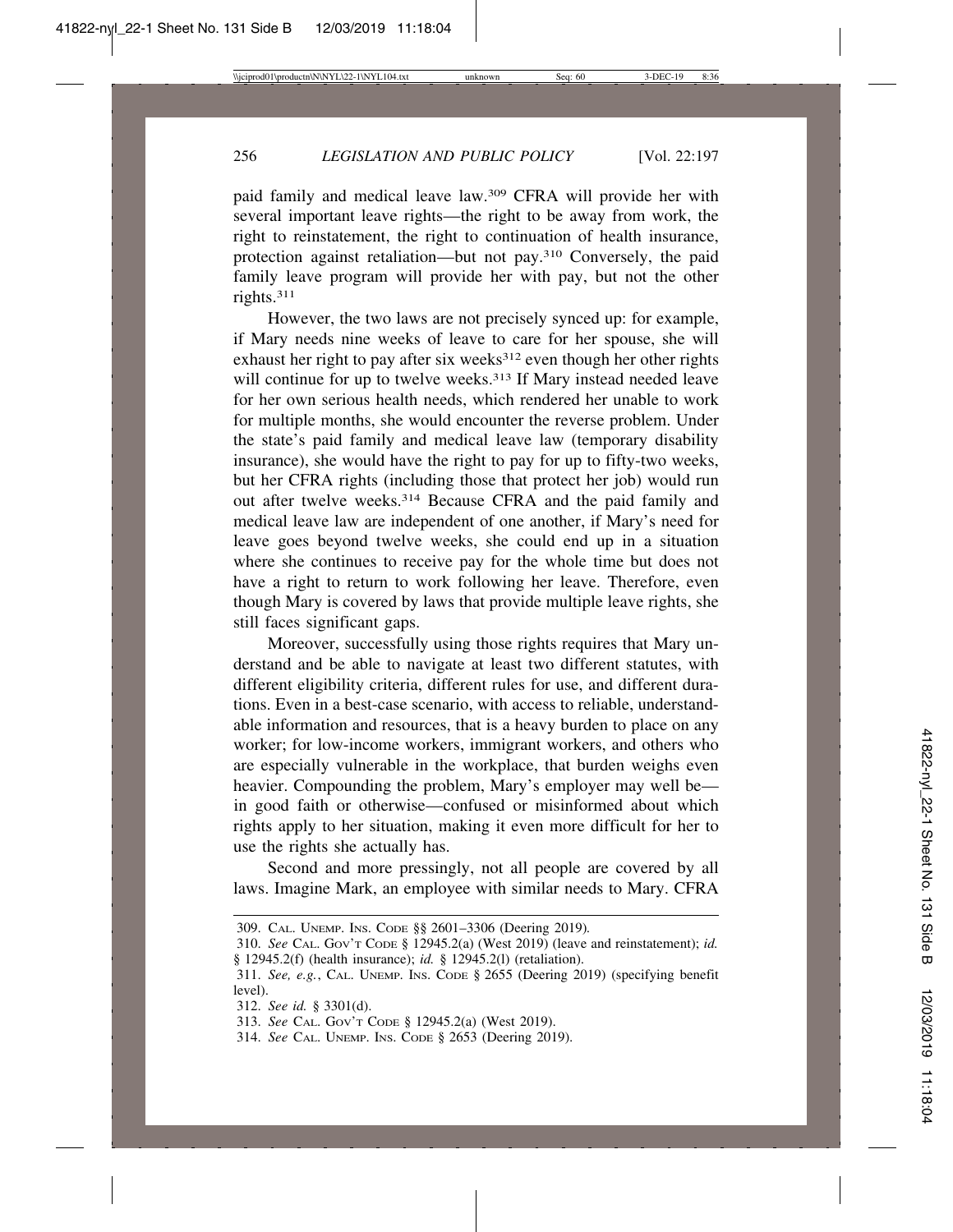paid family and medical leave law.[309] CFRA will provide her with several important leave rights—the right to be away from work, the right to reinstatement, the right to continuation of health insurance, protection against retaliation—but not pay.[310] Conversely, the paid family leave program will provide her with pay, but not the other rights.[311]

However, the two laws are not precisely synced up: for example, if Mary needs nine weeks of leave to care for her spouse, she will exhaust her right to pay after six weeks[312] even though her other rights will continue for up to twelve weeks.[313] If Mary instead needed leave for her own serious health needs, which rendered her unable to work for multiple months, she would encounter the reverse problem. Under the state's paid family and medical leave law (temporary disability insurance), she would have the right to pay for up to fifty-two weeks, but her CFRA rights (including those that protect her job) would run out after twelve weeks.[314] Because CFRA and the paid family and medical leave law are independent of one another, if Mary's need for leave goes beyond twelve weeks, she could end up in a situation where she continues to receive pay for the whole time but does not have a right to return to work following her leave. Therefore, even though Mary is covered by laws that provide multiple leave rights, she still faces significant gaps.

Moreover, successfully using those rights requires that Mary understand and be able to navigate at least two different statutes, with different eligibility criteria, different rules for use, and different durations. Even in a best-case scenario, with access to reliable, understandable information and resources, that is a heavy burden to place on any worker; for low-income workers, immigrant workers, and others who are especially vulnerable in the workplace, that burden weighs even heavier. Compounding the problem, Mary's employer may well be—in good faith or otherwise—confused or misinformed about which rights apply to her situation, making it even more difficult for her to use the rights she actually has.

Second and more pressingly, not all people are covered by all laws. Imagine Mark, an employee with similar needs to Mary. CFRA

309. CAL. UNEMP. INS. CODE §§ 2601–3306 (Deering 2019).

310. *See* CAL. GOV'T CODE § 12945.2(a) (West 2019) (leave and reinstatement); *id.* § 12945.2(f) (health insurance); *id.* § 12945.2(l) (retaliation).

311. *See, e.g.*, CAL. UNEMP. INS. CODE § 2655 (Deering 2019) (specifying benefit level).

312. *See id.* § 3301(d).

313. *See* CAL. GOV'T CODE § 12945.2(a) (West 2019).

314. *See* CAL. UNEMP. INS. CODE § 2653 (Deering 2019).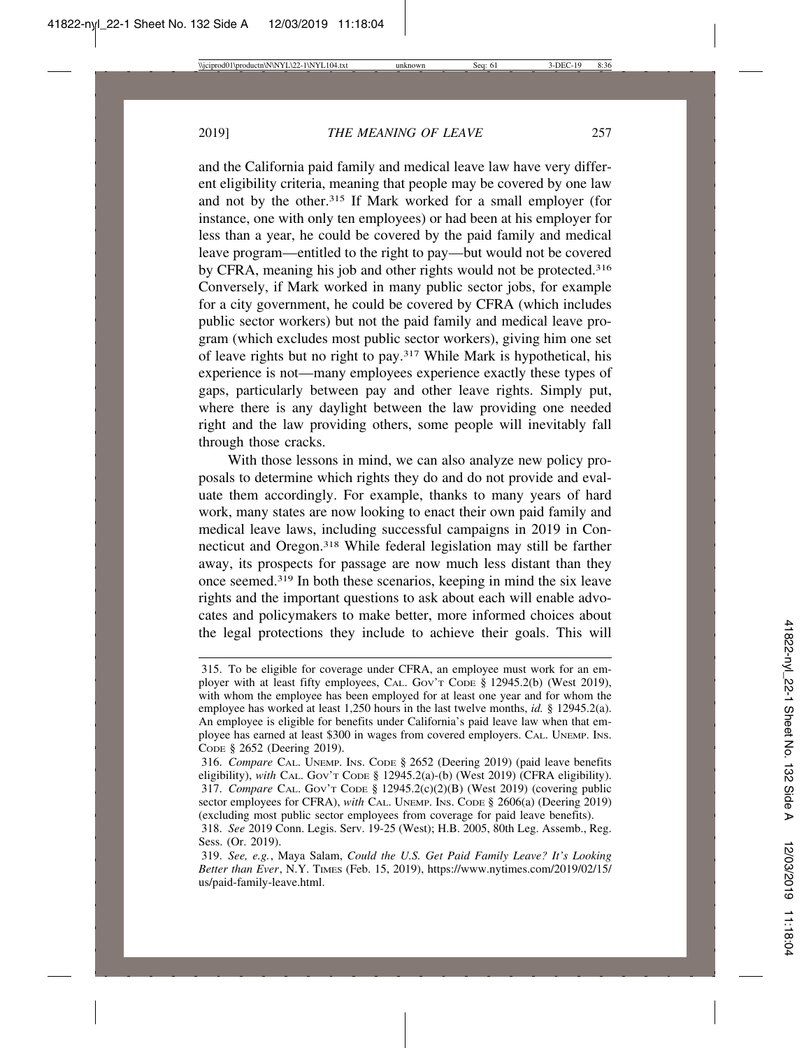and the California paid family and medical leave law have very different eligibility criteria, meaning that people may be covered by one law and not by the other.[315] If Mark worked for a small employer (for instance, one with only ten employees) or had been at his employer for less than a year, he could be covered by the paid family and medical leave program—entitled to the right to pay—but would not be covered by CFRA, meaning his job and other rights would not be protected.[316] Conversely, if Mark worked in many public sector jobs, for example for a city government, he could be covered by CFRA (which includes public sector workers) but not the paid family and medical leave program (which excludes most public sector workers), giving him one set of leave rights but no right to pay.[317] While Mark is hypothetical, his experience is not—many employees experience exactly these types of gaps, particularly between pay and other leave rights. Simply put, where there is any daylight between the law providing one needed right and the law providing others, some people will inevitably fall through those cracks.

With those lessons in mind, we can also analyze new policy proposals to determine which rights they do and do not provide and evaluate them accordingly. For example, thanks to many years of hard work, many states are now looking to enact their own paid family and medical leave laws, including successful campaigns in 2019 in Connecticut and Oregon.[318] While federal legislation may still be farther away, its prospects for passage are now much less distant than they once seemed.[319] In both these scenarios, keeping in mind the six leave rights and the important questions to ask about each will enable advocates and policymakers to make better, more informed choices about the legal protections they include to achieve their goals. This will

---

315. To be eligible for coverage under CFRA, an employee must work for an employer with at least fifty employees, CAL. GOV'T CODE § 12945.2(b) (West 2019), with whom the employee has been employed for at least one year and for whom the employee has worked at least 1,250 hours in the last twelve months, *id.* § 12945.2(a). An employee is eligible for benefits under California's paid leave law when that employee has earned at least $300 in wages from covered employers. CAL. UNEMP. INS. CODE § 2652 (Deering 2019).

316. *Compare* CAL. UNEMP. INS. CODE § 2652 (Deering 2019) (paid leave benefits eligibility), *with* CAL. GOV'T CODE § 12945.2(a)-(b) (West 2019) (CFRA eligibility).

317. *Compare* CAL. GOV'T CODE § 12945.2(c)(2)(B) (West 2019) (covering public sector employees for CFRA), *with* CAL. UNEMP. INS. CODE § 2606(a) (Deering 2019) (excluding most public sector employees from coverage for paid leave benefits).

318. *See* 2019 Conn. Legis. Serv. 19-25 (West); H.B. 2005, 80th Leg. Assemb., Reg. Sess. (Or. 2019).

319. *See, e.g.*, Maya Salam, *Could the U.S. Get Paid Family Leave? It's Looking Better than Ever*, N.Y. TIMES (Feb. 15, 2019), https://www.nytimes.com/2019/02/15/us/paid-family-leave.html.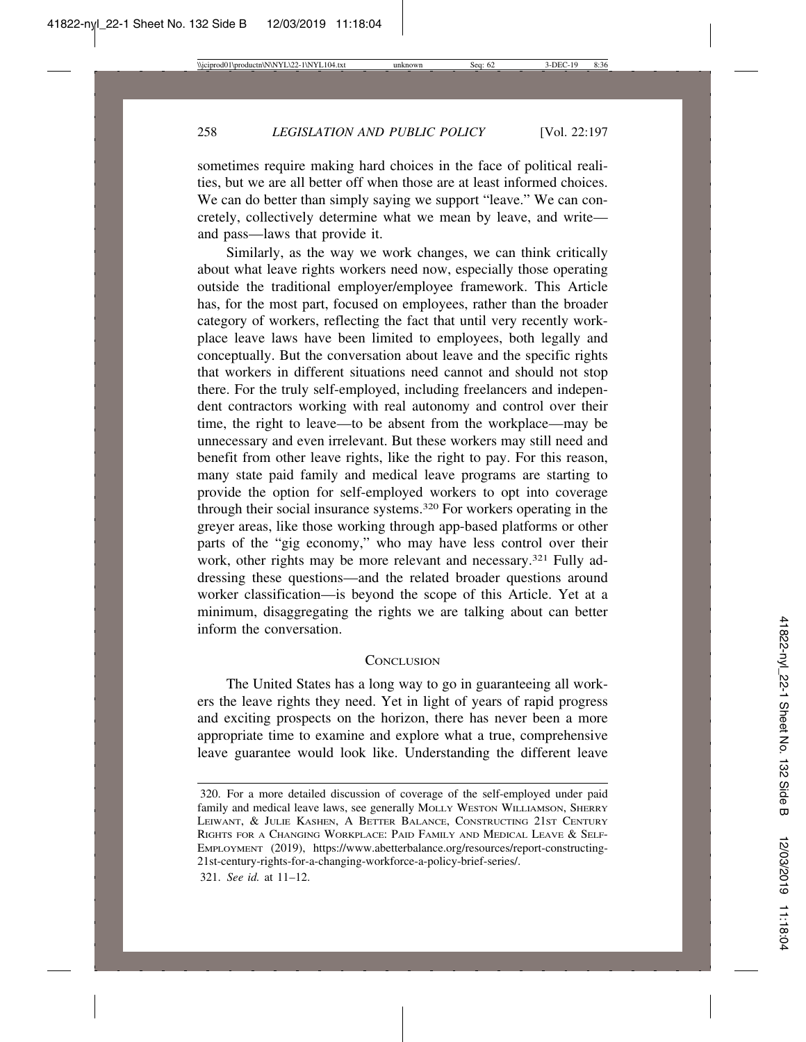sometimes require making hard choices in the face of political realities, but we are all better off when those are at least informed choices. We can do better than simply saying we support "leave." We can concretely, collectively determine what we mean by leave, and write—and pass—laws that provide it.

Similarly, as the way we work changes, we can think critically about what leave rights workers need now, especially those operating outside the traditional employer/employee framework. This Article has, for the most part, focused on employees, rather than the broader category of workers, reflecting the fact that until very recently workplace leave laws have been limited to employees, both legally and conceptually. But the conversation about leave and the specific rights that workers in different situations need cannot and should not stop there. For the truly self-employed, including freelancers and independent contractors working with real autonomy and control over their time, the right to leave—to be absent from the workplace—may be unnecessary and even irrelevant. But these workers may still need and benefit from other leave rights, like the right to pay. For this reason, many state paid family and medical leave programs are starting to provide the option for self-employed workers to opt into coverage through their social insurance systems.[320] For workers operating in the greyer areas, like those working through app-based platforms or other parts of the "gig economy," who may have less control over their work, other rights may be more relevant and necessary.[321] Fully addressing these questions—and the related broader questions around worker classification—is beyond the scope of this Article. Yet at a minimum, disaggregating the rights we are talking about can better inform the conversation.

## Conclusion

The United States has a long way to go in guaranteeing all workers the leave rights they need. Yet in light of years of rapid progress and exciting prospects on the horizon, there has never been a more appropriate time to examine and explore what a true, comprehensive leave guarantee would look like. Understanding the different leave

---

320. For a more detailed discussion of coverage of the self-employed under paid family and medical leave laws, see generally Molly Weston Williamson, Sherry Leiwant, & Julie Kashen, A Better Balance, Constructing 21st Century Rights for a Changing Workplace: Paid Family and Medical Leave & Self-Employment (2019), https://www.abetterbalance.org/resources/report-constructing-21st-century-rights-for-a-changing-workforce-a-policy-brief-series/.

321. *See id.* at 11–12.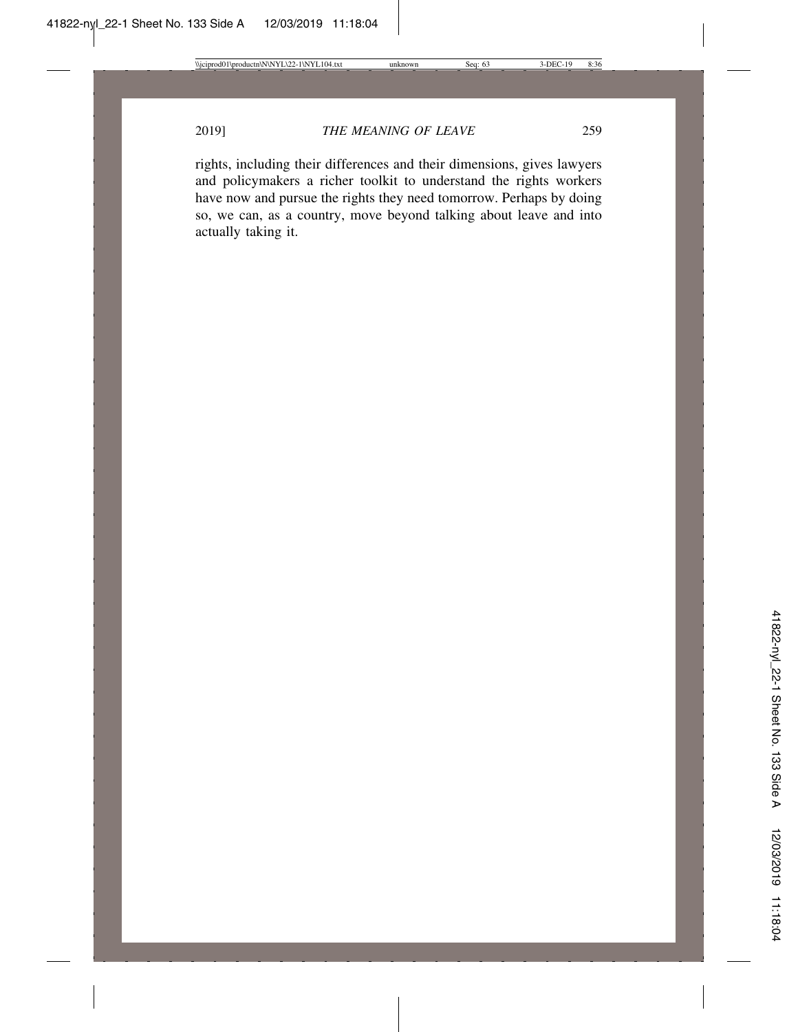rights, including their differences and their dimensions, gives lawyers and policymakers a richer toolkit to understand the rights workers have now and pursue the rights they need tomorrow. Perhaps by doing so, we can, as a country, move beyond talking about leave and into actually taking it.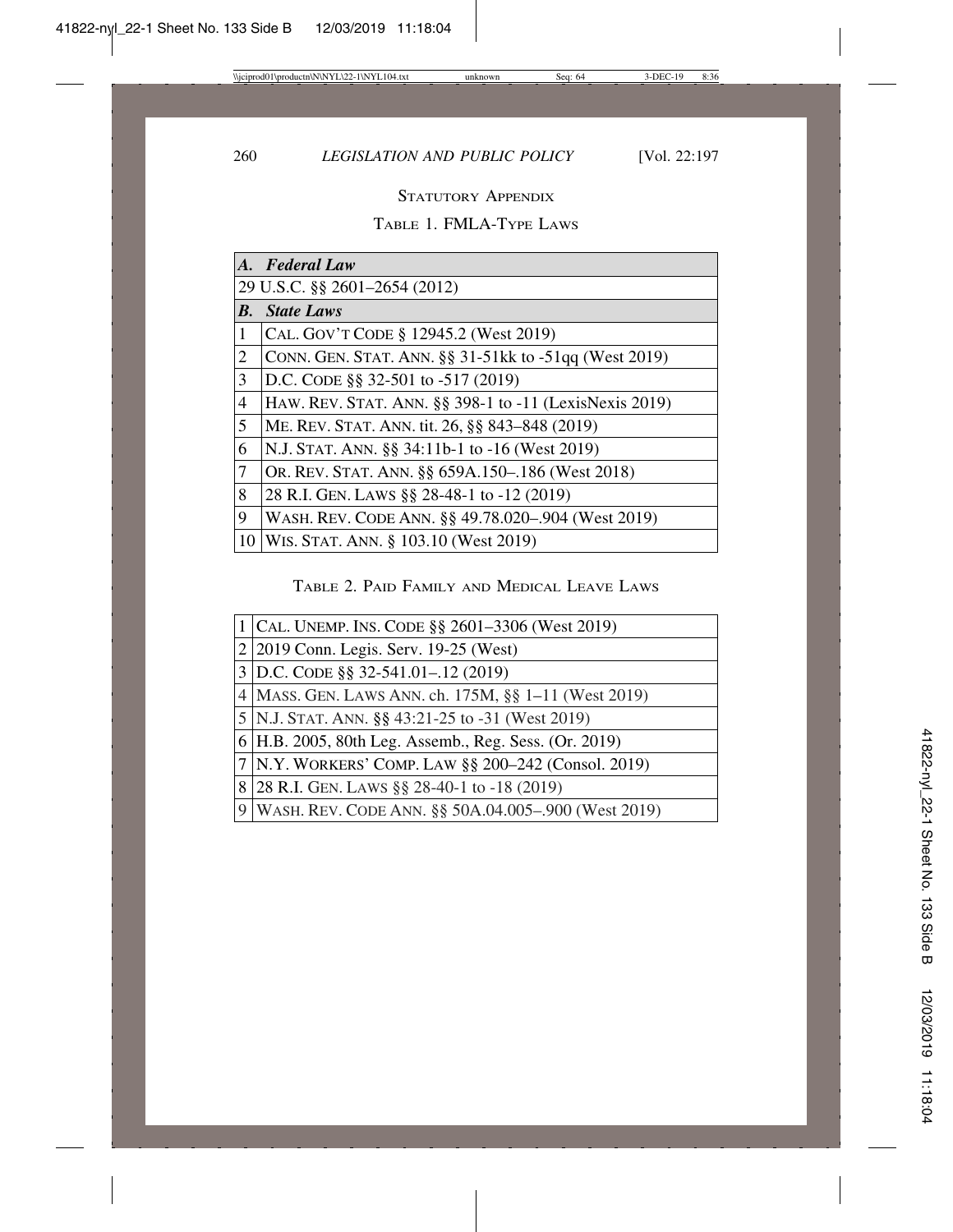## Statutory Appendix

### Table 1. FMLA-Type Laws

| | |
|---|---|
| ***A. Federal Law*** | |
| 29 U.S.C. §§ 2601–2654 (2012) | |
| ***B. State Laws*** | |
| 1 | Cal. Gov't Code § 12945.2 (West 2019) |
| 2 | Conn. Gen. Stat. Ann. §§ 31-51kk to -51qq (West 2019) |
| 3 | D.C. Code §§ 32-501 to -517 (2019) |
| 4 | Haw. Rev. Stat. Ann. §§ 398-1 to -11 (LexisNexis 2019) |
| 5 | Me. Rev. Stat. Ann. tit. 26, §§ 843–848 (2019) |
| 6 | N.J. Stat. Ann. §§ 34:11b-1 to -16 (West 2019) |
| 7 | Or. Rev. Stat. Ann. §§ 659A.150–.186 (West 2018) |
| 8 | 28 R.I. Gen. Laws §§ 28-48-1 to -12 (2019) |
| 9 | Wash. Rev. Code Ann. §§ 49.78.020–.904 (West 2019) |
| 10 | Wis. Stat. Ann. § 103.10 (West 2019) |

### Table 2. Paid Family and Medical Leave Laws

| | |
|---|---|
| 1 | Cal. Unemp. Ins. Code §§ 2601–3306 (West 2019) |
| 2 | 2019 Conn. Legis. Serv. 19-25 (West) |
| 3 | D.C. Code §§ 32-541.01–.12 (2019) |
| 4 | Mass. Gen. Laws Ann. ch. 175M, §§ 1–11 (West 2019) |
| 5 | N.J. Stat. Ann. §§ 43:21-25 to -31 (West 2019) |
| 6 | H.B. 2005, 80th Leg. Assemb., Reg. Sess. (Or. 2019) |
| 7 | N.Y. Workers' Comp. Law §§ 200–242 (Consol. 2019) |
| 8 | 28 R.I. Gen. Laws §§ 28-40-1 to -18 (2019) |
| 9 | Wash. Rev. Code Ann. §§ 50A.04.005–.900 (West 2019) |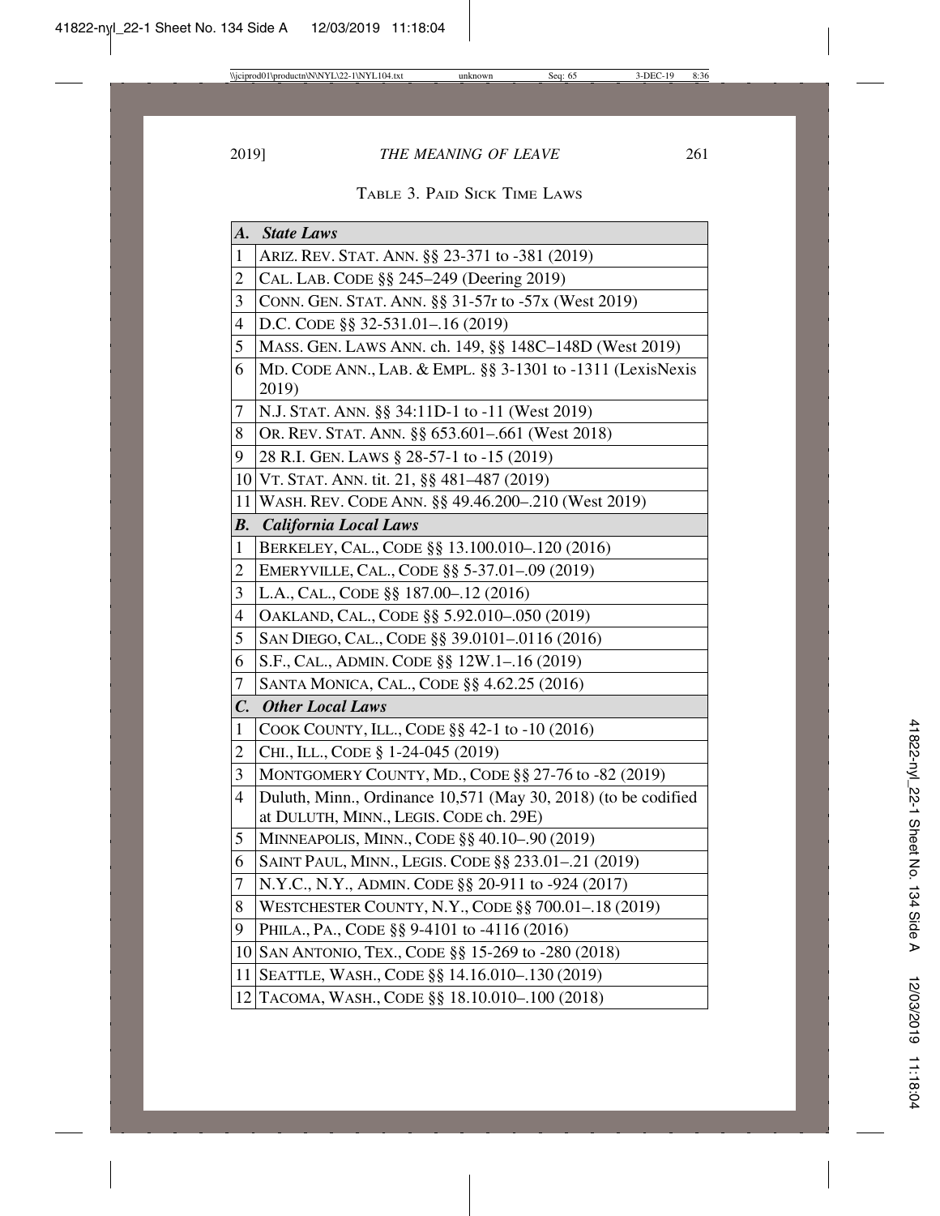TABLE 3. PAID SICK TIME LAWS

| | |
|---|---|
| ***A.*** | ***State Laws*** |
| 1 | ARIZ. REV. STAT. ANN. §§ 23-371 to -381 (2019) |
| 2 | CAL. LAB. CODE §§ 245–249 (Deering 2019) |
| 3 | CONN. GEN. STAT. ANN. §§ 31-57r to -57x (West 2019) |
| 4 | D.C. CODE §§ 32-531.01–.16 (2019) |
| 5 | MASS. GEN. LAWS ANN. ch. 149, §§ 148C–148D (West 2019) |
| 6 | MD. CODE ANN., LAB. & EMPL. §§ 3-1301 to -1311 (LexisNexis 2019) |
| 7 | N.J. STAT. ANN. §§ 34:11D-1 to -11 (West 2019) |
| 8 | OR. REV. STAT. ANN. §§ 653.601–.661 (West 2018) |
| 9 | 28 R.I. GEN. LAWS § 28-57-1 to -15 (2019) |
| 10 | VT. STAT. ANN. tit. 21, §§ 481–487 (2019) |
| 11 | WASH. REV. CODE ANN. §§ 49.46.200–.210 (West 2019) |
| ***B.*** | ***California Local Laws*** |
| 1 | BERKELEY, CAL., CODE §§ 13.100.010–.120 (2016) |
| 2 | EMERYVILLE, CAL., CODE §§ 5-37.01–.09 (2019) |
| 3 | L.A., CAL., CODE §§ 187.00–.12 (2016) |
| 4 | OAKLAND, CAL., CODE §§ 5.92.010–.050 (2019) |
| 5 | SAN DIEGO, CAL., CODE §§ 39.0101–.0116 (2016) |
| 6 | S.F., CAL., ADMIN. CODE §§ 12W.1–.16 (2019) |
| 7 | SANTA MONICA, CAL., CODE §§ 4.62.25 (2016) |
| ***C.*** | ***Other Local Laws*** |
| 1 | COOK COUNTY, ILL., CODE §§ 42-1 to -10 (2016) |
| 2 | CHI., ILL., CODE § 1-24-045 (2019) |
| 3 | MONTGOMERY COUNTY, MD., CODE §§ 27-76 to -82 (2019) |
| 4 | Duluth, Minn., Ordinance 10,571 (May 30, 2018) (to be codified at DULUTH, MINN., LEGIS. CODE ch. 29E) |
| 5 | MINNEAPOLIS, MINN., CODE §§ 40.10–.90 (2019) |
| 6 | SAINT PAUL, MINN., LEGIS. CODE §§ 233.01–.21 (2019) |
| 7 | N.Y.C., N.Y., ADMIN. CODE §§ 20-911 to -924 (2017) |
| 8 | WESTCHESTER COUNTY, N.Y., CODE §§ 700.01–.18 (2019) |
| 9 | PHILA., PA., CODE §§ 9-4101 to -4116 (2016) |
| 10 | SAN ANTONIO, TEX., CODE §§ 15-269 to -280 (2018) |
| 11 | SEATTLE, WASH., CODE §§ 14.16.010–.130 (2019) |
| 12 | TACOMA, WASH., CODE §§ 18.10.010–.100 (2018) |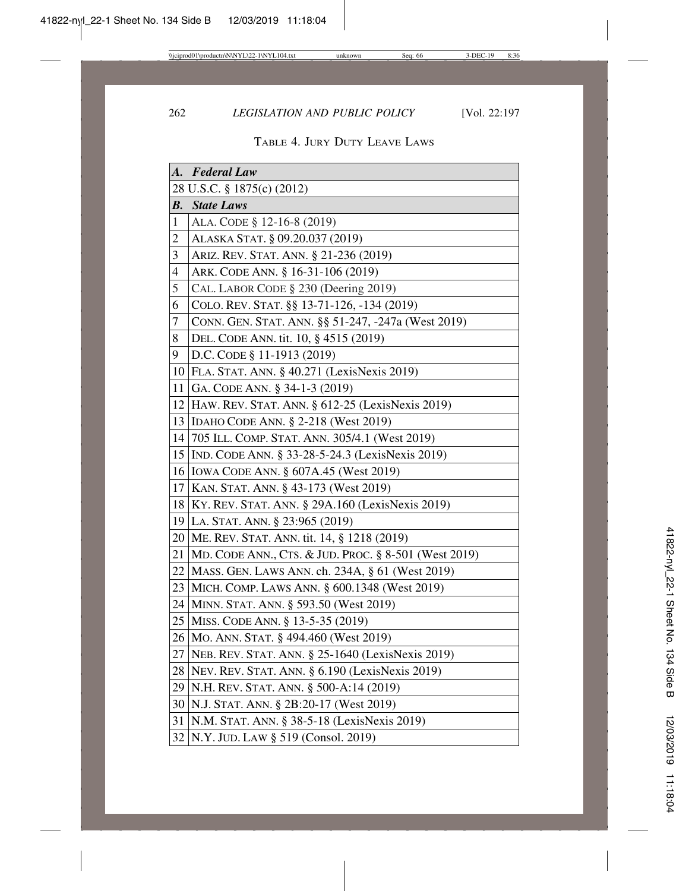Table 4. Jury Duty Leave Laws

| | |
|---|---|
| ***A. Federal Law*** | |
| 28 U.S.C. § 1875(c) (2012) | |
| ***B. State Laws*** | |
| 1 | Ala. Code § 12-16-8 (2019) |
| 2 | Alaska Stat. § 09.20.037 (2019) |
| 3 | Ariz. Rev. Stat. Ann. § 21-236 (2019) |
| 4 | Ark. Code Ann. § 16-31-106 (2019) |
| 5 | Cal. Labor Code § 230 (Deering 2019) |
| 6 | Colo. Rev. Stat. §§ 13-71-126, -134 (2019) |
| 7 | Conn. Gen. Stat. Ann. §§ 51-247, -247a (West 2019) |
| 8 | Del. Code Ann. tit. 10, § 4515 (2019) |
| 9 | D.C. Code § 11-1913 (2019) |
| 10 | Fla. Stat. Ann. § 40.271 (LexisNexis 2019) |
| 11 | Ga. Code Ann. § 34-1-3 (2019) |
| 12 | Haw. Rev. Stat. Ann. § 612-25 (LexisNexis 2019) |
| 13 | Idaho Code Ann. § 2-218 (West 2019) |
| 14 | 705 Ill. Comp. Stat. Ann. 305/4.1 (West 2019) |
| 15 | Ind. Code Ann. § 33-28-5-24.3 (LexisNexis 2019) |
| 16 | Iowa Code Ann. § 607A.45 (West 2019) |
| 17 | Kan. Stat. Ann. § 43-173 (West 2019) |
| 18 | Ky. Rev. Stat. Ann. § 29A.160 (LexisNexis 2019) |
| 19 | La. Stat. Ann. § 23:965 (2019) |
| 20 | Me. Rev. Stat. Ann. tit. 14, § 1218 (2019) |
| 21 | Md. Code Ann., Cts. & Jud. Proc. § 8-501 (West 2019) |
| 22 | Mass. Gen. Laws Ann. ch. 234A, § 61 (West 2019) |
| 23 | Mich. Comp. Laws Ann. § 600.1348 (West 2019) |
| 24 | Minn. Stat. Ann. § 593.50 (West 2019) |
| 25 | Miss. Code Ann. § 13-5-35 (2019) |
| 26 | Mo. Ann. Stat. § 494.460 (West 2019) |
| 27 | Neb. Rev. Stat. Ann. § 25-1640 (LexisNexis 2019) |
| 28 | Nev. Rev. Stat. Ann. § 6.190 (LexisNexis 2019) |
| 29 | N.H. Rev. Stat. Ann. § 500-A:14 (2019) |
| 30 | N.J. Stat. Ann. § 2B:20-17 (West 2019) |
| 31 | N.M. Stat. Ann. § 38-5-18 (LexisNexis 2019) |
| 32 | N.Y. Jud. Law § 519 (Consol. 2019) |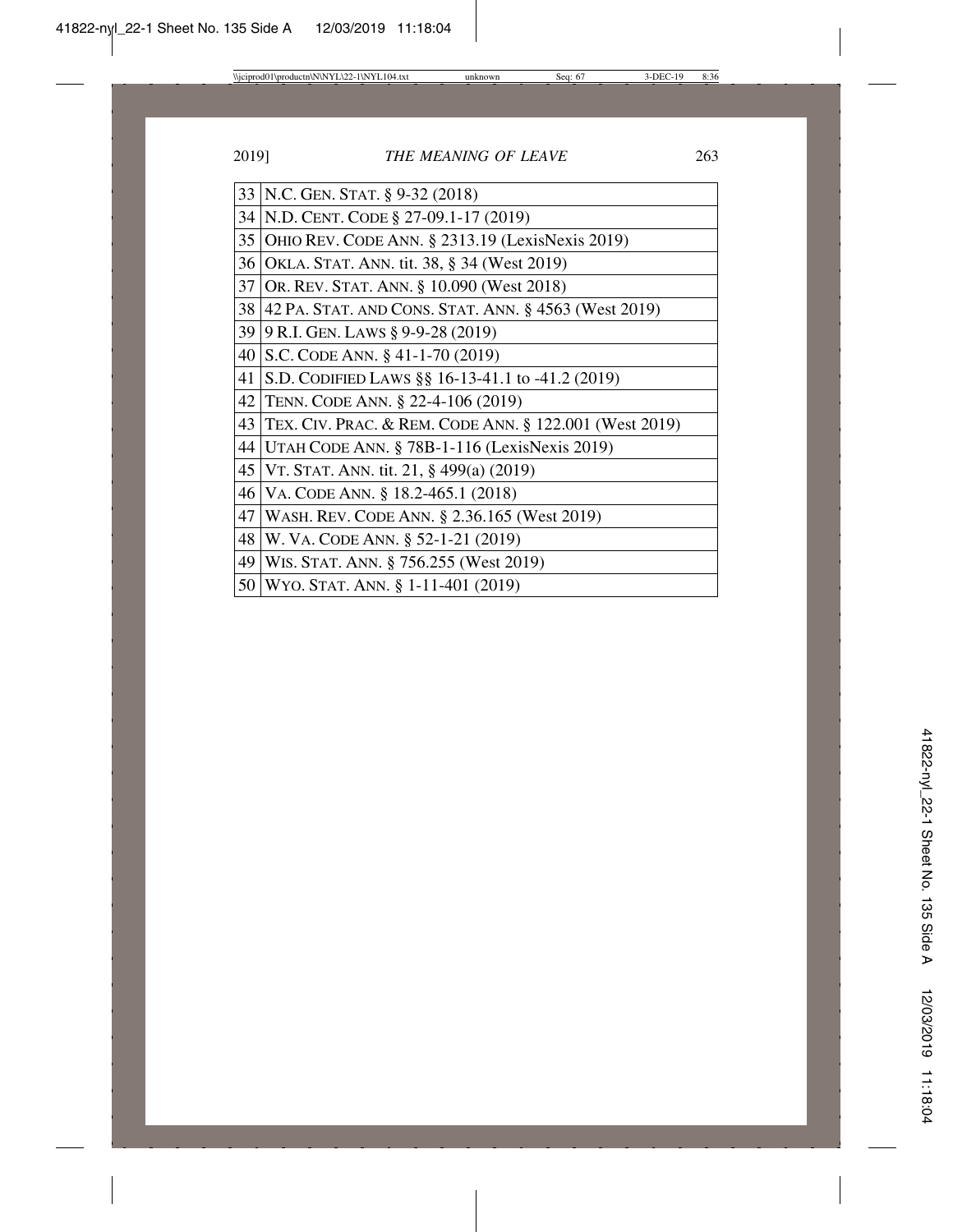| | |
|---|---|
| 33 | N.C. GEN. STAT. § 9-32 (2018) |
| 34 | N.D. CENT. CODE § 27-09.1-17 (2019) |
| 35 | OHIO REV. CODE ANN. § 2313.19 (LexisNexis 2019) |
| 36 | OKLA. STAT. ANN. tit. 38, § 34 (West 2019) |
| 37 | OR. REV. STAT. ANN. § 10.090 (West 2018) |
| 38 | 42 PA. STAT. AND CONS. STAT. ANN. § 4563 (West 2019) |
| 39 | 9 R.I. GEN. LAWS § 9-9-28 (2019) |
| 40 | S.C. CODE ANN. § 41-1-70 (2019) |
| 41 | S.D. CODIFIED LAWS §§ 16-13-41.1 to -41.2 (2019) |
| 42 | TENN. CODE ANN. § 22-4-106 (2019) |
| 43 | TEX. CIV. PRAC. & REM. CODE ANN. § 122.001 (West 2019) |
| 44 | UTAH CODE ANN. § 78B-1-116 (LexisNexis 2019) |
| 45 | VT. STAT. ANN. tit. 21, § 499(a) (2019) |
| 46 | VA. CODE ANN. § 18.2-465.1 (2018) |
| 47 | WASH. REV. CODE ANN. § 2.36.165 (West 2019) |
| 48 | W. VA. CODE ANN. § 52-1-21 (2019) |
| 49 | WIS. STAT. ANN. § 756.255 (West 2019) |
| 50 | WYO. STAT. ANN. § 1-11-401 (2019) |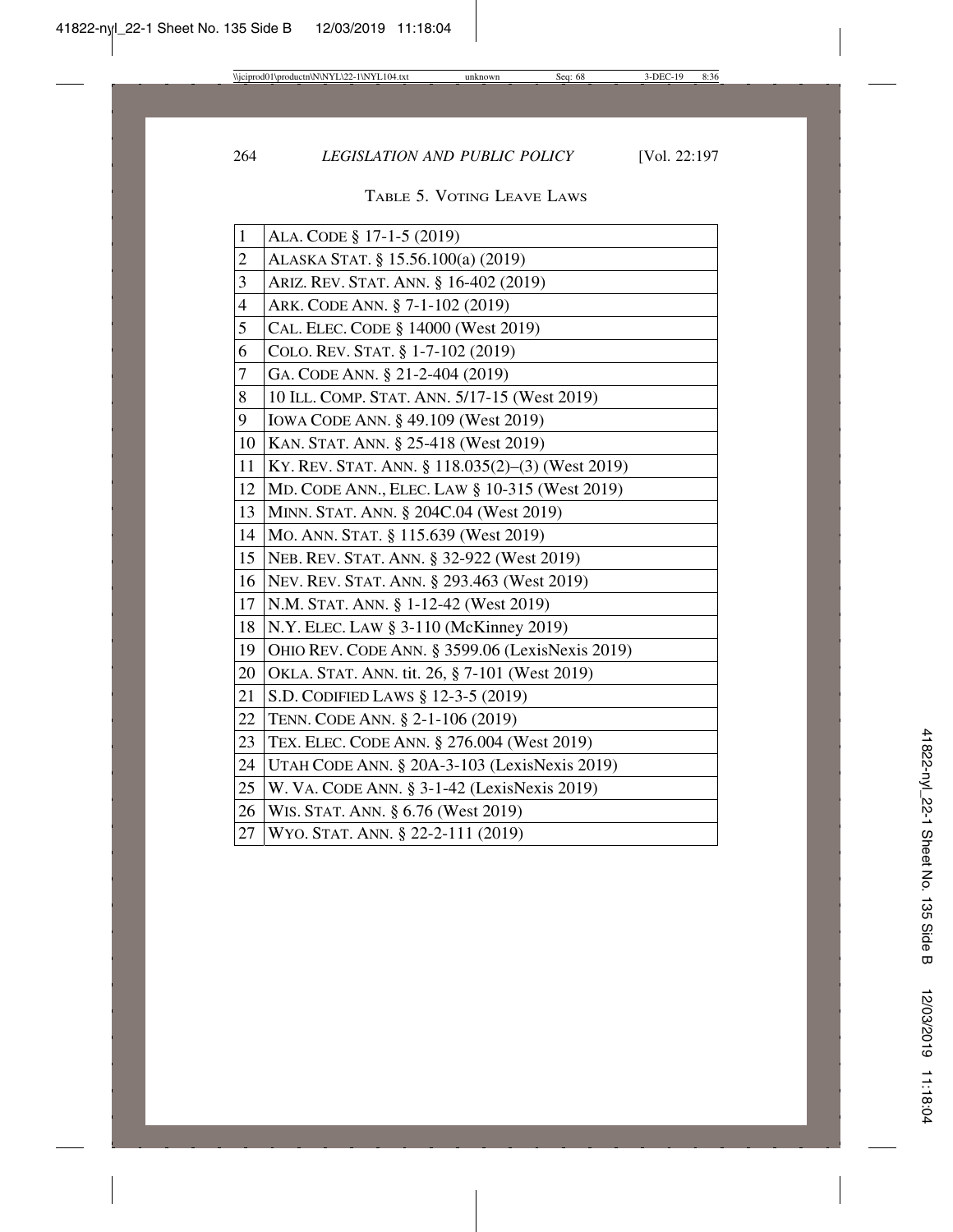TABLE 5. VOTING LEAVE LAWS

| | |
|---|---|
| 1 | ALA. CODE § 17-1-5 (2019) |
| 2 | ALASKA STAT. § 15.56.100(a) (2019) |
| 3 | ARIZ. REV. STAT. ANN. § 16-402 (2019) |
| 4 | ARK. CODE ANN. § 7-1-102 (2019) |
| 5 | CAL. ELEC. CODE § 14000 (West 2019) |
| 6 | COLO. REV. STAT. § 1-7-102 (2019) |
| 7 | GA. CODE ANN. § 21-2-404 (2019) |
| 8 | 10 ILL. COMP. STAT. ANN. 5/17-15 (West 2019) |
| 9 | IOWA CODE ANN. § 49.109 (West 2019) |
| 10 | KAN. STAT. ANN. § 25-418 (West 2019) |
| 11 | KY. REV. STAT. ANN. § 118.035(2)–(3) (West 2019) |
| 12 | MD. CODE ANN., ELEC. LAW § 10-315 (West 2019) |
| 13 | MINN. STAT. ANN. § 204C.04 (West 2019) |
| 14 | MO. ANN. STAT. § 115.639 (West 2019) |
| 15 | NEB. REV. STAT. ANN. § 32-922 (West 2019) |
| 16 | NEV. REV. STAT. ANN. § 293.463 (West 2019) |
| 17 | N.M. STAT. ANN. § 1-12-42 (West 2019) |
| 18 | N.Y. ELEC. LAW § 3-110 (McKinney 2019) |
| 19 | OHIO REV. CODE ANN. § 3599.06 (LexisNexis 2019) |
| 20 | OKLA. STAT. ANN. tit. 26, § 7-101 (West 2019) |
| 21 | S.D. CODIFIED LAWS § 12-3-5 (2019) |
| 22 | TENN. CODE ANN. § 2-1-106 (2019) |
| 23 | TEX. ELEC. CODE ANN. § 276.004 (West 2019) |
| 24 | UTAH CODE ANN. § 20A-3-103 (LexisNexis 2019) |
| 25 | W. VA. CODE ANN. § 3-1-42 (LexisNexis 2019) |
| 26 | WIS. STAT. ANN. § 6.76 (West 2019) |
| 27 | WYO. STAT. ANN. § 22-2-111 (2019) |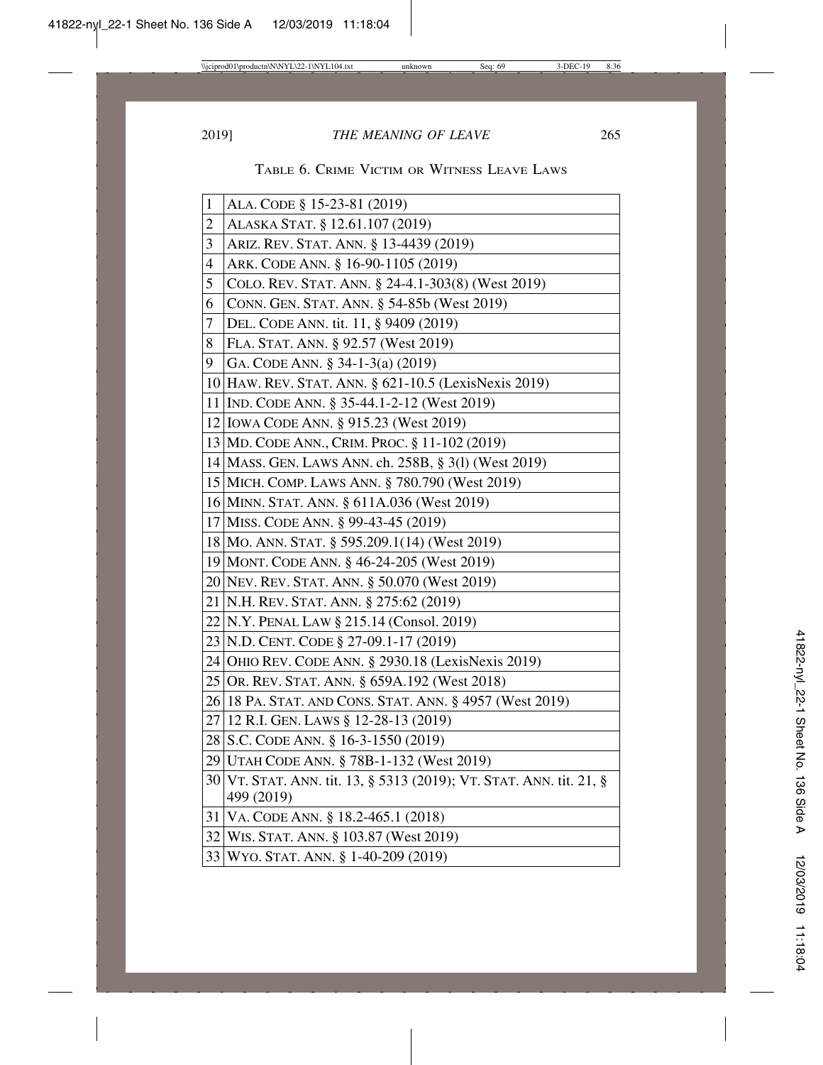TABLE 6. CRIME VICTIM OR WITNESS LEAVE LAWS

| | |
|---|---|
| 1 | ALA. CODE § 15-23-81 (2019) |
| 2 | ALASKA STAT. § 12.61.107 (2019) |
| 3 | ARIZ. REV. STAT. ANN. § 13-4439 (2019) |
| 4 | ARK. CODE ANN. § 16-90-1105 (2019) |
| 5 | COLO. REV. STAT. ANN. § 24-4.1-303(8) (West 2019) |
| 6 | CONN. GEN. STAT. ANN. § 54-85b (West 2019) |
| 7 | DEL. CODE ANN. tit. 11, § 9409 (2019) |
| 8 | FLA. STAT. ANN. § 92.57 (West 2019) |
| 9 | GA. CODE ANN. § 34-1-3(a) (2019) |
| 10 | HAW. REV. STAT. ANN. § 621-10.5 (LexisNexis 2019) |
| 11 | IND. CODE ANN. § 35-44.1-2-12 (West 2019) |
| 12 | IOWA CODE ANN. § 915.23 (West 2019) |
| 13 | MD. CODE ANN., CRIM. PROC. § 11-102 (2019) |
| 14 | MASS. GEN. LAWS ANN. ch. 258B, § 3(l) (West 2019) |
| 15 | MICH. COMP. LAWS ANN. § 780.790 (West 2019) |
| 16 | MINN. STAT. ANN. § 611A.036 (West 2019) |
| 17 | MISS. CODE ANN. § 99-43-45 (2019) |
| 18 | MO. ANN. STAT. § 595.209.1(14) (West 2019) |
| 19 | MONT. CODE ANN. § 46-24-205 (West 2019) |
| 20 | NEV. REV. STAT. ANN. § 50.070 (West 2019) |
| 21 | N.H. REV. STAT. ANN. § 275:62 (2019) |
| 22 | N.Y. PENAL LAW § 215.14 (Consol. 2019) |
| 23 | N.D. CENT. CODE § 27-09.1-17 (2019) |
| 24 | OHIO REV. CODE ANN. § 2930.18 (LexisNexis 2019) |
| 25 | OR. REV. STAT. ANN. § 659A.192 (West 2018) |
| 26 | 18 PA. STAT. AND CONS. STAT. ANN. § 4957 (West 2019) |
| 27 | 12 R.I. GEN. LAWS § 12-28-13 (2019) |
| 28 | S.C. CODE ANN. § 16-3-1550 (2019) |
| 29 | UTAH CODE ANN. § 78B-1-132 (West 2019) |
| 30 | VT. STAT. ANN. tit. 13, § 5313 (2019); VT. STAT. ANN. tit. 21, § 499 (2019) |
| 31 | VA. CODE ANN. § 18.2-465.1 (2018) |
| 32 | WIS. STAT. ANN. § 103.87 (West 2019) |
| 33 | WYO. STAT. ANN. § 1-40-209 (2019) |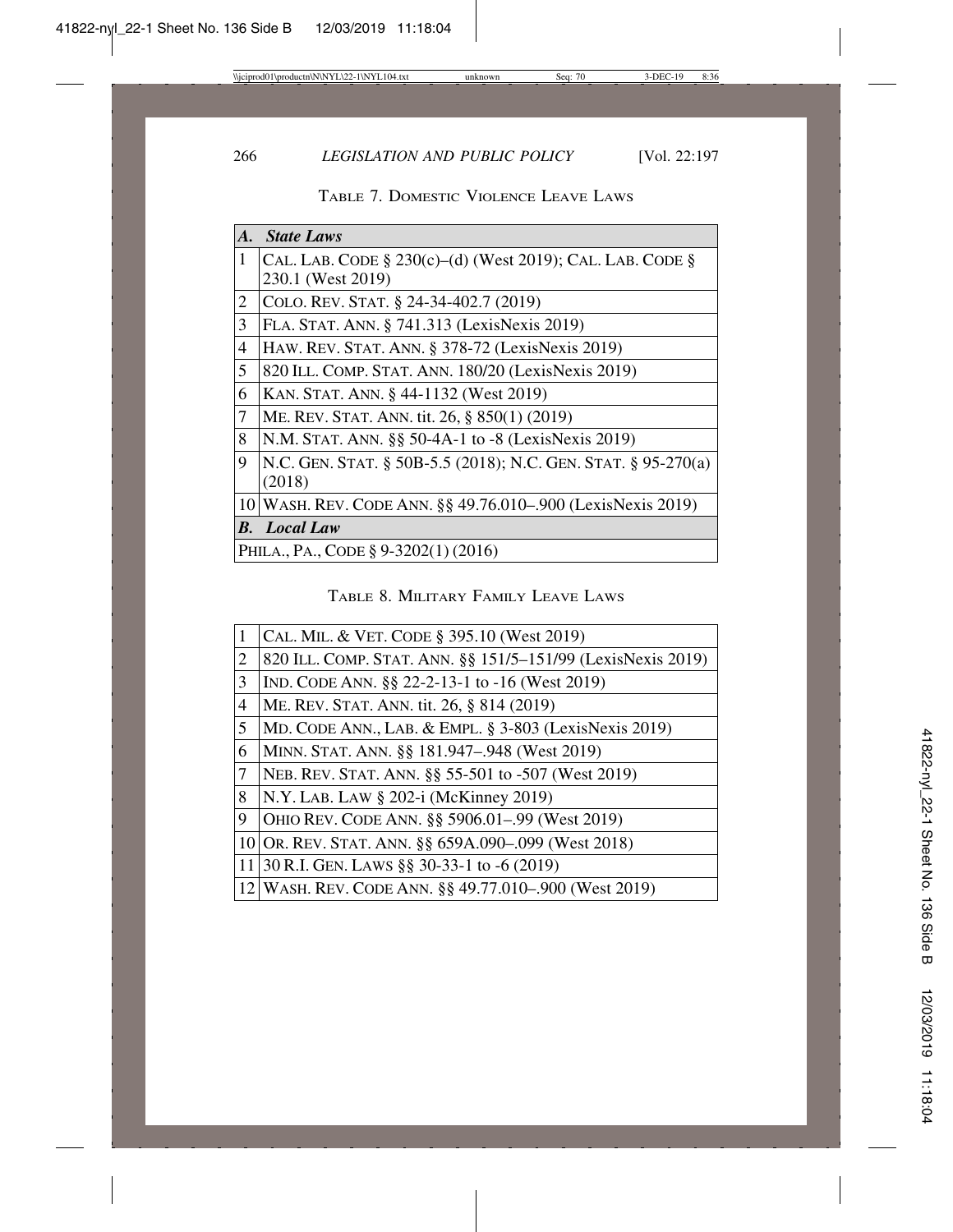TABLE 7. DOMESTIC VIOLENCE LEAVE LAWS

| | |
|---|---|
| ***A. State Laws*** | |
| 1 | CAL. LAB. CODE § 230(c)–(d) (West 2019); CAL. LAB. CODE § 230.1 (West 2019) |
| 2 | COLO. REV. STAT. § 24-34-402.7 (2019) |
| 3 | FLA. STAT. ANN. § 741.313 (LexisNexis 2019) |
| 4 | HAW. REV. STAT. ANN. § 378-72 (LexisNexis 2019) |
| 5 | 820 ILL. COMP. STAT. ANN. 180/20 (LexisNexis 2019) |
| 6 | KAN. STAT. ANN. § 44-1132 (West 2019) |
| 7 | ME. REV. STAT. ANN. tit. 26, § 850(1) (2019) |
| 8 | N.M. STAT. ANN. §§ 50-4A-1 to -8 (LexisNexis 2019) |
| 9 | N.C. GEN. STAT. § 50B-5.5 (2018); N.C. GEN. STAT. § 95-270(a) (2018) |
| 10 | WASH. REV. CODE ANN. §§ 49.76.010–.900 (LexisNexis 2019) |
| ***B. Local Law*** | |
| PHILA., PA., CODE § 9-3202(1) (2016) | |

TABLE 8. MILITARY FAMILY LEAVE LAWS

| | |
|---|---|
| 1 | CAL. MIL. & VET. CODE § 395.10 (West 2019) |
| 2 | 820 ILL. COMP. STAT. ANN. §§ 151/5–151/99 (LexisNexis 2019) |
| 3 | IND. CODE ANN. §§ 22-2-13-1 to -16 (West 2019) |
| 4 | ME. REV. STAT. ANN. tit. 26, § 814 (2019) |
| 5 | MD. CODE ANN., LAB. & EMPL. § 3-803 (LexisNexis 2019) |
| 6 | MINN. STAT. ANN. §§ 181.947–.948 (West 2019) |
| 7 | NEB. REV. STAT. ANN. §§ 55-501 to -507 (West 2019) |
| 8 | N.Y. LAB. LAW § 202-i (McKinney 2019) |
| 9 | OHIO REV. CODE ANN. §§ 5906.01–.99 (West 2019) |
| 10 | OR. REV. STAT. ANN. §§ 659A.090–.099 (West 2018) |
| 11 | 30 R.I. GEN. LAWS §§ 30-33-1 to -6 (2019) |
| 12 | WASH. REV. CODE ANN. §§ 49.77.010–.900 (West 2019) |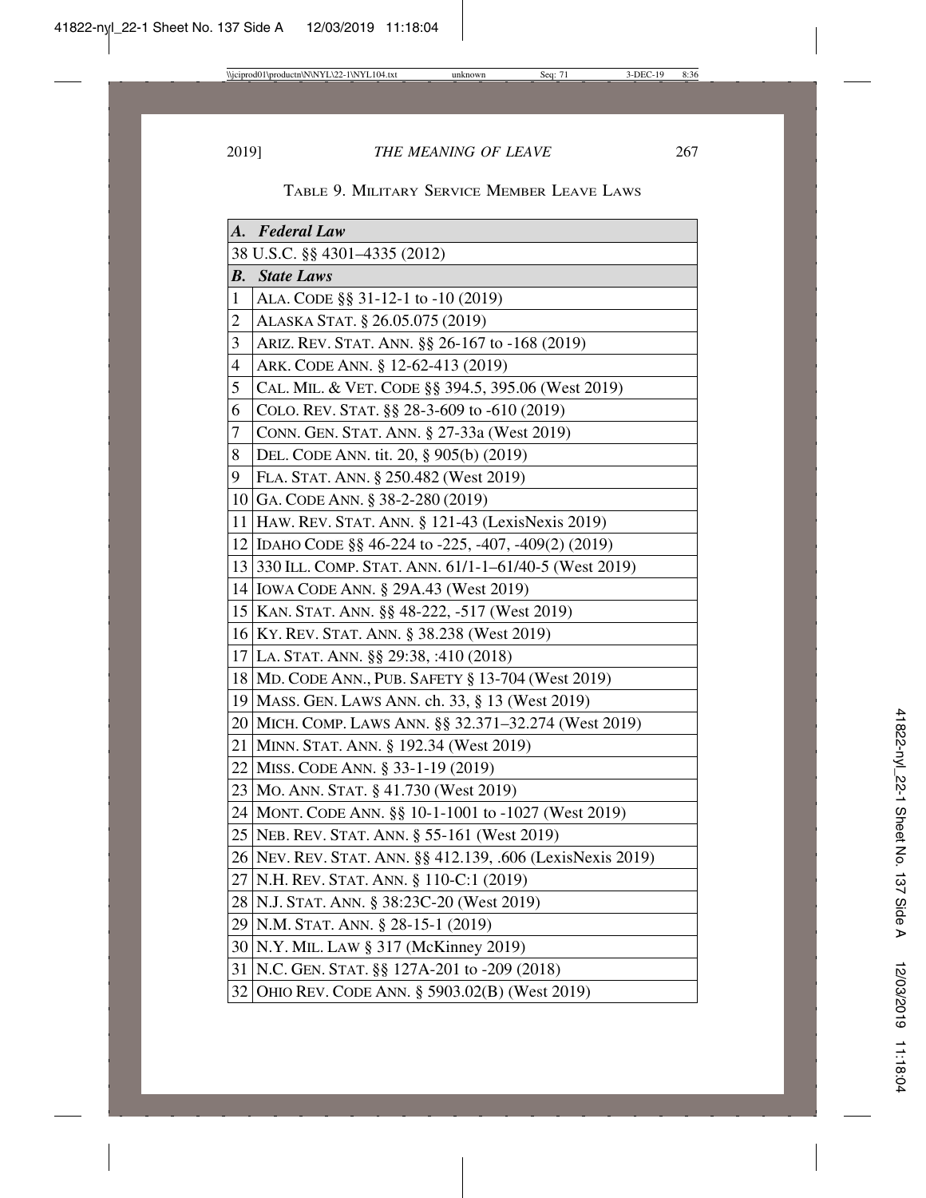Table 9. Military Service Member Leave Laws

| | |
|---|---|
| ***A. Federal Law*** | |
| 38 U.S.C. §§ 4301–4335 (2012) | |
| ***B. State Laws*** | |
| 1 | ALA. CODE §§ 31-12-1 to -10 (2019) |
| 2 | ALASKA STAT. § 26.05.075 (2019) |
| 3 | ARIZ. REV. STAT. ANN. §§ 26-167 to -168 (2019) |
| 4 | ARK. CODE ANN. § 12-62-413 (2019) |
| 5 | CAL. MIL. & VET. CODE §§ 394.5, 395.06 (West 2019) |
| 6 | COLO. REV. STAT. §§ 28-3-609 to -610 (2019) |
| 7 | CONN. GEN. STAT. ANN. § 27-33a (West 2019) |
| 8 | DEL. CODE ANN. tit. 20, § 905(b) (2019) |
| 9 | FLA. STAT. ANN. § 250.482 (West 2019) |
| 10 | GA. CODE ANN. § 38-2-280 (2019) |
| 11 | HAW. REV. STAT. ANN. § 121-43 (LexisNexis 2019) |
| 12 | IDAHO CODE §§ 46-224 to -225, -407, -409(2) (2019) |
| 13 | 330 ILL. COMP. STAT. ANN. 61/1-1–61/40-5 (West 2019) |
| 14 | IOWA CODE ANN. § 29A.43 (West 2019) |
| 15 | KAN. STAT. ANN. §§ 48-222, -517 (West 2019) |
| 16 | KY. REV. STAT. ANN. § 38.238 (West 2019) |
| 17 | LA. STAT. ANN. §§ 29:38, :410 (2018) |
| 18 | MD. CODE ANN., PUB. SAFETY § 13-704 (West 2019) |
| 19 | MASS. GEN. LAWS ANN. ch. 33, § 13 (West 2019) |
| 20 | MICH. COMP. LAWS ANN. §§ 32.371–32.274 (West 2019) |
| 21 | MINN. STAT. ANN. § 192.34 (West 2019) |
| 22 | MISS. CODE ANN. § 33-1-19 (2019) |
| 23 | MO. ANN. STAT. § 41.730 (West 2019) |
| 24 | MONT. CODE ANN. §§ 10-1-1001 to -1027 (West 2019) |
| 25 | NEB. REV. STAT. ANN. § 55-161 (West 2019) |
| 26 | NEV. REV. STAT. ANN. §§ 412.139, .606 (LexisNexis 2019) |
| 27 | N.H. REV. STAT. ANN. § 110-C:1 (2019) |
| 28 | N.J. STAT. ANN. § 38:23C-20 (West 2019) |
| 29 | N.M. STAT. ANN. § 28-15-1 (2019) |
| 30 | N.Y. MIL. LAW § 317 (McKinney 2019) |
| 31 | N.C. GEN. STAT. §§ 127A-201 to -209 (2018) |
| 32 | OHIO REV. CODE ANN. § 5903.02(B) (West 2019) |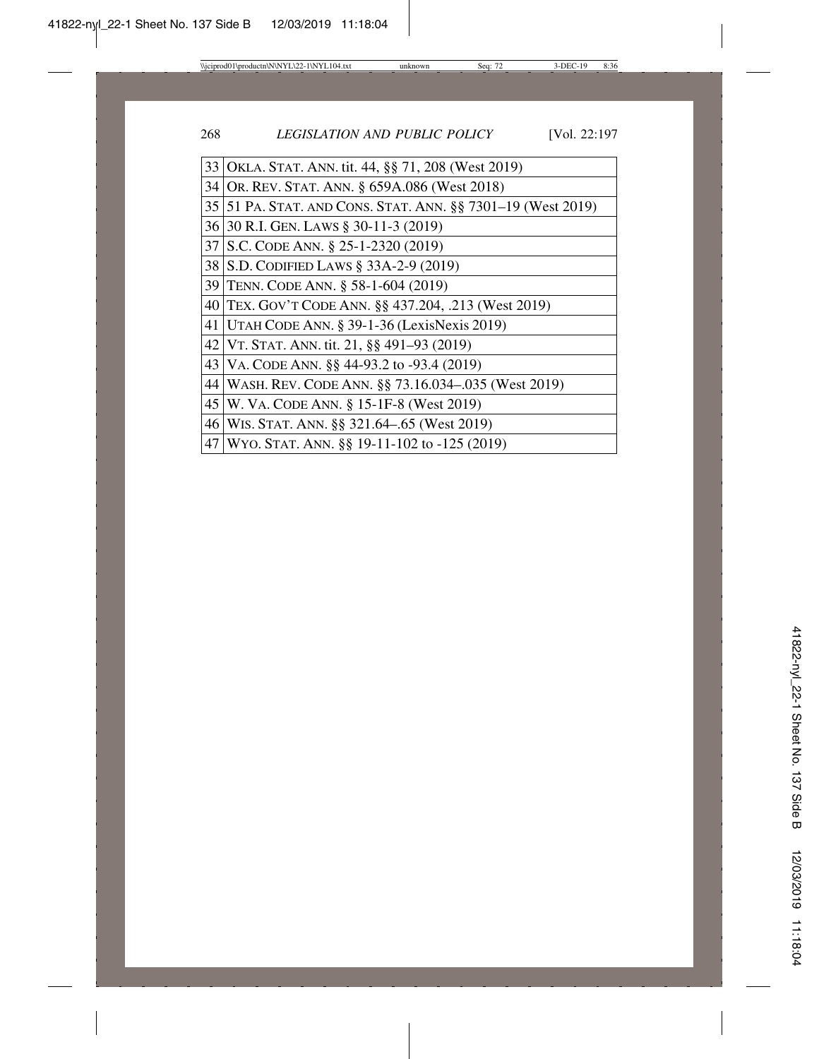| | |
|---|---|
| 33 | OKLA. STAT. ANN. tit. 44, §§ 71, 208 (West 2019) |
| 34 | OR. REV. STAT. ANN. § 659A.086 (West 2018) |
| 35 | 51 PA. STAT. AND CONS. STAT. ANN. §§ 7301–19 (West 2019) |
| 36 | 30 R.I. GEN. LAWS § 30-11-3 (2019) |
| 37 | S.C. CODE ANN. § 25-1-2320 (2019) |
| 38 | S.D. CODIFIED LAWS § 33A-2-9 (2019) |
| 39 | TENN. CODE ANN. § 58-1-604 (2019) |
| 40 | TEX. GOV'T CODE ANN. §§ 437.204, .213 (West 2019) |
| 41 | UTAH CODE ANN. § 39-1-36 (LexisNexis 2019) |
| 42 | VT. STAT. ANN. tit. 21, §§ 491–93 (2019) |
| 43 | VA. CODE ANN. §§ 44-93.2 to -93.4 (2019) |
| 44 | WASH. REV. CODE ANN. §§ 73.16.034–.035 (West 2019) |
| 45 | W. VA. CODE ANN. § 15-1F-8 (West 2019) |
| 46 | WIS. STAT. ANN. §§ 321.64–.65 (West 2019) |
| 47 | WYO. STAT. ANN. §§ 19-11-102 to -125 (2019) |